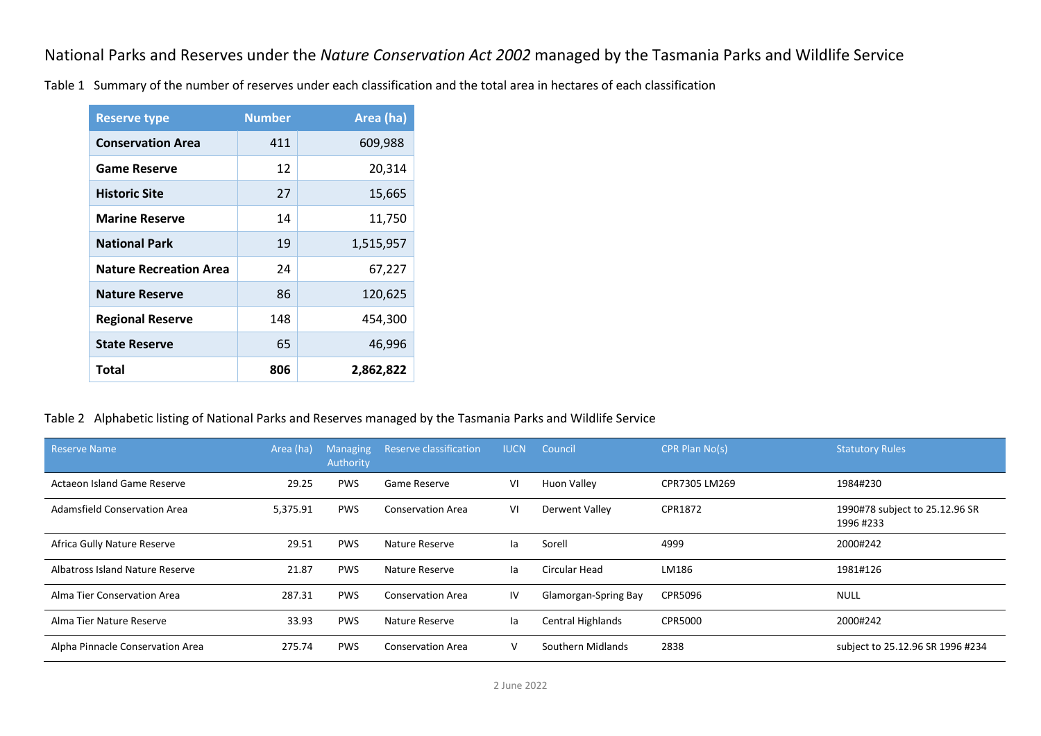# National Parks and Reserves under the *Nature Conservation Act 2002* managed by the Tasmania Parks and Wildlife Service

Table 1 Summary of the number of reserves under each classification and the total area in hectares of each classification

| Reserve type | Number | Area (ha) |
|---|---|---|
| **Conservation Area** | 411 | 609,988 |
| **Game Reserve** | 12 | 20,314 |
| **Historic Site** | 27 | 15,665 |
| **Marine Reserve** | 14 | 11,750 |
| **National Park** | 19 | 1,515,957 |
| **Nature Recreation Area** | 24 | 67,227 |
| **Nature Reserve** | 86 | 120,625 |
| **Regional Reserve** | 148 | 454,300 |
| **State Reserve** | 65 | 46,996 |
| **Total** | **806** | **2,862,822** |

Table 2 Alphabetic listing of National Parks and Reserves managed by the Tasmania Parks and Wildlife Service

| Reserve Name | Area (ha) | Managing Authority | Reserve classification | IUCN | Council | CPR Plan No(s) | Statutory Rules |
|---|---|---|---|---|---|---|---|
| Actaeon Island Game Reserve | 29.25 | PWS | Game Reserve | VI | Huon Valley | CPR7305 LM269 | 1984#230 |
| Adamsfield Conservation Area | 5,375.91 | PWS | Conservation Area | VI | Derwent Valley | CPR1872 | 1990#78 subject to 25.12.96 SR 1996 #233 |
| Africa Gully Nature Reserve | 29.51 | PWS | Nature Reserve | Ia | Sorell | 4999 | 2000#242 |
| Albatross Island Nature Reserve | 21.87 | PWS | Nature Reserve | Ia | Circular Head | LM186 | 1981#126 |
| Alma Tier Conservation Area | 287.31 | PWS | Conservation Area | IV | Glamorgan-Spring Bay | CPR5096 | NULL |
| Alma Tier Nature Reserve | 33.93 | PWS | Nature Reserve | Ia | Central Highlands | CPR5000 | 2000#242 |
| Alpha Pinnacle Conservation Area | 275.74 | PWS | Conservation Area | V | Southern Midlands | 2838 | subject to 25.12.96 SR 1996 #234 |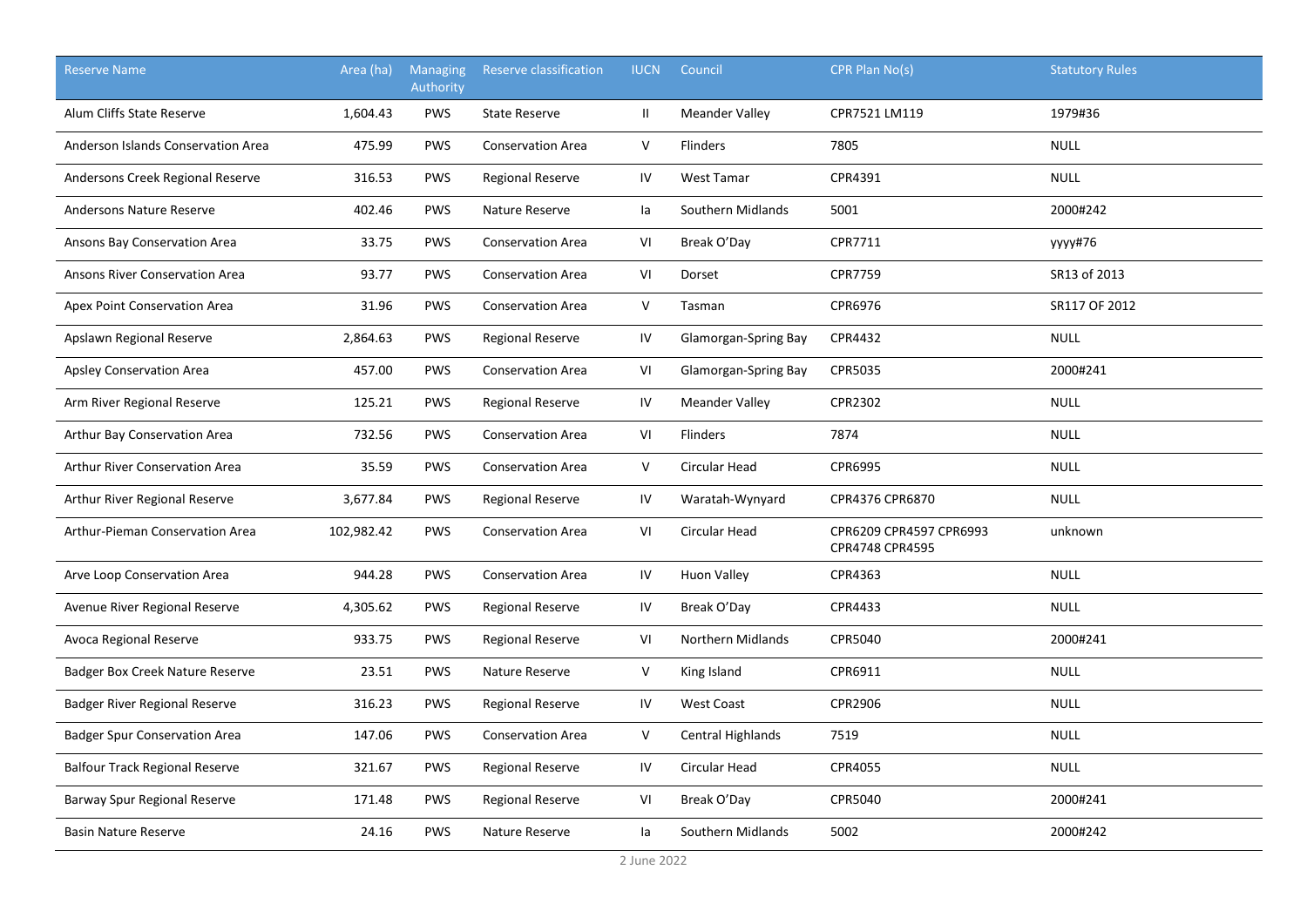| Reserve Name | Area (ha) | Managing Authority | Reserve classification | IUCN | Council | CPR Plan No(s) | Statutory Rules |
|---|---|---|---|---|---|---|---|
| Alum Cliffs State Reserve | 1,604.43 | PWS | State Reserve | II | Meander Valley | CPR7521 LM119 | 1979#36 |
| Anderson Islands Conservation Area | 475.99 | PWS | Conservation Area | V | Flinders | 7805 | NULL |
| Andersons Creek Regional Reserve | 316.53 | PWS | Regional Reserve | IV | West Tamar | CPR4391 | NULL |
| Andersons Nature Reserve | 402.46 | PWS | Nature Reserve | Ia | Southern Midlands | 5001 | 2000#242 |
| Ansons Bay Conservation Area | 33.75 | PWS | Conservation Area | VI | Break O'Day | CPR7711 | yyyy#76 |
| Ansons River Conservation Area | 93.77 | PWS | Conservation Area | VI | Dorset | CPR7759 | SR13 of 2013 |
| Apex Point Conservation Area | 31.96 | PWS | Conservation Area | V | Tasman | CPR6976 | SR117 OF 2012 |
| Apslawn Regional Reserve | 2,864.63 | PWS | Regional Reserve | IV | Glamorgan-Spring Bay | CPR4432 | NULL |
| Apsley Conservation Area | 457.00 | PWS | Conservation Area | VI | Glamorgan-Spring Bay | CPR5035 | 2000#241 |
| Arm River Regional Reserve | 125.21 | PWS | Regional Reserve | IV | Meander Valley | CPR2302 | NULL |
| Arthur Bay Conservation Area | 732.56 | PWS | Conservation Area | VI | Flinders | 7874 | NULL |
| Arthur River Conservation Area | 35.59 | PWS | Conservation Area | V | Circular Head | CPR6995 | NULL |
| Arthur River Regional Reserve | 3,677.84 | PWS | Regional Reserve | IV | Waratah-Wynyard | CPR4376 CPR6870 | NULL |
| Arthur-Pieman Conservation Area | 102,982.42 | PWS | Conservation Area | VI | Circular Head | CPR6209 CPR4597 CPR6993 CPR4748 CPR4595 | unknown |
| Arve Loop Conservation Area | 944.28 | PWS | Conservation Area | IV | Huon Valley | CPR4363 | NULL |
| Avenue River Regional Reserve | 4,305.62 | PWS | Regional Reserve | IV | Break O'Day | CPR4433 | NULL |
| Avoca Regional Reserve | 933.75 | PWS | Regional Reserve | VI | Northern Midlands | CPR5040 | 2000#241 |
| Badger Box Creek Nature Reserve | 23.51 | PWS | Nature Reserve | V | King Island | CPR6911 | NULL |
| Badger River Regional Reserve | 316.23 | PWS | Regional Reserve | IV | West Coast | CPR2906 | NULL |
| Badger Spur Conservation Area | 147.06 | PWS | Conservation Area | V | Central Highlands | 7519 | NULL |
| Balfour Track Regional Reserve | 321.67 | PWS | Regional Reserve | IV | Circular Head | CPR4055 | NULL |
| Barway Spur Regional Reserve | 171.48 | PWS | Regional Reserve | VI | Break O'Day | CPR5040 | 2000#241 |
| Basin Nature Reserve | 24.16 | PWS | Nature Reserve | Ia | Southern Midlands | 5002 | 2000#242 |

2 June 2022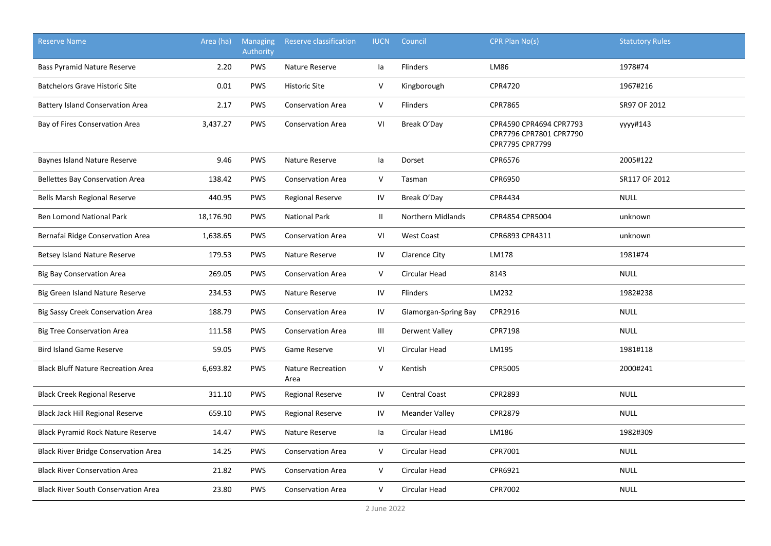| Reserve Name | Area (ha) | Managing Authority | Reserve classification | IUCN | Council | CPR Plan No(s) | Statutory Rules |
|---|---|---|---|---|---|---|---|
| Bass Pyramid Nature Reserve | 2.20 | PWS | Nature Reserve | Ia | Flinders | LM86 | 1978#74 |
| Batchelors Grave Historic Site | 0.01 | PWS | Historic Site | V | Kingborough | CPR4720 | 1967#216 |
| Battery Island Conservation Area | 2.17 | PWS | Conservation Area | V | Flinders | CPR7865 | SR97 OF 2012 |
| Bay of Fires Conservation Area | 3,437.27 | PWS | Conservation Area | VI | Break O'Day | CPR4590 CPR4694 CPR7793 CPR7796 CPR7801 CPR7790 CPR7795 CPR7799 | yyyy#143 |
| Baynes Island Nature Reserve | 9.46 | PWS | Nature Reserve | Ia | Dorset | CPR6576 | 2005#122 |
| Bellettes Bay Conservation Area | 138.42 | PWS | Conservation Area | V | Tasman | CPR6950 | SR117 OF 2012 |
| Bells Marsh Regional Reserve | 440.95 | PWS | Regional Reserve | IV | Break O'Day | CPR4434 | NULL |
| Ben Lomond National Park | 18,176.90 | PWS | National Park | II | Northern Midlands | CPR4854 CPR5004 | unknown |
| Bernafai Ridge Conservation Area | 1,638.65 | PWS | Conservation Area | VI | West Coast | CPR6893 CPR4311 | unknown |
| Betsey Island Nature Reserve | 179.53 | PWS | Nature Reserve | IV | Clarence City | LM178 | 1981#74 |
| Big Bay Conservation Area | 269.05 | PWS | Conservation Area | V | Circular Head | 8143 | NULL |
| Big Green Island Nature Reserve | 234.53 | PWS | Nature Reserve | IV | Flinders | LM232 | 1982#238 |
| Big Sassy Creek Conservation Area | 188.79 | PWS | Conservation Area | IV | Glamorgan-Spring Bay | CPR2916 | NULL |
| Big Tree Conservation Area | 111.58 | PWS | Conservation Area | III | Derwent Valley | CPR7198 | NULL |
| Bird Island Game Reserve | 59.05 | PWS | Game Reserve | VI | Circular Head | LM195 | 1981#118 |
| Black Bluff Nature Recreation Area | 6,693.82 | PWS | Nature Recreation Area | V | Kentish | CPR5005 | 2000#241 |
| Black Creek Regional Reserve | 311.10 | PWS | Regional Reserve | IV | Central Coast | CPR2893 | NULL |
| Black Jack Hill Regional Reserve | 659.10 | PWS | Regional Reserve | IV | Meander Valley | CPR2879 | NULL |
| Black Pyramid Rock Nature Reserve | 14.47 | PWS | Nature Reserve | Ia | Circular Head | LM186 | 1982#309 |
| Black River Bridge Conservation Area | 14.25 | PWS | Conservation Area | V | Circular Head | CPR7001 | NULL |
| Black River Conservation Area | 21.82 | PWS | Conservation Area | V | Circular Head | CPR6921 | NULL |
| Black River South Conservation Area | 23.80 | PWS | Conservation Area | V | Circular Head | CPR7002 | NULL |

2 June 2022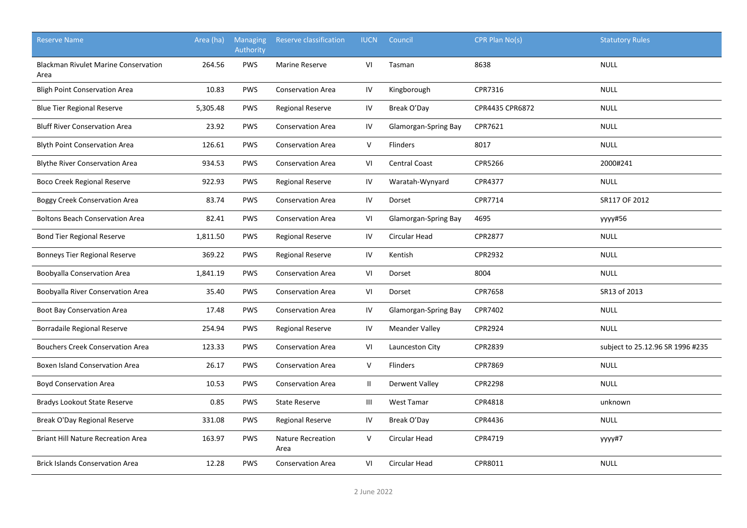| Reserve Name | Area (ha) | Managing Authority | Reserve classification | IUCN | Council | CPR Plan No(s) | Statutory Rules |
|---|---|---|---|---|---|---|---|
| Blackman Rivulet Marine Conservation Area | 264.56 | PWS | Marine Reserve | VI | Tasman | 8638 | NULL |
| Bligh Point Conservation Area | 10.83 | PWS | Conservation Area | IV | Kingborough | CPR7316 | NULL |
| Blue Tier Regional Reserve | 5,305.48 | PWS | Regional Reserve | IV | Break O’Day | CPR4435 CPR6872 | NULL |
| Bluff River Conservation Area | 23.92 | PWS | Conservation Area | IV | Glamorgan-Spring Bay | CPR7621 | NULL |
| Blyth Point Conservation Area | 126.61 | PWS | Conservation Area | V | Flinders | 8017 | NULL |
| Blythe River Conservation Area | 934.53 | PWS | Conservation Area | VI | Central Coast | CPR5266 | 2000#241 |
| Boco Creek Regional Reserve | 922.93 | PWS | Regional Reserve | IV | Waratah-Wynyard | CPR4377 | NULL |
| Boggy Creek Conservation Area | 83.74 | PWS | Conservation Area | IV | Dorset | CPR7714 | SR117 OF 2012 |
| Boltons Beach Conservation Area | 82.41 | PWS | Conservation Area | VI | Glamorgan-Spring Bay | 4695 | yyyy#56 |
| Bond Tier Regional Reserve | 1,811.50 | PWS | Regional Reserve | IV | Circular Head | CPR2877 | NULL |
| Bonneys Tier Regional Reserve | 369.22 | PWS | Regional Reserve | IV | Kentish | CPR2932 | NULL |
| Boobyalla Conservation Area | 1,841.19 | PWS | Conservation Area | VI | Dorset | 8004 | NULL |
| Boobyalla River Conservation Area | 35.40 | PWS | Conservation Area | VI | Dorset | CPR7658 | SR13 of 2013 |
| Boot Bay Conservation Area | 17.48 | PWS | Conservation Area | IV | Glamorgan-Spring Bay | CPR7402 | NULL |
| Borradaile Regional Reserve | 254.94 | PWS | Regional Reserve | IV | Meander Valley | CPR2924 | NULL |
| Bouchers Creek Conservation Area | 123.33 | PWS | Conservation Area | VI | Launceston City | CPR2839 | subject to 25.12.96 SR 1996 #235 |
| Boxen Island Conservation Area | 26.17 | PWS | Conservation Area | V | Flinders | CPR7869 | NULL |
| Boyd Conservation Area | 10.53 | PWS | Conservation Area | II | Derwent Valley | CPR2298 | NULL |
| Bradys Lookout State Reserve | 0.85 | PWS | State Reserve | III | West Tamar | CPR4818 | unknown |
| Break O’Day Regional Reserve | 331.08 | PWS | Regional Reserve | IV | Break O’Day | CPR4436 | NULL |
| Briant Hill Nature Recreation Area | 163.97 | PWS | Nature Recreation Area | V | Circular Head | CPR4719 | yyyy#7 |
| Brick Islands Conservation Area | 12.28 | PWS | Conservation Area | VI | Circular Head | CPR8011 | NULL |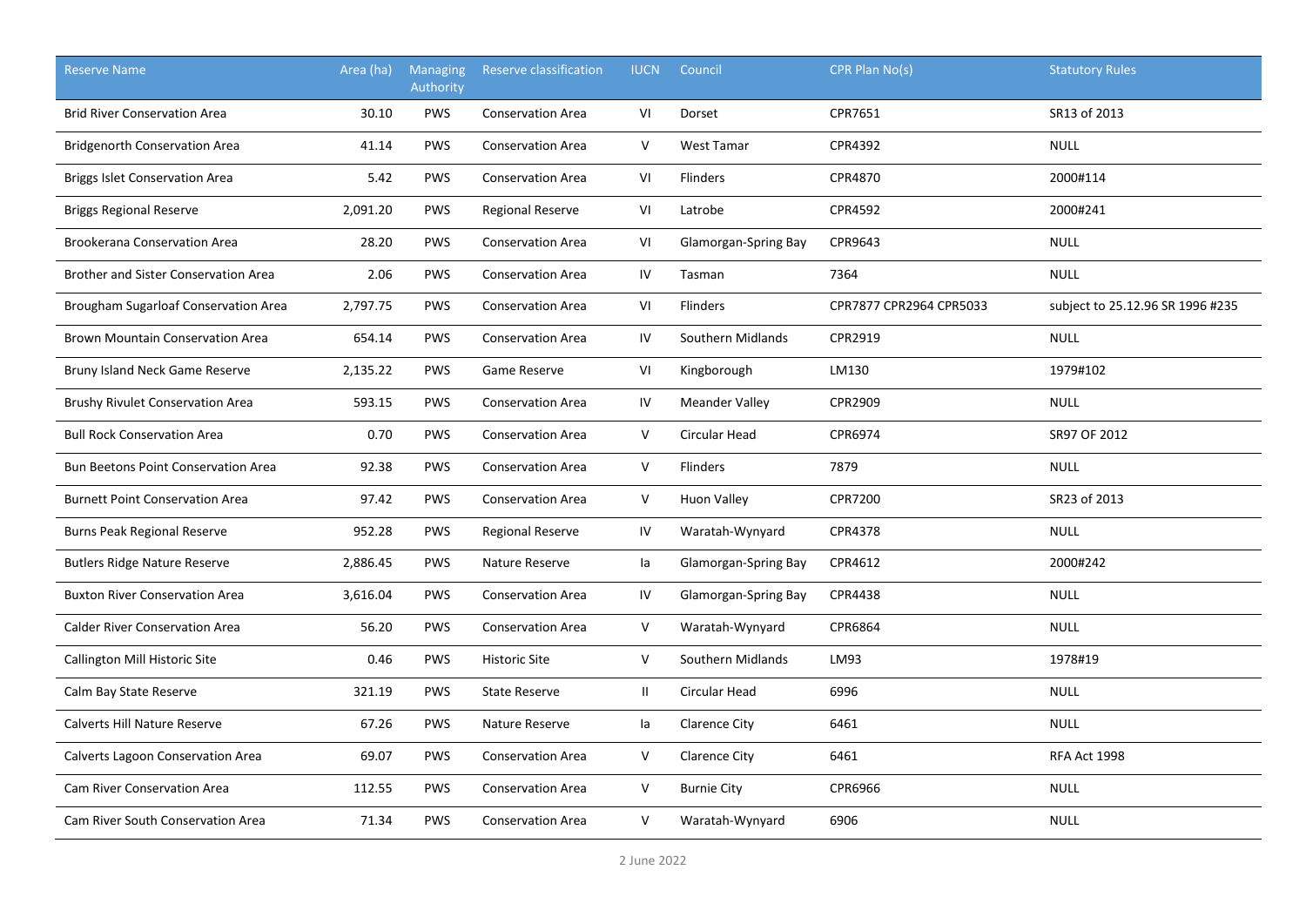| Reserve Name | Area (ha) | Managing Authority | Reserve classification | IUCN | Council | CPR Plan No(s) | Statutory Rules |
|---|---|---|---|---|---|---|---|
| Brid River Conservation Area | 30.10 | PWS | Conservation Area | VI | Dorset | CPR7651 | SR13 of 2013 |
| Bridgenorth Conservation Area | 41.14 | PWS | Conservation Area | V | West Tamar | CPR4392 | NULL |
| Briggs Islet Conservation Area | 5.42 | PWS | Conservation Area | VI | Flinders | CPR4870 | 2000#114 |
| Briggs Regional Reserve | 2,091.20 | PWS | Regional Reserve | VI | Latrobe | CPR4592 | 2000#241 |
| Brookerana Conservation Area | 28.20 | PWS | Conservation Area | VI | Glamorgan-Spring Bay | CPR9643 | NULL |
| Brother and Sister Conservation Area | 2.06 | PWS | Conservation Area | IV | Tasman | 7364 | NULL |
| Brougham Sugarloaf Conservation Area | 2,797.75 | PWS | Conservation Area | VI | Flinders | CPR7877 CPR2964 CPR5033 | subject to 25.12.96 SR 1996 #235 |
| Brown Mountain Conservation Area | 654.14 | PWS | Conservation Area | IV | Southern Midlands | CPR2919 | NULL |
| Bruny Island Neck Game Reserve | 2,135.22 | PWS | Game Reserve | VI | Kingborough | LM130 | 1979#102 |
| Brushy Rivulet Conservation Area | 593.15 | PWS | Conservation Area | IV | Meander Valley | CPR2909 | NULL |
| Bull Rock Conservation Area | 0.70 | PWS | Conservation Area | V | Circular Head | CPR6974 | SR97 OF 2012 |
| Bun Beetons Point Conservation Area | 92.38 | PWS | Conservation Area | V | Flinders | 7879 | NULL |
| Burnett Point Conservation Area | 97.42 | PWS | Conservation Area | V | Huon Valley | CPR7200 | SR23 of 2013 |
| Burns Peak Regional Reserve | 952.28 | PWS | Regional Reserve | IV | Waratah-Wynyard | CPR4378 | NULL |
| Butlers Ridge Nature Reserve | 2,886.45 | PWS | Nature Reserve | Ia | Glamorgan-Spring Bay | CPR4612 | 2000#242 |
| Buxton River Conservation Area | 3,616.04 | PWS | Conservation Area | IV | Glamorgan-Spring Bay | CPR4438 | NULL |
| Calder River Conservation Area | 56.20 | PWS | Conservation Area | V | Waratah-Wynyard | CPR6864 | NULL |
| Callington Mill Historic Site | 0.46 | PWS | Historic Site | V | Southern Midlands | LM93 | 1978#19 |
| Calm Bay State Reserve | 321.19 | PWS | State Reserve | II | Circular Head | 6996 | NULL |
| Calverts Hill Nature Reserve | 67.26 | PWS | Nature Reserve | Ia | Clarence City | 6461 | NULL |
| Calverts Lagoon Conservation Area | 69.07 | PWS | Conservation Area | V | Clarence City | 6461 | RFA Act 1998 |
| Cam River Conservation Area | 112.55 | PWS | Conservation Area | V | Burnie City | CPR6966 | NULL |
| Cam River South Conservation Area | 71.34 | PWS | Conservation Area | V | Waratah-Wynyard | 6906 | NULL |

2 June 2022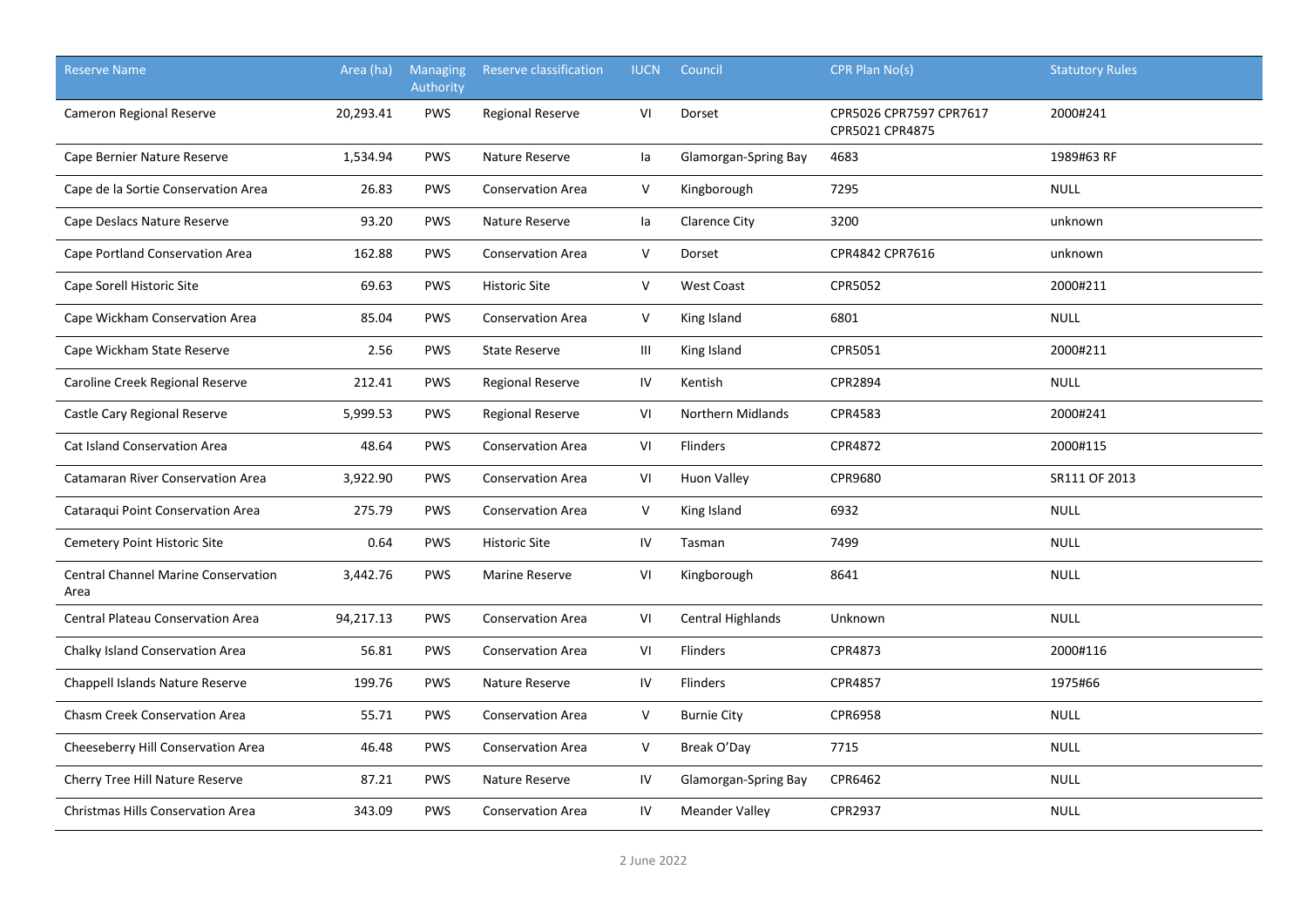| Reserve Name | Area (ha) | Managing Authority | Reserve classification | IUCN | Council | CPR Plan No(s) | Statutory Rules |
|---|---|---|---|---|---|---|---|
| Cameron Regional Reserve | 20,293.41 | PWS | Regional Reserve | VI | Dorset | CPR5026 CPR7597 CPR7617 CPR5021 CPR4875 | 2000#241 |
| Cape Bernier Nature Reserve | 1,534.94 | PWS | Nature Reserve | Ia | Glamorgan-Spring Bay | 4683 | 1989#63 RF |
| Cape de la Sortie Conservation Area | 26.83 | PWS | Conservation Area | V | Kingborough | 7295 | NULL |
| Cape Deslacs Nature Reserve | 93.20 | PWS | Nature Reserve | Ia | Clarence City | 3200 | unknown |
| Cape Portland Conservation Area | 162.88 | PWS | Conservation Area | V | Dorset | CPR4842 CPR7616 | unknown |
| Cape Sorell Historic Site | 69.63 | PWS | Historic Site | V | West Coast | CPR5052 | 2000#211 |
| Cape Wickham Conservation Area | 85.04 | PWS | Conservation Area | V | King Island | 6801 | NULL |
| Cape Wickham State Reserve | 2.56 | PWS | State Reserve | III | King Island | CPR5051 | 2000#211 |
| Caroline Creek Regional Reserve | 212.41 | PWS | Regional Reserve | IV | Kentish | CPR2894 | NULL |
| Castle Cary Regional Reserve | 5,999.53 | PWS | Regional Reserve | VI | Northern Midlands | CPR4583 | 2000#241 |
| Cat Island Conservation Area | 48.64 | PWS | Conservation Area | VI | Flinders | CPR4872 | 2000#115 |
| Catamaran River Conservation Area | 3,922.90 | PWS | Conservation Area | VI | Huon Valley | CPR9680 | SR111 OF 2013 |
| Cataraqui Point Conservation Area | 275.79 | PWS | Conservation Area | V | King Island | 6932 | NULL |
| Cemetery Point Historic Site | 0.64 | PWS | Historic Site | IV | Tasman | 7499 | NULL |
| Central Channel Marine Conservation Area | 3,442.76 | PWS | Marine Reserve | VI | Kingborough | 8641 | NULL |
| Central Plateau Conservation Area | 94,217.13 | PWS | Conservation Area | VI | Central Highlands | Unknown | NULL |
| Chalky Island Conservation Area | 56.81 | PWS | Conservation Area | VI | Flinders | CPR4873 | 2000#116 |
| Chappell Islands Nature Reserve | 199.76 | PWS | Nature Reserve | IV | Flinders | CPR4857 | 1975#66 |
| Chasm Creek Conservation Area | 55.71 | PWS | Conservation Area | V | Burnie City | CPR6958 | NULL |
| Cheeseberry Hill Conservation Area | 46.48 | PWS | Conservation Area | V | Break O'Day | 7715 | NULL |
| Cherry Tree Hill Nature Reserve | 87.21 | PWS | Nature Reserve | IV | Glamorgan-Spring Bay | CPR6462 | NULL |
| Christmas Hills Conservation Area | 343.09 | PWS | Conservation Area | IV | Meander Valley | CPR2937 | NULL |

2 June 2022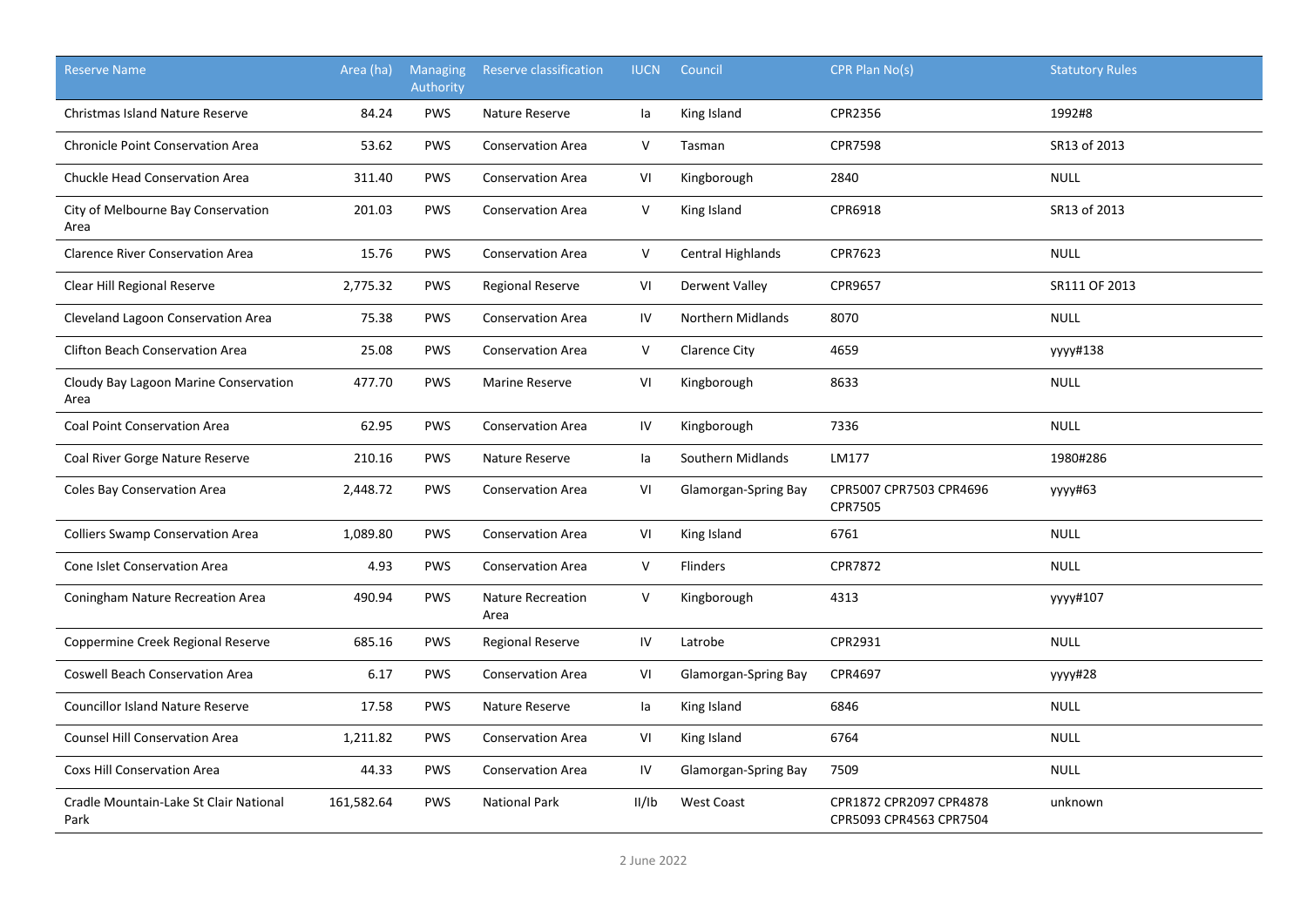| Reserve Name | Area (ha) | Managing Authority | Reserve classification | IUCN | Council | CPR Plan No(s) | Statutory Rules |
|---|---|---|---|---|---|---|---|
| Christmas Island Nature Reserve | 84.24 | PWS | Nature Reserve | Ia | King Island | CPR2356 | 1992#8 |
| Chronicle Point Conservation Area | 53.62 | PWS | Conservation Area | V | Tasman | CPR7598 | SR13 of 2013 |
| Chuckle Head Conservation Area | 311.40 | PWS | Conservation Area | VI | Kingborough | 2840 | NULL |
| City of Melbourne Bay Conservation Area | 201.03 | PWS | Conservation Area | V | King Island | CPR6918 | SR13 of 2013 |
| Clarence River Conservation Area | 15.76 | PWS | Conservation Area | V | Central Highlands | CPR7623 | NULL |
| Clear Hill Regional Reserve | 2,775.32 | PWS | Regional Reserve | VI | Derwent Valley | CPR9657 | SR111 OF 2013 |
| Cleveland Lagoon Conservation Area | 75.38 | PWS | Conservation Area | IV | Northern Midlands | 8070 | NULL |
| Clifton Beach Conservation Area | 25.08 | PWS | Conservation Area | V | Clarence City | 4659 | yyyy#138 |
| Cloudy Bay Lagoon Marine Conservation Area | 477.70 | PWS | Marine Reserve | VI | Kingborough | 8633 | NULL |
| Coal Point Conservation Area | 62.95 | PWS | Conservation Area | IV | Kingborough | 7336 | NULL |
| Coal River Gorge Nature Reserve | 210.16 | PWS | Nature Reserve | Ia | Southern Midlands | LM177 | 1980#286 |
| Coles Bay Conservation Area | 2,448.72 | PWS | Conservation Area | VI | Glamorgan-Spring Bay | CPR5007 CPR7503 CPR4696 CPR7505 | yyyy#63 |
| Colliers Swamp Conservation Area | 1,089.80 | PWS | Conservation Area | VI | King Island | 6761 | NULL |
| Cone Islet Conservation Area | 4.93 | PWS | Conservation Area | V | Flinders | CPR7872 | NULL |
| Coningham Nature Recreation Area | 490.94 | PWS | Nature Recreation Area | V | Kingborough | 4313 | yyyy#107 |
| Coppermine Creek Regional Reserve | 685.16 | PWS | Regional Reserve | IV | Latrobe | CPR2931 | NULL |
| Coswell Beach Conservation Area | 6.17 | PWS | Conservation Area | VI | Glamorgan-Spring Bay | CPR4697 | yyyy#28 |
| Councillor Island Nature Reserve | 17.58 | PWS | Nature Reserve | Ia | King Island | 6846 | NULL |
| Counsel Hill Conservation Area | 1,211.82 | PWS | Conservation Area | VI | King Island | 6764 | NULL |
| Coxs Hill Conservation Area | 44.33 | PWS | Conservation Area | IV | Glamorgan-Spring Bay | 7509 | NULL |
| Cradle Mountain-Lake St Clair National Park | 161,582.64 | PWS | National Park | II/Ib | West Coast | CPR1872 CPR2097 CPR4878 CPR5093 CPR4563 CPR7504 | unknown |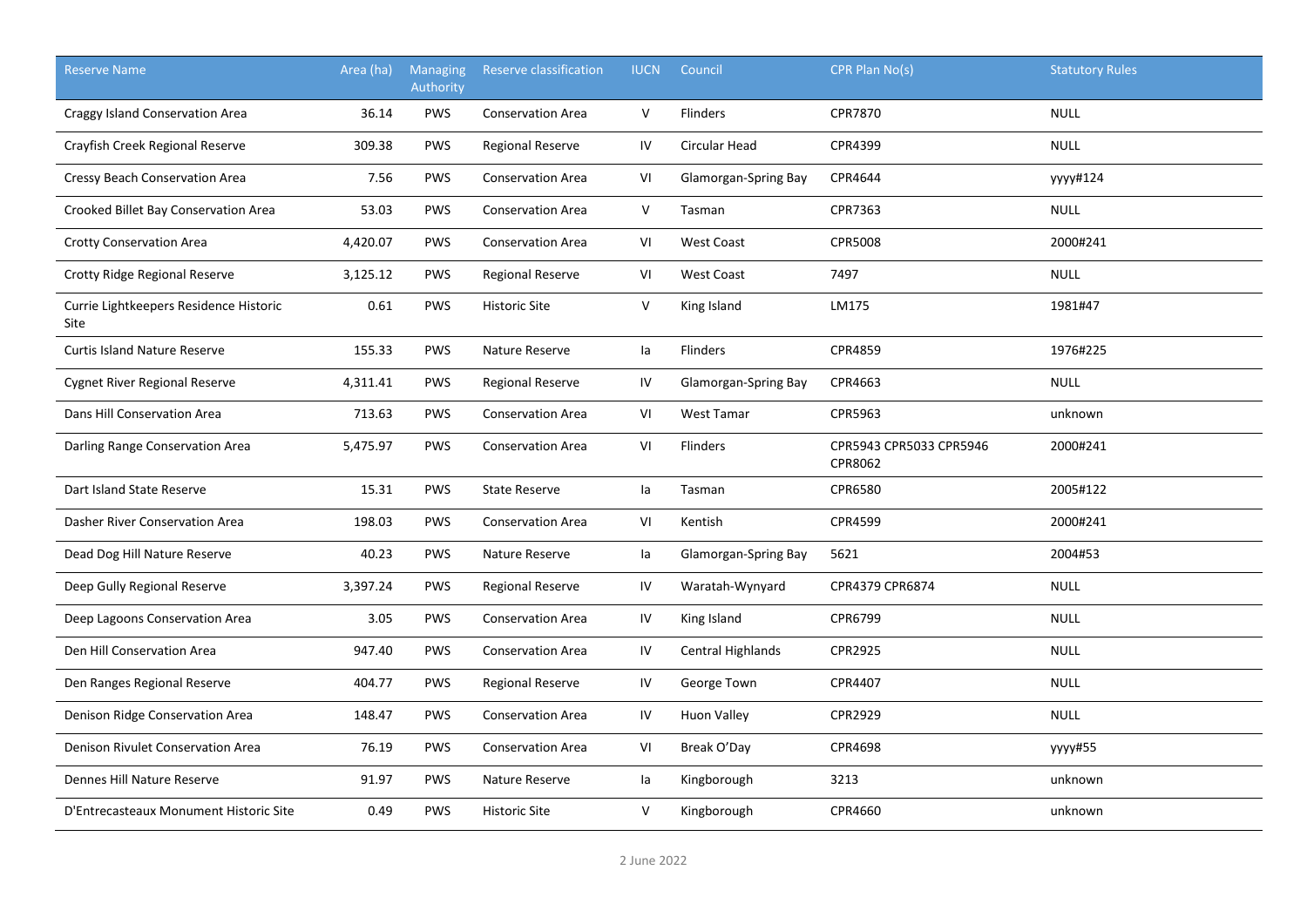| Reserve Name | Area (ha) | Managing Authority | Reserve classification | IUCN | Council | CPR Plan No(s) | Statutory Rules |
|---|---|---|---|---|---|---|---|
| Craggy Island Conservation Area | 36.14 | PWS | Conservation Area | V | Flinders | CPR7870 | NULL |
| Crayfish Creek Regional Reserve | 309.38 | PWS | Regional Reserve | IV | Circular Head | CPR4399 | NULL |
| Cressy Beach Conservation Area | 7.56 | PWS | Conservation Area | VI | Glamorgan-Spring Bay | CPR4644 | yyyy#124 |
| Crooked Billet Bay Conservation Area | 53.03 | PWS | Conservation Area | V | Tasman | CPR7363 | NULL |
| Crotty Conservation Area | 4,420.07 | PWS | Conservation Area | VI | West Coast | CPR5008 | 2000#241 |
| Crotty Ridge Regional Reserve | 3,125.12 | PWS | Regional Reserve | VI | West Coast | 7497 | NULL |
| Currie Lightkeepers Residence Historic Site | 0.61 | PWS | Historic Site | V | King Island | LM175 | 1981#47 |
| Curtis Island Nature Reserve | 155.33 | PWS | Nature Reserve | Ia | Flinders | CPR4859 | 1976#225 |
| Cygnet River Regional Reserve | 4,311.41 | PWS | Regional Reserve | IV | Glamorgan-Spring Bay | CPR4663 | NULL |
| Dans Hill Conservation Area | 713.63 | PWS | Conservation Area | VI | West Tamar | CPR5963 | unknown |
| Darling Range Conservation Area | 5,475.97 | PWS | Conservation Area | VI | Flinders | CPR5943 CPR5033 CPR5946 CPR8062 | 2000#241 |
| Dart Island State Reserve | 15.31 | PWS | State Reserve | Ia | Tasman | CPR6580 | 2005#122 |
| Dasher River Conservation Area | 198.03 | PWS | Conservation Area | VI | Kentish | CPR4599 | 2000#241 |
| Dead Dog Hill Nature Reserve | 40.23 | PWS | Nature Reserve | Ia | Glamorgan-Spring Bay | 5621 | 2004#53 |
| Deep Gully Regional Reserve | 3,397.24 | PWS | Regional Reserve | IV | Waratah-Wynyard | CPR4379 CPR6874 | NULL |
| Deep Lagoons Conservation Area | 3.05 | PWS | Conservation Area | IV | King Island | CPR6799 | NULL |
| Den Hill Conservation Area | 947.40 | PWS | Conservation Area | IV | Central Highlands | CPR2925 | NULL |
| Den Ranges Regional Reserve | 404.77 | PWS | Regional Reserve | IV | George Town | CPR4407 | NULL |
| Denison Ridge Conservation Area | 148.47 | PWS | Conservation Area | IV | Huon Valley | CPR2929 | NULL |
| Denison Rivulet Conservation Area | 76.19 | PWS | Conservation Area | VI | Break O'Day | CPR4698 | yyyy#55 |
| Dennes Hill Nature Reserve | 91.97 | PWS | Nature Reserve | Ia | Kingborough | 3213 | unknown |
| D'Entrecasteaux Monument Historic Site | 0.49 | PWS | Historic Site | V | Kingborough | CPR4660 | unknown |

2 June 2022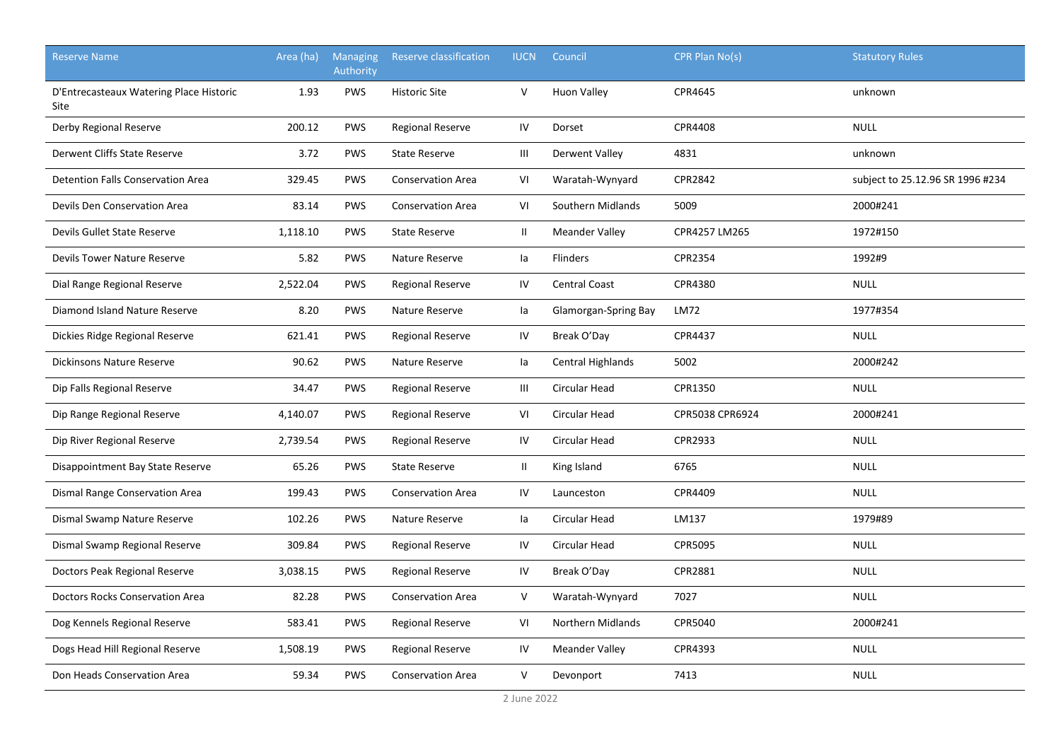| Reserve Name | Area (ha) | Managing Authority | Reserve classification | IUCN | Council | CPR Plan No(s) | Statutory Rules |
|---|---|---|---|---|---|---|---|
| D'Entrecasteaux Watering Place Historic Site | 1.93 | PWS | Historic Site | V | Huon Valley | CPR4645 | unknown |
| Derby Regional Reserve | 200.12 | PWS | Regional Reserve | IV | Dorset | CPR4408 | NULL |
| Derwent Cliffs State Reserve | 3.72 | PWS | State Reserve | III | Derwent Valley | 4831 | unknown |
| Detention Falls Conservation Area | 329.45 | PWS | Conservation Area | VI | Waratah-Wynyard | CPR2842 | subject to 25.12.96 SR 1996 #234 |
| Devils Den Conservation Area | 83.14 | PWS | Conservation Area | VI | Southern Midlands | 5009 | 2000#241 |
| Devils Gullet State Reserve | 1,118.10 | PWS | State Reserve | II | Meander Valley | CPR4257 LM265 | 1972#150 |
| Devils Tower Nature Reserve | 5.82 | PWS | Nature Reserve | Ia | Flinders | CPR2354 | 1992#9 |
| Dial Range Regional Reserve | 2,522.04 | PWS | Regional Reserve | IV | Central Coast | CPR4380 | NULL |
| Diamond Island Nature Reserve | 8.20 | PWS | Nature Reserve | Ia | Glamorgan-Spring Bay | LM72 | 1977#354 |
| Dickies Ridge Regional Reserve | 621.41 | PWS | Regional Reserve | IV | Break O'Day | CPR4437 | NULL |
| Dickinsons Nature Reserve | 90.62 | PWS | Nature Reserve | Ia | Central Highlands | 5002 | 2000#242 |
| Dip Falls Regional Reserve | 34.47 | PWS | Regional Reserve | III | Circular Head | CPR1350 | NULL |
| Dip Range Regional Reserve | 4,140.07 | PWS | Regional Reserve | VI | Circular Head | CPR5038 CPR6924 | 2000#241 |
| Dip River Regional Reserve | 2,739.54 | PWS | Regional Reserve | IV | Circular Head | CPR2933 | NULL |
| Disappointment Bay State Reserve | 65.26 | PWS | State Reserve | II | King Island | 6765 | NULL |
| Dismal Range Conservation Area | 199.43 | PWS | Conservation Area | IV | Launceston | CPR4409 | NULL |
| Dismal Swamp Nature Reserve | 102.26 | PWS | Nature Reserve | Ia | Circular Head | LM137 | 1979#89 |
| Dismal Swamp Regional Reserve | 309.84 | PWS | Regional Reserve | IV | Circular Head | CPR5095 | NULL |
| Doctors Peak Regional Reserve | 3,038.15 | PWS | Regional Reserve | IV | Break O'Day | CPR2881 | NULL |
| Doctors Rocks Conservation Area | 82.28 | PWS | Conservation Area | V | Waratah-Wynyard | 7027 | NULL |
| Dog Kennels Regional Reserve | 583.41 | PWS | Regional Reserve | VI | Northern Midlands | CPR5040 | 2000#241 |
| Dogs Head Hill Regional Reserve | 1,508.19 | PWS | Regional Reserve | IV | Meander Valley | CPR4393 | NULL |
| Don Heads Conservation Area | 59.34 | PWS | Conservation Area | V | Devonport | 7413 | NULL |

2 June 2022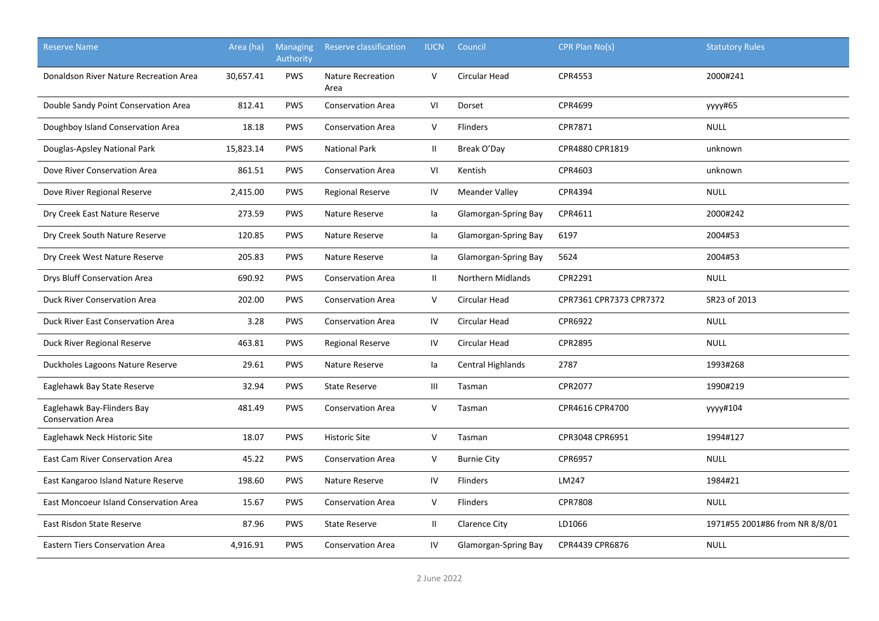| Reserve Name | Area (ha) | Managing Authority | Reserve classification | IUCN | Council | CPR Plan No(s) | Statutory Rules |
|---|---|---|---|---|---|---|---|
| Donaldson River Nature Recreation Area | 30,657.41 | PWS | Nature Recreation Area | V | Circular Head | CPR4553 | 2000#241 |
| Double Sandy Point Conservation Area | 812.41 | PWS | Conservation Area | VI | Dorset | CPR4699 | yyyy#65 |
| Doughboy Island Conservation Area | 18.18 | PWS | Conservation Area | V | Flinders | CPR7871 | NULL |
| Douglas-Apsley National Park | 15,823.14 | PWS | National Park | II | Break O'Day | CPR4880 CPR1819 | unknown |
| Dove River Conservation Area | 861.51 | PWS | Conservation Area | VI | Kentish | CPR4603 | unknown |
| Dove River Regional Reserve | 2,415.00 | PWS | Regional Reserve | IV | Meander Valley | CPR4394 | NULL |
| Dry Creek East Nature Reserve | 273.59 | PWS | Nature Reserve | Ia | Glamorgan-Spring Bay | CPR4611 | 2000#242 |
| Dry Creek South Nature Reserve | 120.85 | PWS | Nature Reserve | Ia | Glamorgan-Spring Bay | 6197 | 2004#53 |
| Dry Creek West Nature Reserve | 205.83 | PWS | Nature Reserve | Ia | Glamorgan-Spring Bay | 5624 | 2004#53 |
| Drys Bluff Conservation Area | 690.92 | PWS | Conservation Area | II | Northern Midlands | CPR2291 | NULL |
| Duck River Conservation Area | 202.00 | PWS | Conservation Area | V | Circular Head | CPR7361 CPR7373 CPR7372 | SR23 of 2013 |
| Duck River East Conservation Area | 3.28 | PWS | Conservation Area | IV | Circular Head | CPR6922 | NULL |
| Duck River Regional Reserve | 463.81 | PWS | Regional Reserve | IV | Circular Head | CPR2895 | NULL |
| Duckholes Lagoons Nature Reserve | 29.61 | PWS | Nature Reserve | Ia | Central Highlands | 2787 | 1993#268 |
| Eaglehawk Bay State Reserve | 32.94 | PWS | State Reserve | III | Tasman | CPR2077 | 1990#219 |
| Eaglehawk Bay-Flinders Bay Conservation Area | 481.49 | PWS | Conservation Area | V | Tasman | CPR4616 CPR4700 | yyyy#104 |
| Eaglehawk Neck Historic Site | 18.07 | PWS | Historic Site | V | Tasman | CPR3048 CPR6951 | 1994#127 |
| East Cam River Conservation Area | 45.22 | PWS | Conservation Area | V | Burnie City | CPR6957 | NULL |
| East Kangaroo Island Nature Reserve | 198.60 | PWS | Nature Reserve | IV | Flinders | LM247 | 1984#21 |
| East Moncoeur Island Conservation Area | 15.67 | PWS | Conservation Area | V | Flinders | CPR7808 | NULL |
| East Risdon State Reserve | 87.96 | PWS | State Reserve | II | Clarence City | LD1066 | 1971#55 2001#86 from NR 8/8/01 |
| Eastern Tiers Conservation Area | 4,916.91 | PWS | Conservation Area | IV | Glamorgan-Spring Bay | CPR4439 CPR6876 | NULL |

2 June 2022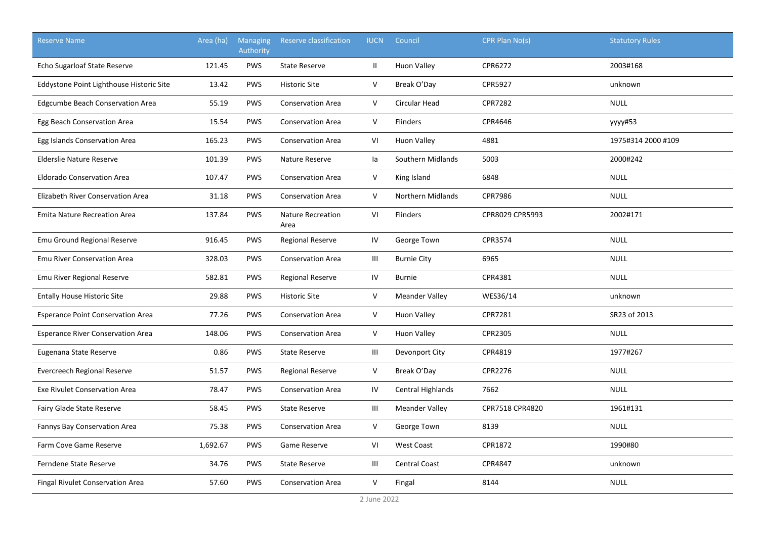| Reserve Name | Area (ha) | Managing Authority | Reserve classification | IUCN | Council | CPR Plan No(s) | Statutory Rules |
|---|---|---|---|---|---|---|---|
| Echo Sugarloaf State Reserve | 121.45 | PWS | State Reserve | II | Huon Valley | CPR6272 | 2003#168 |
| Eddystone Point Lighthouse Historic Site | 13.42 | PWS | Historic Site | V | Break O'Day | CPR5927 | unknown |
| Edgcumbe Beach Conservation Area | 55.19 | PWS | Conservation Area | V | Circular Head | CPR7282 | NULL |
| Egg Beach Conservation Area | 15.54 | PWS | Conservation Area | V | Flinders | CPR4646 | yyyy#53 |
| Egg Islands Conservation Area | 165.23 | PWS | Conservation Area | VI | Huon Valley | 4881 | 1975#314 2000 #109 |
| Elderslie Nature Reserve | 101.39 | PWS | Nature Reserve | Ia | Southern Midlands | 5003 | 2000#242 |
| Eldorado Conservation Area | 107.47 | PWS | Conservation Area | V | King Island | 6848 | NULL |
| Elizabeth River Conservation Area | 31.18 | PWS | Conservation Area | V | Northern Midlands | CPR7986 | NULL |
| Emita Nature Recreation Area | 137.84 | PWS | Nature Recreation Area | VI | Flinders | CPR8029 CPR5993 | 2002#171 |
| Emu Ground Regional Reserve | 916.45 | PWS | Regional Reserve | IV | George Town | CPR3574 | NULL |
| Emu River Conservation Area | 328.03 | PWS | Conservation Area | III | Burnie City | 6965 | NULL |
| Emu River Regional Reserve | 582.81 | PWS | Regional Reserve | IV | Burnie | CPR4381 | NULL |
| Entally House Historic Site | 29.88 | PWS | Historic Site | V | Meander Valley | WES36/14 | unknown |
| Esperance Point Conservation Area | 77.26 | PWS | Conservation Area | V | Huon Valley | CPR7281 | SR23 of 2013 |
| Esperance River Conservation Area | 148.06 | PWS | Conservation Area | V | Huon Valley | CPR2305 | NULL |
| Eugenana State Reserve | 0.86 | PWS | State Reserve | III | Devonport City | CPR4819 | 1977#267 |
| Evercreech Regional Reserve | 51.57 | PWS | Regional Reserve | V | Break O'Day | CPR2276 | NULL |
| Exe Rivulet Conservation Area | 78.47 | PWS | Conservation Area | IV | Central Highlands | 7662 | NULL |
| Fairy Glade State Reserve | 58.45 | PWS | State Reserve | III | Meander Valley | CPR7518 CPR4820 | 1961#131 |
| Fannys Bay Conservation Area | 75.38 | PWS | Conservation Area | V | George Town | 8139 | NULL |
| Farm Cove Game Reserve | 1,692.67 | PWS | Game Reserve | VI | West Coast | CPR1872 | 1990#80 |
| Ferndene State Reserve | 34.76 | PWS | State Reserve | III | Central Coast | CPR4847 | unknown |
| Fingal Rivulet Conservation Area | 57.60 | PWS | Conservation Area | V | Fingal | 8144 | NULL |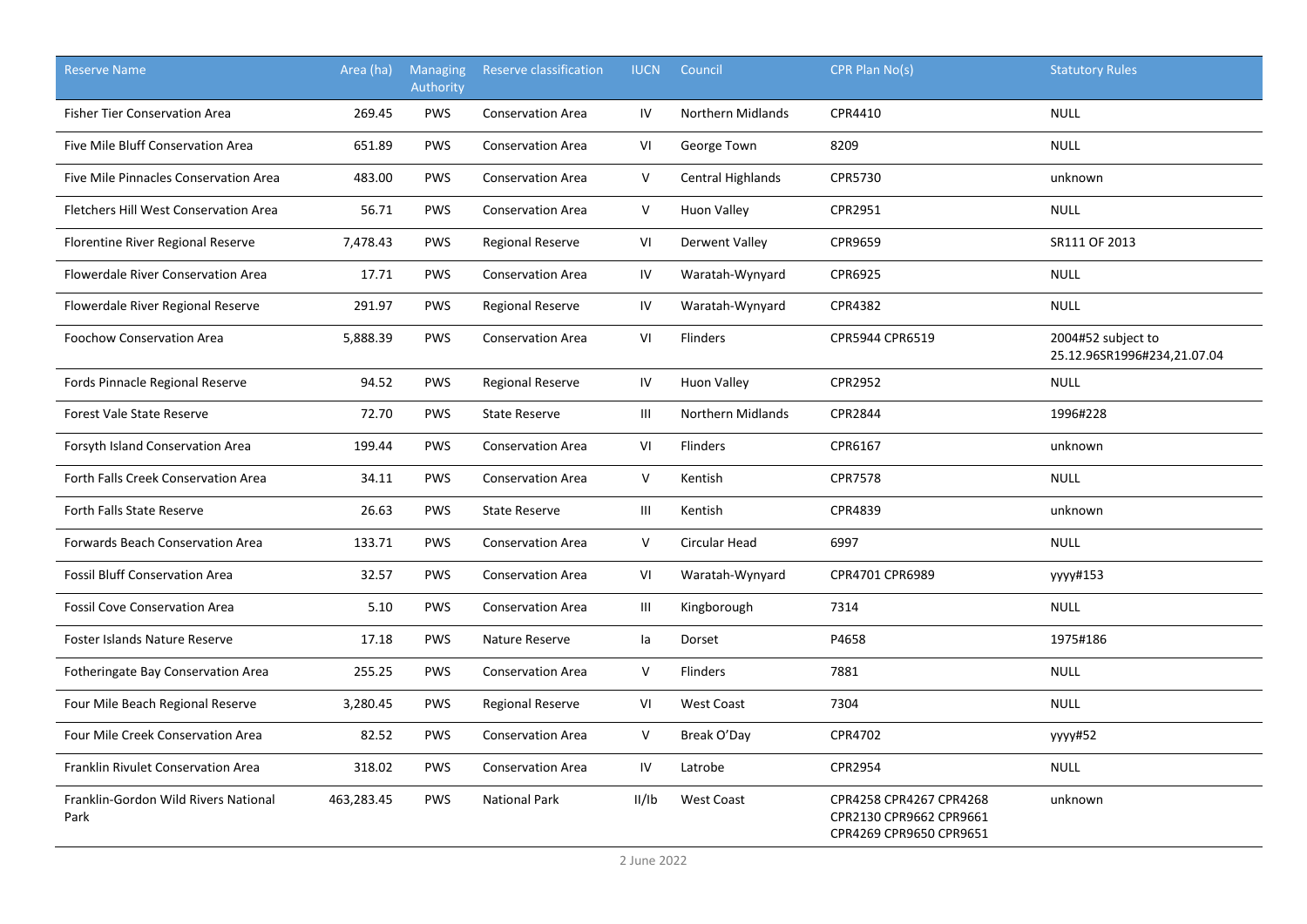| Reserve Name | Area (ha) | Managing Authority | Reserve classification | IUCN | Council | CPR Plan No(s) | Statutory Rules |
|---|---|---|---|---|---|---|---|
| Fisher Tier Conservation Area | 269.45 | PWS | Conservation Area | IV | Northern Midlands | CPR4410 | NULL |
| Five Mile Bluff Conservation Area | 651.89 | PWS | Conservation Area | VI | George Town | 8209 | NULL |
| Five Mile Pinnacles Conservation Area | 483.00 | PWS | Conservation Area | V | Central Highlands | CPR5730 | unknown |
| Fletchers Hill West Conservation Area | 56.71 | PWS | Conservation Area | V | Huon Valley | CPR2951 | NULL |
| Florentine River Regional Reserve | 7,478.43 | PWS | Regional Reserve | VI | Derwent Valley | CPR9659 | SR111 OF 2013 |
| Flowerdale River Conservation Area | 17.71 | PWS | Conservation Area | IV | Waratah-Wynyard | CPR6925 | NULL |
| Flowerdale River Regional Reserve | 291.97 | PWS | Regional Reserve | IV | Waratah-Wynyard | CPR4382 | NULL |
| Foochow Conservation Area | 5,888.39 | PWS | Conservation Area | VI | Flinders | CPR5944 CPR6519 | 2004#52 subject to 25.12.96SR1996#234,21.07.04 |
| Fords Pinnacle Regional Reserve | 94.52 | PWS | Regional Reserve | IV | Huon Valley | CPR2952 | NULL |
| Forest Vale State Reserve | 72.70 | PWS | State Reserve | III | Northern Midlands | CPR2844 | 1996#228 |
| Forsyth Island Conservation Area | 199.44 | PWS | Conservation Area | VI | Flinders | CPR6167 | unknown |
| Forth Falls Creek Conservation Area | 34.11 | PWS | Conservation Area | V | Kentish | CPR7578 | NULL |
| Forth Falls State Reserve | 26.63 | PWS | State Reserve | III | Kentish | CPR4839 | unknown |
| Forwards Beach Conservation Area | 133.71 | PWS | Conservation Area | V | Circular Head | 6997 | NULL |
| Fossil Bluff Conservation Area | 32.57 | PWS | Conservation Area | VI | Waratah-Wynyard | CPR4701 CPR6989 | yyyy#153 |
| Fossil Cove Conservation Area | 5.10 | PWS | Conservation Area | III | Kingborough | 7314 | NULL |
| Foster Islands Nature Reserve | 17.18 | PWS | Nature Reserve | Ia | Dorset | P4658 | 1975#186 |
| Fotheringate Bay Conservation Area | 255.25 | PWS | Conservation Area | V | Flinders | 7881 | NULL |
| Four Mile Beach Regional Reserve | 3,280.45 | PWS | Regional Reserve | VI | West Coast | 7304 | NULL |
| Four Mile Creek Conservation Area | 82.52 | PWS | Conservation Area | V | Break O'Day | CPR4702 | yyyy#52 |
| Franklin Rivulet Conservation Area | 318.02 | PWS | Conservation Area | IV | Latrobe | CPR2954 | NULL |
| Franklin-Gordon Wild Rivers National Park | 463,283.45 | PWS | National Park | II/Ib | West Coast | CPR4258 CPR4267 CPR4268 CPR2130 CPR9662 CPR9661 CPR4269 CPR9650 CPR9651 | unknown |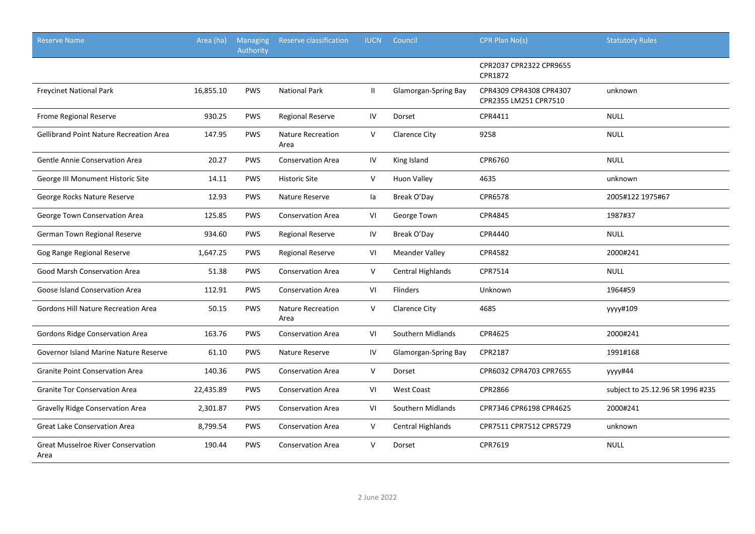| Reserve Name | Area (ha) | Managing Authority | Reserve classification | IUCN | Council | CPR Plan No(s) | Statutory Rules |
|---|---|---|---|---|---|---|---|
| | | | | | | CPR2037 CPR2322 CPR9655 CPR1872 | |
| Freycinet National Park | 16,855.10 | PWS | National Park | II | Glamorgan-Spring Bay | CPR4309 CPR4308 CPR4307 CPR2355 LM251 CPR7510 | unknown |
| Frome Regional Reserve | 930.25 | PWS | Regional Reserve | IV | Dorset | CPR4411 | NULL |
| Gellibrand Point Nature Recreation Area | 147.95 | PWS | Nature Recreation Area | V | Clarence City | 9258 | NULL |
| Gentle Annie Conservation Area | 20.27 | PWS | Conservation Area | IV | King Island | CPR6760 | NULL |
| George III Monument Historic Site | 14.11 | PWS | Historic Site | V | Huon Valley | 4635 | unknown |
| George Rocks Nature Reserve | 12.93 | PWS | Nature Reserve | Ia | Break O'Day | CPR6578 | 2005#122 1975#67 |
| George Town Conservation Area | 125.85 | PWS | Conservation Area | VI | George Town | CPR4845 | 1987#37 |
| German Town Regional Reserve | 934.60 | PWS | Regional Reserve | IV | Break O'Day | CPR4440 | NULL |
| Gog Range Regional Reserve | 1,647.25 | PWS | Regional Reserve | VI | Meander Valley | CPR4582 | 2000#241 |
| Good Marsh Conservation Area | 51.38 | PWS | Conservation Area | V | Central Highlands | CPR7514 | NULL |
| Goose Island Conservation Area | 112.91 | PWS | Conservation Area | VI | Flinders | Unknown | 1964#59 |
| Gordons Hill Nature Recreation Area | 50.15 | PWS | Nature Recreation Area | V | Clarence City | 4685 | yyyy#109 |
| Gordons Ridge Conservation Area | 163.76 | PWS | Conservation Area | VI | Southern Midlands | CPR4625 | 2000#241 |
| Governor Island Marine Nature Reserve | 61.10 | PWS | Nature Reserve | IV | Glamorgan-Spring Bay | CPR2187 | 1991#168 |
| Granite Point Conservation Area | 140.36 | PWS | Conservation Area | V | Dorset | CPR6032 CPR4703 CPR7655 | yyyy#44 |
| Granite Tor Conservation Area | 22,435.89 | PWS | Conservation Area | VI | West Coast | CPR2866 | subject to 25.12.96 SR 1996 #235 |
| Gravelly Ridge Conservation Area | 2,301.87 | PWS | Conservation Area | VI | Southern Midlands | CPR7346 CPR6198 CPR4625 | 2000#241 |
| Great Lake Conservation Area | 8,799.54 | PWS | Conservation Area | V | Central Highlands | CPR7511 CPR7512 CPR5729 | unknown |
| Great Musselroe River Conservation Area | 190.44 | PWS | Conservation Area | V | Dorset | CPR7619 | NULL |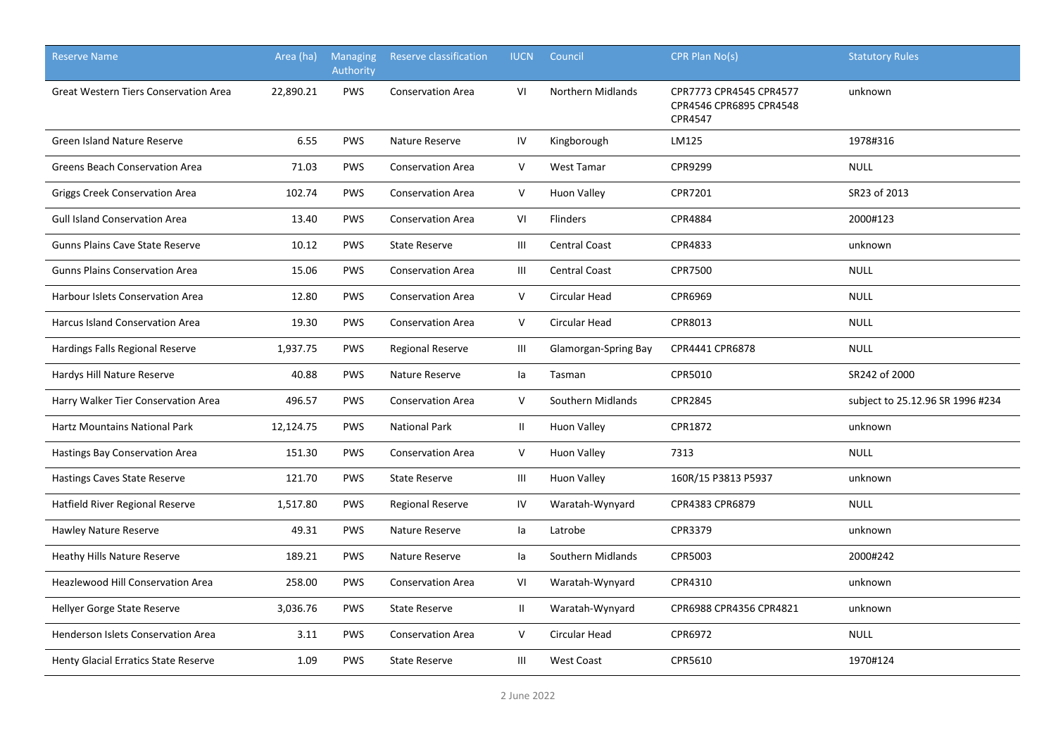| Reserve Name | Area (ha) | Managing Authority | Reserve classification | IUCN | Council | CPR Plan No(s) | Statutory Rules |
|---|---|---|---|---|---|---|---|
| Great Western Tiers Conservation Area | 22,890.21 | PWS | Conservation Area | VI | Northern Midlands | CPR7773 CPR4545 CPR4577 CPR4546 CPR6895 CPR4548 CPR4547 | unknown |
| Green Island Nature Reserve | 6.55 | PWS | Nature Reserve | IV | Kingborough | LM125 | 1978#316 |
| Greens Beach Conservation Area | 71.03 | PWS | Conservation Area | V | West Tamar | CPR9299 | NULL |
| Griggs Creek Conservation Area | 102.74 | PWS | Conservation Area | V | Huon Valley | CPR7201 | SR23 of 2013 |
| Gull Island Conservation Area | 13.40 | PWS | Conservation Area | VI | Flinders | CPR4884 | 2000#123 |
| Gunns Plains Cave State Reserve | 10.12 | PWS | State Reserve | III | Central Coast | CPR4833 | unknown |
| Gunns Plains Conservation Area | 15.06 | PWS | Conservation Area | III | Central Coast | CPR7500 | NULL |
| Harbour Islets Conservation Area | 12.80 | PWS | Conservation Area | V | Circular Head | CPR6969 | NULL |
| Harcus Island Conservation Area | 19.30 | PWS | Conservation Area | V | Circular Head | CPR8013 | NULL |
| Hardings Falls Regional Reserve | 1,937.75 | PWS | Regional Reserve | III | Glamorgan-Spring Bay | CPR4441 CPR6878 | NULL |
| Hardys Hill Nature Reserve | 40.88 | PWS | Nature Reserve | Ia | Tasman | CPR5010 | SR242 of 2000 |
| Harry Walker Tier Conservation Area | 496.57 | PWS | Conservation Area | V | Southern Midlands | CPR2845 | subject to 25.12.96 SR 1996 #234 |
| Hartz Mountains National Park | 12,124.75 | PWS | National Park | II | Huon Valley | CPR1872 | unknown |
| Hastings Bay Conservation Area | 151.30 | PWS | Conservation Area | V | Huon Valley | 7313 | NULL |
| Hastings Caves State Reserve | 121.70 | PWS | State Reserve | III | Huon Valley | 160R/15 P3813 P5937 | unknown |
| Hatfield River Regional Reserve | 1,517.80 | PWS | Regional Reserve | IV | Waratah-Wynyard | CPR4383 CPR6879 | NULL |
| Hawley Nature Reserve | 49.31 | PWS | Nature Reserve | Ia | Latrobe | CPR3379 | unknown |
| Heathy Hills Nature Reserve | 189.21 | PWS | Nature Reserve | Ia | Southern Midlands | CPR5003 | 2000#242 |
| Heazlewood Hill Conservation Area | 258.00 | PWS | Conservation Area | VI | Waratah-Wynyard | CPR4310 | unknown |
| Hellyer Gorge State Reserve | 3,036.76 | PWS | State Reserve | II | Waratah-Wynyard | CPR6988 CPR4356 CPR4821 | unknown |
| Henderson Islets Conservation Area | 3.11 | PWS | Conservation Area | V | Circular Head | CPR6972 | NULL |
| Henty Glacial Erratics State Reserve | 1.09 | PWS | State Reserve | III | West Coast | CPR5610 | 1970#124 |

2 June 2022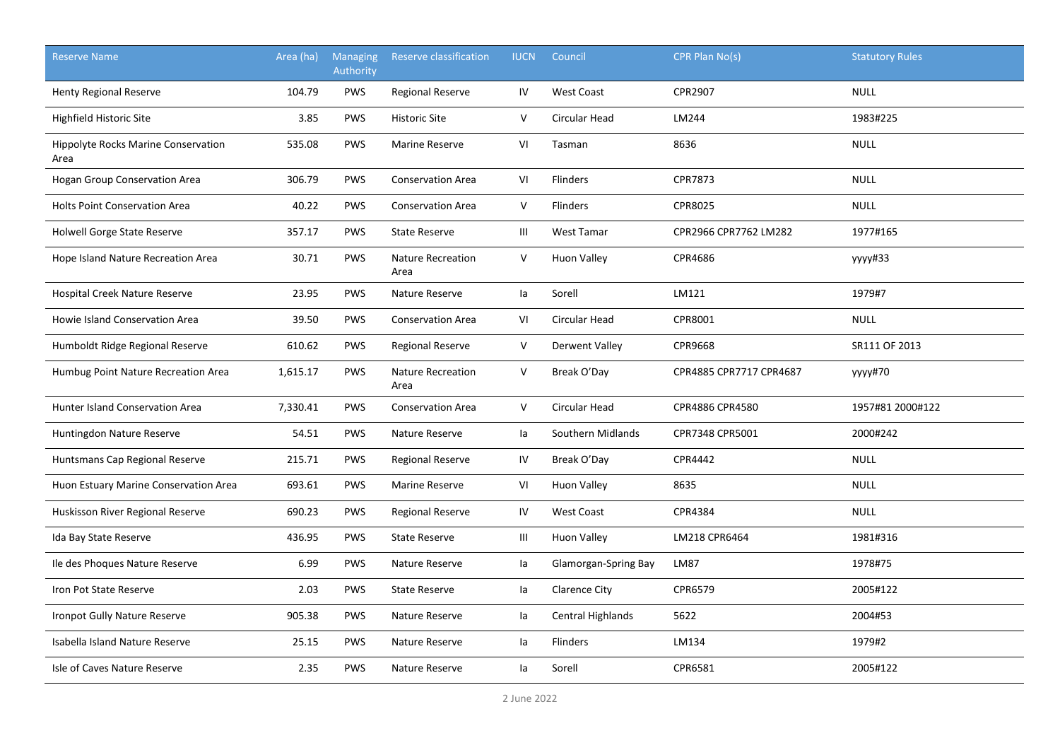| Reserve Name | Area (ha) | Managing Authority | Reserve classification | IUCN | Council | CPR Plan No(s) | Statutory Rules |
|---|---|---|---|---|---|---|---|
| Henty Regional Reserve | 104.79 | PWS | Regional Reserve | IV | West Coast | CPR2907 | NULL |
| Highfield Historic Site | 3.85 | PWS | Historic Site | V | Circular Head | LM244 | 1983#225 |
| Hippolyte Rocks Marine Conservation Area | 535.08 | PWS | Marine Reserve | VI | Tasman | 8636 | NULL |
| Hogan Group Conservation Area | 306.79 | PWS | Conservation Area | VI | Flinders | CPR7873 | NULL |
| Holts Point Conservation Area | 40.22 | PWS | Conservation Area | V | Flinders | CPR8025 | NULL |
| Holwell Gorge State Reserve | 357.17 | PWS | State Reserve | III | West Tamar | CPR2966 CPR7762 LM282 | 1977#165 |
| Hope Island Nature Recreation Area | 30.71 | PWS | Nature Recreation Area | V | Huon Valley | CPR4686 | yyyy#33 |
| Hospital Creek Nature Reserve | 23.95 | PWS | Nature Reserve | Ia | Sorell | LM121 | 1979#7 |
| Howie Island Conservation Area | 39.50 | PWS | Conservation Area | VI | Circular Head | CPR8001 | NULL |
| Humboldt Ridge Regional Reserve | 610.62 | PWS | Regional Reserve | V | Derwent Valley | CPR9668 | SR111 OF 2013 |
| Humbug Point Nature Recreation Area | 1,615.17 | PWS | Nature Recreation Area | V | Break O'Day | CPR4885 CPR7717 CPR4687 | yyyy#70 |
| Hunter Island Conservation Area | 7,330.41 | PWS | Conservation Area | V | Circular Head | CPR4886 CPR4580 | 1957#81 2000#122 |
| Huntingdon Nature Reserve | 54.51 | PWS | Nature Reserve | Ia | Southern Midlands | CPR7348 CPR5001 | 2000#242 |
| Huntsmans Cap Regional Reserve | 215.71 | PWS | Regional Reserve | IV | Break O'Day | CPR4442 | NULL |
| Huon Estuary Marine Conservation Area | 693.61 | PWS | Marine Reserve | VI | Huon Valley | 8635 | NULL |
| Huskisson River Regional Reserve | 690.23 | PWS | Regional Reserve | IV | West Coast | CPR4384 | NULL |
| Ida Bay State Reserve | 436.95 | PWS | State Reserve | III | Huon Valley | LM218 CPR6464 | 1981#316 |
| Ile des Phoques Nature Reserve | 6.99 | PWS | Nature Reserve | Ia | Glamorgan-Spring Bay | LM87 | 1978#75 |
| Iron Pot State Reserve | 2.03 | PWS | State Reserve | Ia | Clarence City | CPR6579 | 2005#122 |
| Ironpot Gully Nature Reserve | 905.38 | PWS | Nature Reserve | Ia | Central Highlands | 5622 | 2004#53 |
| Isabella Island Nature Reserve | 25.15 | PWS | Nature Reserve | Ia | Flinders | LM134 | 1979#2 |
| Isle of Caves Nature Reserve | 2.35 | PWS | Nature Reserve | Ia | Sorell | CPR6581 | 2005#122 |

2 June 2022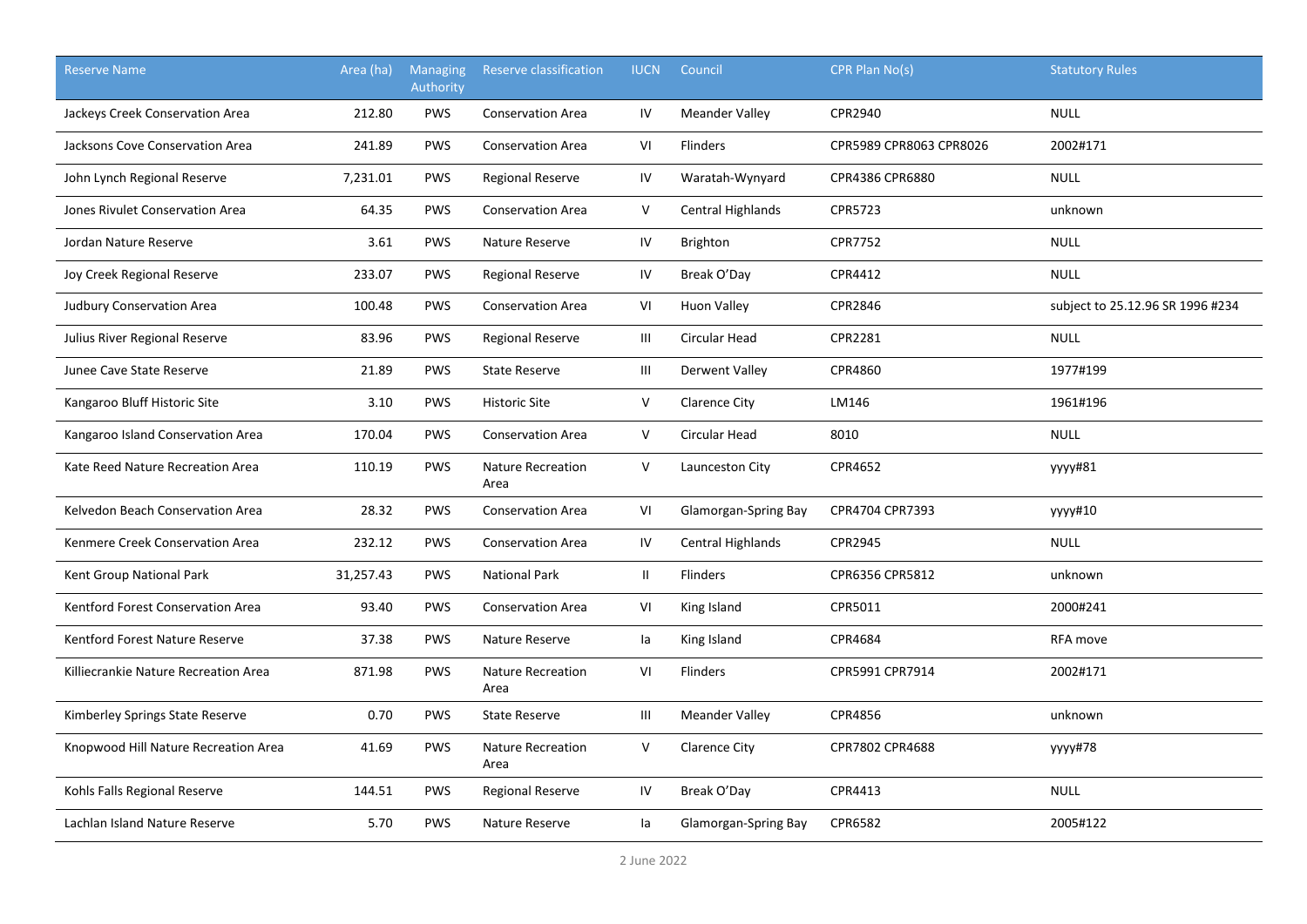| Reserve Name | Area (ha) | Managing Authority | Reserve classification | IUCN | Council | CPR Plan No(s) | Statutory Rules |
|---|---|---|---|---|---|---|---|
| Jackeys Creek Conservation Area | 212.80 | PWS | Conservation Area | IV | Meander Valley | CPR2940 | NULL |
| Jacksons Cove Conservation Area | 241.89 | PWS | Conservation Area | VI | Flinders | CPR5989 CPR8063 CPR8026 | 2002#171 |
| John Lynch Regional Reserve | 7,231.01 | PWS | Regional Reserve | IV | Waratah-Wynyard | CPR4386 CPR6880 | NULL |
| Jones Rivulet Conservation Area | 64.35 | PWS | Conservation Area | V | Central Highlands | CPR5723 | unknown |
| Jordan Nature Reserve | 3.61 | PWS | Nature Reserve | IV | Brighton | CPR7752 | NULL |
| Joy Creek Regional Reserve | 233.07 | PWS | Regional Reserve | IV | Break O'Day | CPR4412 | NULL |
| Judbury Conservation Area | 100.48 | PWS | Conservation Area | VI | Huon Valley | CPR2846 | subject to 25.12.96 SR 1996 #234 |
| Julius River Regional Reserve | 83.96 | PWS | Regional Reserve | III | Circular Head | CPR2281 | NULL |
| Junee Cave State Reserve | 21.89 | PWS | State Reserve | III | Derwent Valley | CPR4860 | 1977#199 |
| Kangaroo Bluff Historic Site | 3.10 | PWS | Historic Site | V | Clarence City | LM146 | 1961#196 |
| Kangaroo Island Conservation Area | 170.04 | PWS | Conservation Area | V | Circular Head | 8010 | NULL |
| Kate Reed Nature Recreation Area | 110.19 | PWS | Nature Recreation Area | V | Launceston City | CPR4652 | yyyy#81 |
| Kelvedon Beach Conservation Area | 28.32 | PWS | Conservation Area | VI | Glamorgan-Spring Bay | CPR4704 CPR7393 | yyyy#10 |
| Kenmere Creek Conservation Area | 232.12 | PWS | Conservation Area | IV | Central Highlands | CPR2945 | NULL |
| Kent Group National Park | 31,257.43 | PWS | National Park | II | Flinders | CPR6356 CPR5812 | unknown |
| Kentford Forest Conservation Area | 93.40 | PWS | Conservation Area | VI | King Island | CPR5011 | 2000#241 |
| Kentford Forest Nature Reserve | 37.38 | PWS | Nature Reserve | Ia | King Island | CPR4684 | RFA move |
| Killiecrankie Nature Recreation Area | 871.98 | PWS | Nature Recreation Area | VI | Flinders | CPR5991 CPR7914 | 2002#171 |
| Kimberley Springs State Reserve | 0.70 | PWS | State Reserve | III | Meander Valley | CPR4856 | unknown |
| Knopwood Hill Nature Recreation Area | 41.69 | PWS | Nature Recreation Area | V | Clarence City | CPR7802 CPR4688 | yyyy#78 |
| Kohls Falls Regional Reserve | 144.51 | PWS | Regional Reserve | IV | Break O'Day | CPR4413 | NULL |
| Lachlan Island Nature Reserve | 5.70 | PWS | Nature Reserve | Ia | Glamorgan-Spring Bay | CPR6582 | 2005#122 |

2 June 2022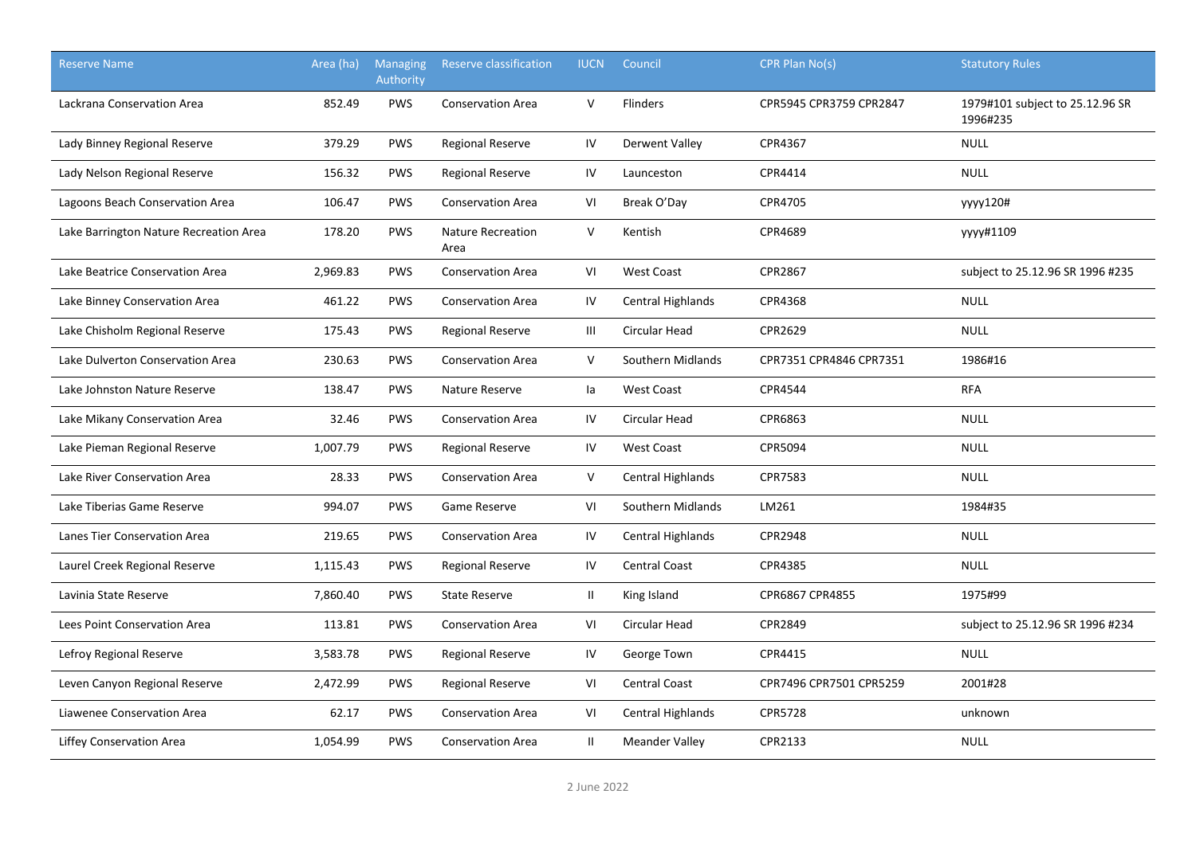| Reserve Name | Area (ha) | Managing Authority | Reserve classification | IUCN | Council | CPR Plan No(s) | Statutory Rules |
|---|---|---|---|---|---|---|---|
| Lackrana Conservation Area | 852.49 | PWS | Conservation Area | V | Flinders | CPR5945 CPR3759 CPR2847 | 1979#101 subject to 25.12.96 SR 1996#235 |
| Lady Binney Regional Reserve | 379.29 | PWS | Regional Reserve | IV | Derwent Valley | CPR4367 | NULL |
| Lady Nelson Regional Reserve | 156.32 | PWS | Regional Reserve | IV | Launceston | CPR4414 | NULL |
| Lagoons Beach Conservation Area | 106.47 | PWS | Conservation Area | VI | Break O'Day | CPR4705 | yyyy120# |
| Lake Barrington Nature Recreation Area | 178.20 | PWS | Nature Recreation Area | V | Kentish | CPR4689 | yyyy#1109 |
| Lake Beatrice Conservation Area | 2,969.83 | PWS | Conservation Area | VI | West Coast | CPR2867 | subject to 25.12.96 SR 1996 #235 |
| Lake Binney Conservation Area | 461.22 | PWS | Conservation Area | IV | Central Highlands | CPR4368 | NULL |
| Lake Chisholm Regional Reserve | 175.43 | PWS | Regional Reserve | III | Circular Head | CPR2629 | NULL |
| Lake Dulverton Conservation Area | 230.63 | PWS | Conservation Area | V | Southern Midlands | CPR7351 CPR4846 CPR7351 | 1986#16 |
| Lake Johnston Nature Reserve | 138.47 | PWS | Nature Reserve | Ia | West Coast | CPR4544 | RFA |
| Lake Mikany Conservation Area | 32.46 | PWS | Conservation Area | IV | Circular Head | CPR6863 | NULL |
| Lake Pieman Regional Reserve | 1,007.79 | PWS | Regional Reserve | IV | West Coast | CPR5094 | NULL |
| Lake River Conservation Area | 28.33 | PWS | Conservation Area | V | Central Highlands | CPR7583 | NULL |
| Lake Tiberias Game Reserve | 994.07 | PWS | Game Reserve | VI | Southern Midlands | LM261 | 1984#35 |
| Lanes Tier Conservation Area | 219.65 | PWS | Conservation Area | IV | Central Highlands | CPR2948 | NULL |
| Laurel Creek Regional Reserve | 1,115.43 | PWS | Regional Reserve | IV | Central Coast | CPR4385 | NULL |
| Lavinia State Reserve | 7,860.40 | PWS | State Reserve | II | King Island | CPR6867 CPR4855 | 1975#99 |
| Lees Point Conservation Area | 113.81 | PWS | Conservation Area | VI | Circular Head | CPR2849 | subject to 25.12.96 SR 1996 #234 |
| Lefroy Regional Reserve | 3,583.78 | PWS | Regional Reserve | IV | George Town | CPR4415 | NULL |
| Leven Canyon Regional Reserve | 2,472.99 | PWS | Regional Reserve | VI | Central Coast | CPR7496 CPR7501 CPR5259 | 2001#28 |
| Liawenee Conservation Area | 62.17 | PWS | Conservation Area | VI | Central Highlands | CPR5728 | unknown |
| Liffey Conservation Area | 1,054.99 | PWS | Conservation Area | II | Meander Valley | CPR2133 | NULL |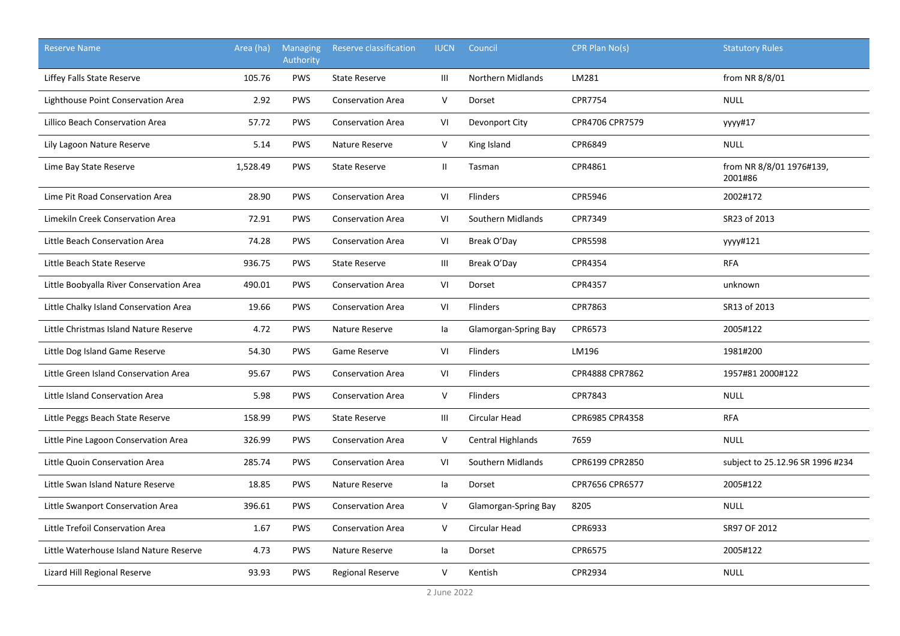| Reserve Name | Area (ha) | Managing Authority | Reserve classification | IUCN | Council | CPR Plan No(s) | Statutory Rules |
|---|---|---|---|---|---|---|---|
| Liffey Falls State Reserve | 105.76 | PWS | State Reserve | III | Northern Midlands | LM281 | from NR 8/8/01 |
| Lighthouse Point Conservation Area | 2.92 | PWS | Conservation Area | V | Dorset | CPR7754 | NULL |
| Lillico Beach Conservation Area | 57.72 | PWS | Conservation Area | VI | Devonport City | CPR4706 CPR7579 | yyyy#17 |
| Lily Lagoon Nature Reserve | 5.14 | PWS | Nature Reserve | V | King Island | CPR6849 | NULL |
| Lime Bay State Reserve | 1,528.49 | PWS | State Reserve | II | Tasman | CPR4861 | from NR 8/8/01 1976#139, 2001#86 |
| Lime Pit Road Conservation Area | 28.90 | PWS | Conservation Area | VI | Flinders | CPR5946 | 2002#172 |
| Limekiln Creek Conservation Area | 72.91 | PWS | Conservation Area | VI | Southern Midlands | CPR7349 | SR23 of 2013 |
| Little Beach Conservation Area | 74.28 | PWS | Conservation Area | VI | Break O'Day | CPR5598 | yyyy#121 |
| Little Beach State Reserve | 936.75 | PWS | State Reserve | III | Break O'Day | CPR4354 | RFA |
| Little Boobyalla River Conservation Area | 490.01 | PWS | Conservation Area | VI | Dorset | CPR4357 | unknown |
| Little Chalky Island Conservation Area | 19.66 | PWS | Conservation Area | VI | Flinders | CPR7863 | SR13 of 2013 |
| Little Christmas Island Nature Reserve | 4.72 | PWS | Nature Reserve | Ia | Glamorgan-Spring Bay | CPR6573 | 2005#122 |
| Little Dog Island Game Reserve | 54.30 | PWS | Game Reserve | VI | Flinders | LM196 | 1981#200 |
| Little Green Island Conservation Area | 95.67 | PWS | Conservation Area | VI | Flinders | CPR4888 CPR7862 | 1957#81 2000#122 |
| Little Island Conservation Area | 5.98 | PWS | Conservation Area | V | Flinders | CPR7843 | NULL |
| Little Peggs Beach State Reserve | 158.99 | PWS | State Reserve | III | Circular Head | CPR6985 CPR4358 | RFA |
| Little Pine Lagoon Conservation Area | 326.99 | PWS | Conservation Area | V | Central Highlands | 7659 | NULL |
| Little Quoin Conservation Area | 285.74 | PWS | Conservation Area | VI | Southern Midlands | CPR6199 CPR2850 | subject to 25.12.96 SR 1996 #234 |
| Little Swan Island Nature Reserve | 18.85 | PWS | Nature Reserve | Ia | Dorset | CPR7656 CPR6577 | 2005#122 |
| Little Swanport Conservation Area | 396.61 | PWS | Conservation Area | V | Glamorgan-Spring Bay | 8205 | NULL |
| Little Trefoil Conservation Area | 1.67 | PWS | Conservation Area | V | Circular Head | CPR6933 | SR97 OF 2012 |
| Little Waterhouse Island Nature Reserve | 4.73 | PWS | Nature Reserve | Ia | Dorset | CPR6575 | 2005#122 |
| Lizard Hill Regional Reserve | 93.93 | PWS | Regional Reserve | V | Kentish | CPR2934 | NULL |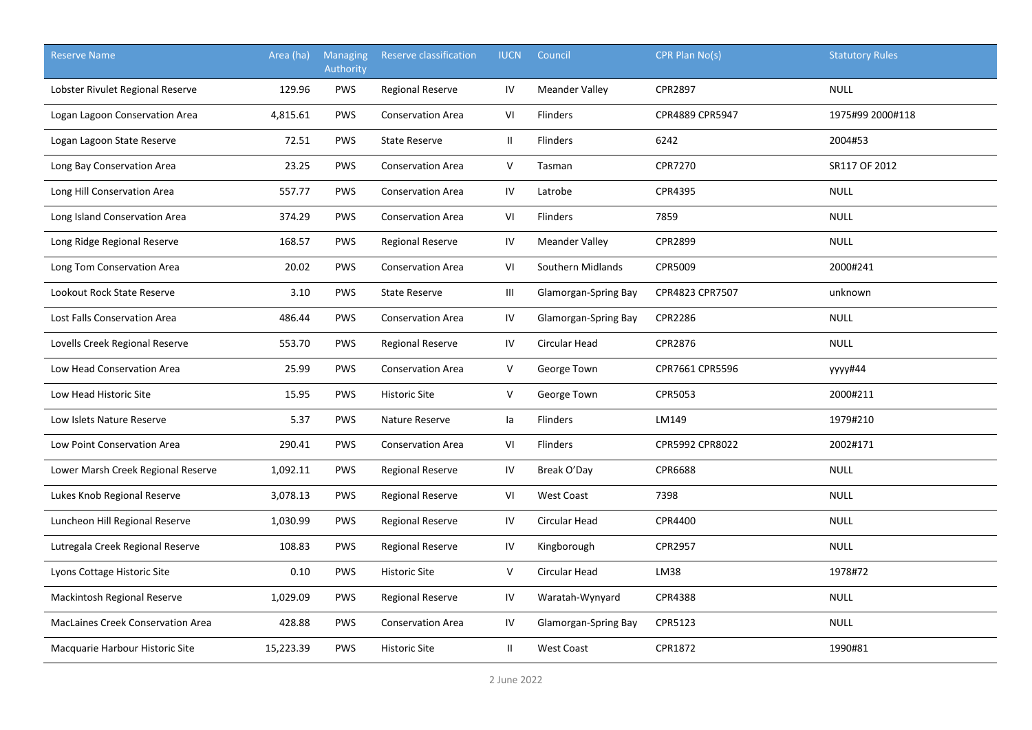| Reserve Name | Area (ha) | Managing Authority | Reserve classification | IUCN | Council | CPR Plan No(s) | Statutory Rules |
|---|---|---|---|---|---|---|---|
| Lobster Rivulet Regional Reserve | 129.96 | PWS | Regional Reserve | IV | Meander Valley | CPR2897 | NULL |
| Logan Lagoon Conservation Area | 4,815.61 | PWS | Conservation Area | VI | Flinders | CPR4889 CPR5947 | 1975#99 2000#118 |
| Logan Lagoon State Reserve | 72.51 | PWS | State Reserve | II | Flinders | 6242 | 2004#53 |
| Long Bay Conservation Area | 23.25 | PWS | Conservation Area | V | Tasman | CPR7270 | SR117 OF 2012 |
| Long Hill Conservation Area | 557.77 | PWS | Conservation Area | IV | Latrobe | CPR4395 | NULL |
| Long Island Conservation Area | 374.29 | PWS | Conservation Area | VI | Flinders | 7859 | NULL |
| Long Ridge Regional Reserve | 168.57 | PWS | Regional Reserve | IV | Meander Valley | CPR2899 | NULL |
| Long Tom Conservation Area | 20.02 | PWS | Conservation Area | VI | Southern Midlands | CPR5009 | 2000#241 |
| Lookout Rock State Reserve | 3.10 | PWS | State Reserve | III | Glamorgan-Spring Bay | CPR4823 CPR7507 | unknown |
| Lost Falls Conservation Area | 486.44 | PWS | Conservation Area | IV | Glamorgan-Spring Bay | CPR2286 | NULL |
| Lovells Creek Regional Reserve | 553.70 | PWS | Regional Reserve | IV | Circular Head | CPR2876 | NULL |
| Low Head Conservation Area | 25.99 | PWS | Conservation Area | V | George Town | CPR7661 CPR5596 | yyyy#44 |
| Low Head Historic Site | 15.95 | PWS | Historic Site | V | George Town | CPR5053 | 2000#211 |
| Low Islets Nature Reserve | 5.37 | PWS | Nature Reserve | Ia | Flinders | LM149 | 1979#210 |
| Low Point Conservation Area | 290.41 | PWS | Conservation Area | VI | Flinders | CPR5992 CPR8022 | 2002#171 |
| Lower Marsh Creek Regional Reserve | 1,092.11 | PWS | Regional Reserve | IV | Break O'Day | CPR6688 | NULL |
| Lukes Knob Regional Reserve | 3,078.13 | PWS | Regional Reserve | VI | West Coast | 7398 | NULL |
| Luncheon Hill Regional Reserve | 1,030.99 | PWS | Regional Reserve | IV | Circular Head | CPR4400 | NULL |
| Lutregala Creek Regional Reserve | 108.83 | PWS | Regional Reserve | IV | Kingborough | CPR2957 | NULL |
| Lyons Cottage Historic Site | 0.10 | PWS | Historic Site | V | Circular Head | LM38 | 1978#72 |
| Mackintosh Regional Reserve | 1,029.09 | PWS | Regional Reserve | IV | Waratah-Wynyard | CPR4388 | NULL |
| MacLaines Creek Conservation Area | 428.88 | PWS | Conservation Area | IV | Glamorgan-Spring Bay | CPR5123 | NULL |
| Macquarie Harbour Historic Site | 15,223.39 | PWS | Historic Site | II | West Coast | CPR1872 | 1990#81 |

2 June 2022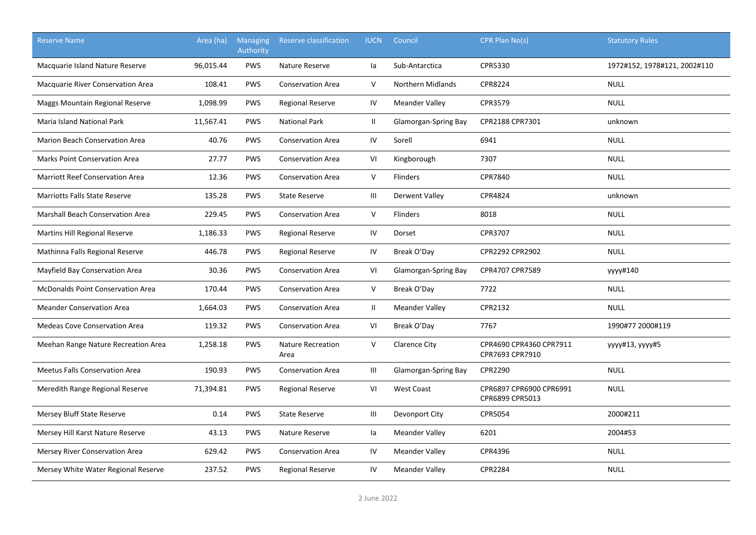| Reserve Name | Area (ha) | Managing Authority | Reserve classification | IUCN | Council | CPR Plan No(s) | Statutory Rules |
|---|---|---|---|---|---|---|---|
| Macquarie Island Nature Reserve | 96,015.44 | PWS | Nature Reserve | Ia | Sub-Antarctica | CPR5330 | 1972#152, 1978#121, 2002#110 |
| Macquarie River Conservation Area | 108.41 | PWS | Conservation Area | V | Northern Midlands | CPR8224 | NULL |
| Maggs Mountain Regional Reserve | 1,098.99 | PWS | Regional Reserve | IV | Meander Valley | CPR3579 | NULL |
| Maria Island National Park | 11,567.41 | PWS | National Park | II | Glamorgan-Spring Bay | CPR2188 CPR7301 | unknown |
| Marion Beach Conservation Area | 40.76 | PWS | Conservation Area | IV | Sorell | 6941 | NULL |
| Marks Point Conservation Area | 27.77 | PWS | Conservation Area | VI | Kingborough | 7307 | NULL |
| Marriott Reef Conservation Area | 12.36 | PWS | Conservation Area | V | Flinders | CPR7840 | NULL |
| Marriotts Falls State Reserve | 135.28 | PWS | State Reserve | III | Derwent Valley | CPR4824 | unknown |
| Marshall Beach Conservation Area | 229.45 | PWS | Conservation Area | V | Flinders | 8018 | NULL |
| Martins Hill Regional Reserve | 1,186.33 | PWS | Regional Reserve | IV | Dorset | CPR3707 | NULL |
| Mathinna Falls Regional Reserve | 446.78 | PWS | Regional Reserve | IV | Break O'Day | CPR2292 CPR2902 | NULL |
| Mayfield Bay Conservation Area | 30.36 | PWS | Conservation Area | VI | Glamorgan-Spring Bay | CPR4707 CPR7589 | yyyy#140 |
| McDonalds Point Conservation Area | 170.44 | PWS | Conservation Area | V | Break O'Day | 7722 | NULL |
| Meander Conservation Area | 1,664.03 | PWS | Conservation Area | II | Meander Valley | CPR2132 | NULL |
| Medeas Cove Conservation Area | 119.32 | PWS | Conservation Area | VI | Break O'Day | 7767 | 1990#77 2000#119 |
| Meehan Range Nature Recreation Area | 1,258.18 | PWS | Nature Recreation Area | V | Clarence City | CPR4690 CPR4360 CPR7911 CPR7693 CPR7910 | yyyy#13, yyyy#5 |
| Meetus Falls Conservation Area | 190.93 | PWS | Conservation Area | III | Glamorgan-Spring Bay | CPR2290 | NULL |
| Meredith Range Regional Reserve | 71,394.81 | PWS | Regional Reserve | VI | West Coast | CPR6897 CPR6900 CPR6991 CPR6899 CPR5013 | NULL |
| Mersey Bluff State Reserve | 0.14 | PWS | State Reserve | III | Devonport City | CPR5054 | 2000#211 |
| Mersey Hill Karst Nature Reserve | 43.13 | PWS | Nature Reserve | Ia | Meander Valley | 6201 | 2004#53 |
| Mersey River Conservation Area | 629.42 | PWS | Conservation Area | IV | Meander Valley | CPR4396 | NULL |
| Mersey White Water Regional Reserve | 237.52 | PWS | Regional Reserve | IV | Meander Valley | CPR2284 | NULL |

2 June 2022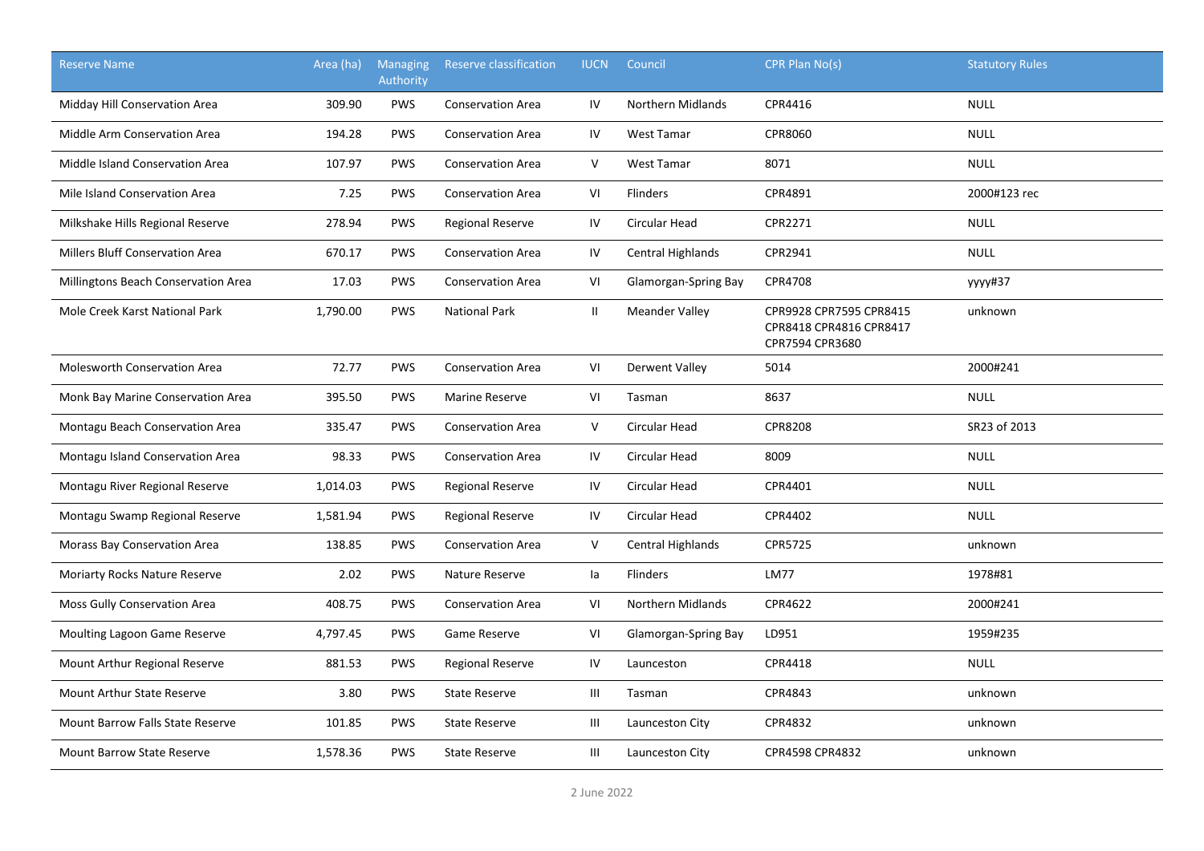| Reserve Name | Area (ha) | Managing Authority | Reserve classification | IUCN | Council | CPR Plan No(s) | Statutory Rules |
|---|---|---|---|---|---|---|---|
| Midday Hill Conservation Area | 309.90 | PWS | Conservation Area | IV | Northern Midlands | CPR4416 | NULL |
| Middle Arm Conservation Area | 194.28 | PWS | Conservation Area | IV | West Tamar | CPR8060 | NULL |
| Middle Island Conservation Area | 107.97 | PWS | Conservation Area | V | West Tamar | 8071 | NULL |
| Mile Island Conservation Area | 7.25 | PWS | Conservation Area | VI | Flinders | CPR4891 | 2000#123 rec |
| Milkshake Hills Regional Reserve | 278.94 | PWS | Regional Reserve | IV | Circular Head | CPR2271 | NULL |
| Millers Bluff Conservation Area | 670.17 | PWS | Conservation Area | IV | Central Highlands | CPR2941 | NULL |
| Millingtons Beach Conservation Area | 17.03 | PWS | Conservation Area | VI | Glamorgan-Spring Bay | CPR4708 | yyyy#37 |
| Mole Creek Karst National Park | 1,790.00 | PWS | National Park | II | Meander Valley | CPR9928 CPR7595 CPR8415 CPR8418 CPR4816 CPR8417 CPR7594 CPR3680 | unknown |
| Molesworth Conservation Area | 72.77 | PWS | Conservation Area | VI | Derwent Valley | 5014 | 2000#241 |
| Monk Bay Marine Conservation Area | 395.50 | PWS | Marine Reserve | VI | Tasman | 8637 | NULL |
| Montagu Beach Conservation Area | 335.47 | PWS | Conservation Area | V | Circular Head | CPR8208 | SR23 of 2013 |
| Montagu Island Conservation Area | 98.33 | PWS | Conservation Area | IV | Circular Head | 8009 | NULL |
| Montagu River Regional Reserve | 1,014.03 | PWS | Regional Reserve | IV | Circular Head | CPR4401 | NULL |
| Montagu Swamp Regional Reserve | 1,581.94 | PWS | Regional Reserve | IV | Circular Head | CPR4402 | NULL |
| Morass Bay Conservation Area | 138.85 | PWS | Conservation Area | V | Central Highlands | CPR5725 | unknown |
| Moriarty Rocks Nature Reserve | 2.02 | PWS | Nature Reserve | Ia | Flinders | LM77 | 1978#81 |
| Moss Gully Conservation Area | 408.75 | PWS | Conservation Area | VI | Northern Midlands | CPR4622 | 2000#241 |
| Moulting Lagoon Game Reserve | 4,797.45 | PWS | Game Reserve | VI | Glamorgan-Spring Bay | LD951 | 1959#235 |
| Mount Arthur Regional Reserve | 881.53 | PWS | Regional Reserve | IV | Launceston | CPR4418 | NULL |
| Mount Arthur State Reserve | 3.80 | PWS | State Reserve | III | Tasman | CPR4843 | unknown |
| Mount Barrow Falls State Reserve | 101.85 | PWS | State Reserve | III | Launceston City | CPR4832 | unknown |
| Mount Barrow State Reserve | 1,578.36 | PWS | State Reserve | III | Launceston City | CPR4598 CPR4832 | unknown |

2 June 2022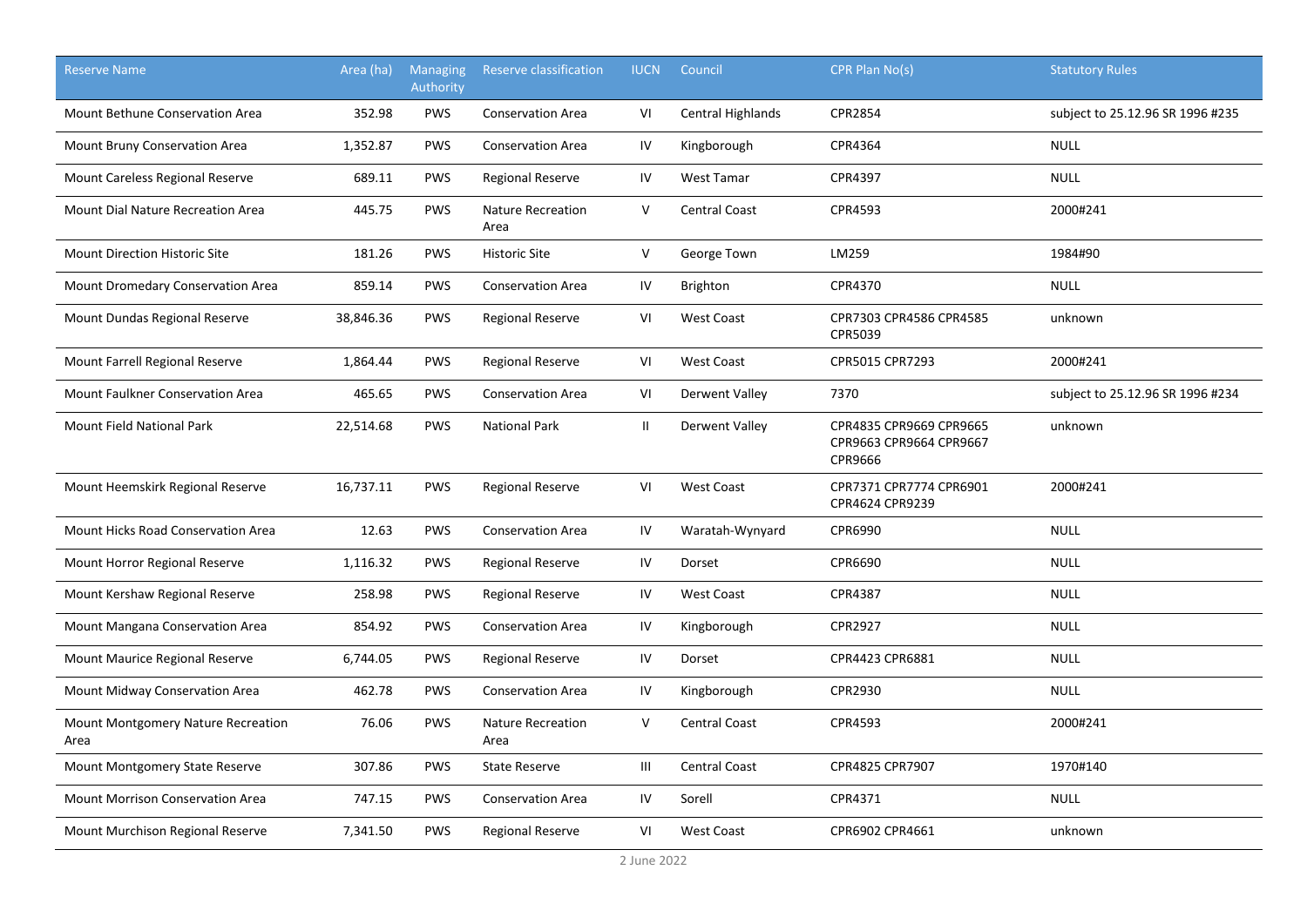| Reserve Name | Area (ha) | Managing Authority | Reserve classification | IUCN | Council | CPR Plan No(s) | Statutory Rules |
|---|---|---|---|---|---|---|---|
| Mount Bethune Conservation Area | 352.98 | PWS | Conservation Area | VI | Central Highlands | CPR2854 | subject to 25.12.96 SR 1996 #235 |
| Mount Bruny Conservation Area | 1,352.87 | PWS | Conservation Area | IV | Kingborough | CPR4364 | NULL |
| Mount Careless Regional Reserve | 689.11 | PWS | Regional Reserve | IV | West Tamar | CPR4397 | NULL |
| Mount Dial Nature Recreation Area | 445.75 | PWS | Nature Recreation Area | V | Central Coast | CPR4593 | 2000#241 |
| Mount Direction Historic Site | 181.26 | PWS | Historic Site | V | George Town | LM259 | 1984#90 |
| Mount Dromedary Conservation Area | 859.14 | PWS | Conservation Area | IV | Brighton | CPR4370 | NULL |
| Mount Dundas Regional Reserve | 38,846.36 | PWS | Regional Reserve | VI | West Coast | CPR7303 CPR4586 CPR4585 CPR5039 | unknown |
| Mount Farrell Regional Reserve | 1,864.44 | PWS | Regional Reserve | VI | West Coast | CPR5015 CPR7293 | 2000#241 |
| Mount Faulkner Conservation Area | 465.65 | PWS | Conservation Area | VI | Derwent Valley | 7370 | subject to 25.12.96 SR 1996 #234 |
| Mount Field National Park | 22,514.68 | PWS | National Park | II | Derwent Valley | CPR4835 CPR9669 CPR9665 CPR9663 CPR9664 CPR9667 CPR9666 | unknown |
| Mount Heemskirk Regional Reserve | 16,737.11 | PWS | Regional Reserve | VI | West Coast | CPR7371 CPR7774 CPR6901 CPR4624 CPR9239 | 2000#241 |
| Mount Hicks Road Conservation Area | 12.63 | PWS | Conservation Area | IV | Waratah-Wynyard | CPR6990 | NULL |
| Mount Horror Regional Reserve | 1,116.32 | PWS | Regional Reserve | IV | Dorset | CPR6690 | NULL |
| Mount Kershaw Regional Reserve | 258.98 | PWS | Regional Reserve | IV | West Coast | CPR4387 | NULL |
| Mount Mangana Conservation Area | 854.92 | PWS | Conservation Area | IV | Kingborough | CPR2927 | NULL |
| Mount Maurice Regional Reserve | 6,744.05 | PWS | Regional Reserve | IV | Dorset | CPR4423 CPR6881 | NULL |
| Mount Midway Conservation Area | 462.78 | PWS | Conservation Area | IV | Kingborough | CPR2930 | NULL |
| Mount Montgomery Nature Recreation Area | 76.06 | PWS | Nature Recreation Area | V | Central Coast | CPR4593 | 2000#241 |
| Mount Montgomery State Reserve | 307.86 | PWS | State Reserve | III | Central Coast | CPR4825 CPR7907 | 1970#140 |
| Mount Morrison Conservation Area | 747.15 | PWS | Conservation Area | IV | Sorell | CPR4371 | NULL |
| Mount Murchison Regional Reserve | 7,341.50 | PWS | Regional Reserve | VI | West Coast | CPR6902 CPR4661 | unknown |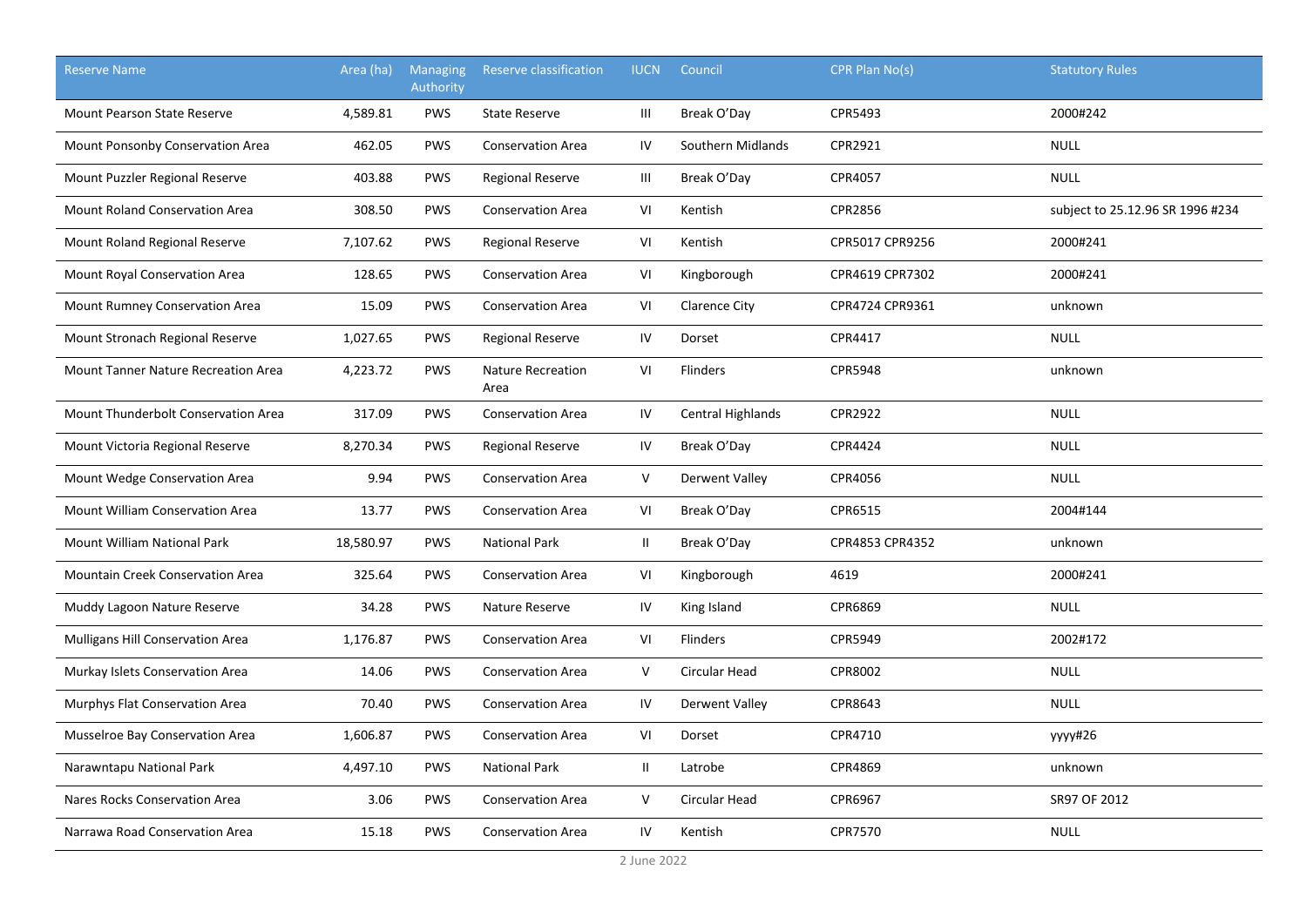| Reserve Name | Area (ha) | Managing Authority | Reserve classification | IUCN | Council | CPR Plan No(s) | Statutory Rules |
|---|---|---|---|---|---|---|---|
| Mount Pearson State Reserve | 4,589.81 | PWS | State Reserve | III | Break O'Day | CPR5493 | 2000#242 |
| Mount Ponsonby Conservation Area | 462.05 | PWS | Conservation Area | IV | Southern Midlands | CPR2921 | NULL |
| Mount Puzzler Regional Reserve | 403.88 | PWS | Regional Reserve | III | Break O'Day | CPR4057 | NULL |
| Mount Roland Conservation Area | 308.50 | PWS | Conservation Area | VI | Kentish | CPR2856 | subject to 25.12.96 SR 1996 #234 |
| Mount Roland Regional Reserve | 7,107.62 | PWS | Regional Reserve | VI | Kentish | CPR5017 CPR9256 | 2000#241 |
| Mount Royal Conservation Area | 128.65 | PWS | Conservation Area | VI | Kingborough | CPR4619 CPR7302 | 2000#241 |
| Mount Rumney Conservation Area | 15.09 | PWS | Conservation Area | VI | Clarence City | CPR4724 CPR9361 | unknown |
| Mount Stronach Regional Reserve | 1,027.65 | PWS | Regional Reserve | IV | Dorset | CPR4417 | NULL |
| Mount Tanner Nature Recreation Area | 4,223.72 | PWS | Nature Recreation Area | VI | Flinders | CPR5948 | unknown |
| Mount Thunderbolt Conservation Area | 317.09 | PWS | Conservation Area | IV | Central Highlands | CPR2922 | NULL |
| Mount Victoria Regional Reserve | 8,270.34 | PWS | Regional Reserve | IV | Break O'Day | CPR4424 | NULL |
| Mount Wedge Conservation Area | 9.94 | PWS | Conservation Area | V | Derwent Valley | CPR4056 | NULL |
| Mount William Conservation Area | 13.77 | PWS | Conservation Area | VI | Break O'Day | CPR6515 | 2004#144 |
| Mount William National Park | 18,580.97 | PWS | National Park | II | Break O'Day | CPR4853 CPR4352 | unknown |
| Mountain Creek Conservation Area | 325.64 | PWS | Conservation Area | VI | Kingborough | 4619 | 2000#241 |
| Muddy Lagoon Nature Reserve | 34.28 | PWS | Nature Reserve | IV | King Island | CPR6869 | NULL |
| Mulligans Hill Conservation Area | 1,176.87 | PWS | Conservation Area | VI | Flinders | CPR5949 | 2002#172 |
| Murkay Islets Conservation Area | 14.06 | PWS | Conservation Area | V | Circular Head | CPR8002 | NULL |
| Murphys Flat Conservation Area | 70.40 | PWS | Conservation Area | IV | Derwent Valley | CPR8643 | NULL |
| Musselroe Bay Conservation Area | 1,606.87 | PWS | Conservation Area | VI | Dorset | CPR4710 | yyyy#26 |
| Narawntapu National Park | 4,497.10 | PWS | National Park | II | Latrobe | CPR4869 | unknown |
| Nares Rocks Conservation Area | 3.06 | PWS | Conservation Area | V | Circular Head | CPR6967 | SR97 OF 2012 |
| Narrawa Road Conservation Area | 15.18 | PWS | Conservation Area | IV | Kentish | CPR7570 | NULL |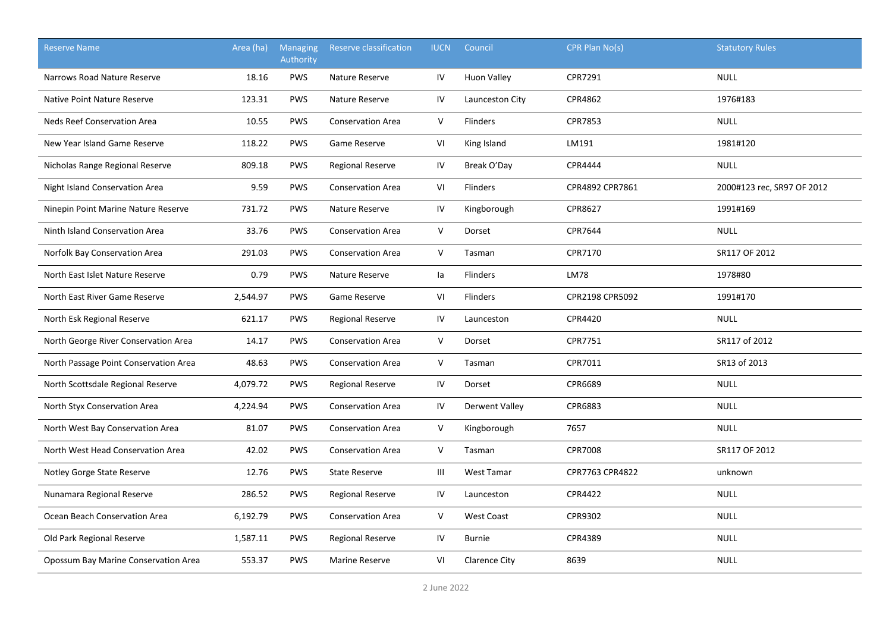| Reserve Name | Area (ha) | Managing Authority | Reserve classification | IUCN | Council | CPR Plan No(s) | Statutory Rules |
|---|---|---|---|---|---|---|---|
| Narrows Road Nature Reserve | 18.16 | PWS | Nature Reserve | IV | Huon Valley | CPR7291 | NULL |
| Native Point Nature Reserve | 123.31 | PWS | Nature Reserve | IV | Launceston City | CPR4862 | 1976#183 |
| Neds Reef Conservation Area | 10.55 | PWS | Conservation Area | V | Flinders | CPR7853 | NULL |
| New Year Island Game Reserve | 118.22 | PWS | Game Reserve | VI | King Island | LM191 | 1981#120 |
| Nicholas Range Regional Reserve | 809.18 | PWS | Regional Reserve | IV | Break O'Day | CPR4444 | NULL |
| Night Island Conservation Area | 9.59 | PWS | Conservation Area | VI | Flinders | CPR4892 CPR7861 | 2000#123 rec, SR97 OF 2012 |
| Ninepin Point Marine Nature Reserve | 731.72 | PWS | Nature Reserve | IV | Kingborough | CPR8627 | 1991#169 |
| Ninth Island Conservation Area | 33.76 | PWS | Conservation Area | V | Dorset | CPR7644 | NULL |
| Norfolk Bay Conservation Area | 291.03 | PWS | Conservation Area | V | Tasman | CPR7170 | SR117 OF 2012 |
| North East Islet Nature Reserve | 0.79 | PWS | Nature Reserve | Ia | Flinders | LM78 | 1978#80 |
| North East River Game Reserve | 2,544.97 | PWS | Game Reserve | VI | Flinders | CPR2198 CPR5092 | 1991#170 |
| North Esk Regional Reserve | 621.17 | PWS | Regional Reserve | IV | Launceston | CPR4420 | NULL |
| North George River Conservation Area | 14.17 | PWS | Conservation Area | V | Dorset | CPR7751 | SR117 of 2012 |
| North Passage Point Conservation Area | 48.63 | PWS | Conservation Area | V | Tasman | CPR7011 | SR13 of 2013 |
| North Scottsdale Regional Reserve | 4,079.72 | PWS | Regional Reserve | IV | Dorset | CPR6689 | NULL |
| North Styx Conservation Area | 4,224.94 | PWS | Conservation Area | IV | Derwent Valley | CPR6883 | NULL |
| North West Bay Conservation Area | 81.07 | PWS | Conservation Area | V | Kingborough | 7657 | NULL |
| North West Head Conservation Area | 42.02 | PWS | Conservation Area | V | Tasman | CPR7008 | SR117 OF 2012 |
| Notley Gorge State Reserve | 12.76 | PWS | State Reserve | III | West Tamar | CPR7763 CPR4822 | unknown |
| Nunamara Regional Reserve | 286.52 | PWS | Regional Reserve | IV | Launceston | CPR4422 | NULL |
| Ocean Beach Conservation Area | 6,192.79 | PWS | Conservation Area | V | West Coast | CPR9302 | NULL |
| Old Park Regional Reserve | 1,587.11 | PWS | Regional Reserve | IV | Burnie | CPR4389 | NULL |
| Opossum Bay Marine Conservation Area | 553.37 | PWS | Marine Reserve | VI | Clarence City | 8639 | NULL |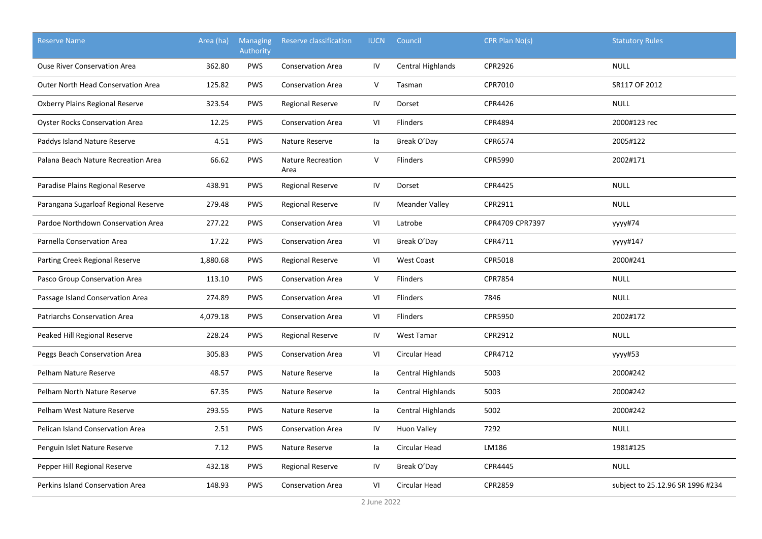| Reserve Name | Area (ha) | Managing Authority | Reserve classification | IUCN | Council | CPR Plan No(s) | Statutory Rules |
|---|---|---|---|---|---|---|---|
| Ouse River Conservation Area | 362.80 | PWS | Conservation Area | IV | Central Highlands | CPR2926 | NULL |
| Outer North Head Conservation Area | 125.82 | PWS | Conservation Area | V | Tasman | CPR7010 | SR117 OF 2012 |
| Oxberry Plains Regional Reserve | 323.54 | PWS | Regional Reserve | IV | Dorset | CPR4426 | NULL |
| Oyster Rocks Conservation Area | 12.25 | PWS | Conservation Area | VI | Flinders | CPR4894 | 2000#123 rec |
| Paddys Island Nature Reserve | 4.51 | PWS | Nature Reserve | Ia | Break O'Day | CPR6574 | 2005#122 |
| Palana Beach Nature Recreation Area | 66.62 | PWS | Nature Recreation Area | V | Flinders | CPR5990 | 2002#171 |
| Paradise Plains Regional Reserve | 438.91 | PWS | Regional Reserve | IV | Dorset | CPR4425 | NULL |
| Parangana Sugarloaf Regional Reserve | 279.48 | PWS | Regional Reserve | IV | Meander Valley | CPR2911 | NULL |
| Pardoe Northdown Conservation Area | 277.22 | PWS | Conservation Area | VI | Latrobe | CPR4709 CPR7397 | yyyy#74 |
| Parnella Conservation Area | 17.22 | PWS | Conservation Area | VI | Break O'Day | CPR4711 | yyyy#147 |
| Parting Creek Regional Reserve | 1,880.68 | PWS | Regional Reserve | VI | West Coast | CPR5018 | 2000#241 |
| Pasco Group Conservation Area | 113.10 | PWS | Conservation Area | V | Flinders | CPR7854 | NULL |
| Passage Island Conservation Area | 274.89 | PWS | Conservation Area | VI | Flinders | 7846 | NULL |
| Patriarchs Conservation Area | 4,079.18 | PWS | Conservation Area | VI | Flinders | CPR5950 | 2002#172 |
| Peaked Hill Regional Reserve | 228.24 | PWS | Regional Reserve | IV | West Tamar | CPR2912 | NULL |
| Peggs Beach Conservation Area | 305.83 | PWS | Conservation Area | VI | Circular Head | CPR4712 | yyyy#53 |
| Pelham Nature Reserve | 48.57 | PWS | Nature Reserve | Ia | Central Highlands | 5003 | 2000#242 |
| Pelham North Nature Reserve | 67.35 | PWS | Nature Reserve | Ia | Central Highlands | 5003 | 2000#242 |
| Pelham West Nature Reserve | 293.55 | PWS | Nature Reserve | Ia | Central Highlands | 5002 | 2000#242 |
| Pelican Island Conservation Area | 2.51 | PWS | Conservation Area | IV | Huon Valley | 7292 | NULL |
| Penguin Islet Nature Reserve | 7.12 | PWS | Nature Reserve | Ia | Circular Head | LM186 | 1981#125 |
| Pepper Hill Regional Reserve | 432.18 | PWS | Regional Reserve | IV | Break O'Day | CPR4445 | NULL |
| Perkins Island Conservation Area | 148.93 | PWS | Conservation Area | VI | Circular Head | CPR2859 | subject to 25.12.96 SR 1996 #234 |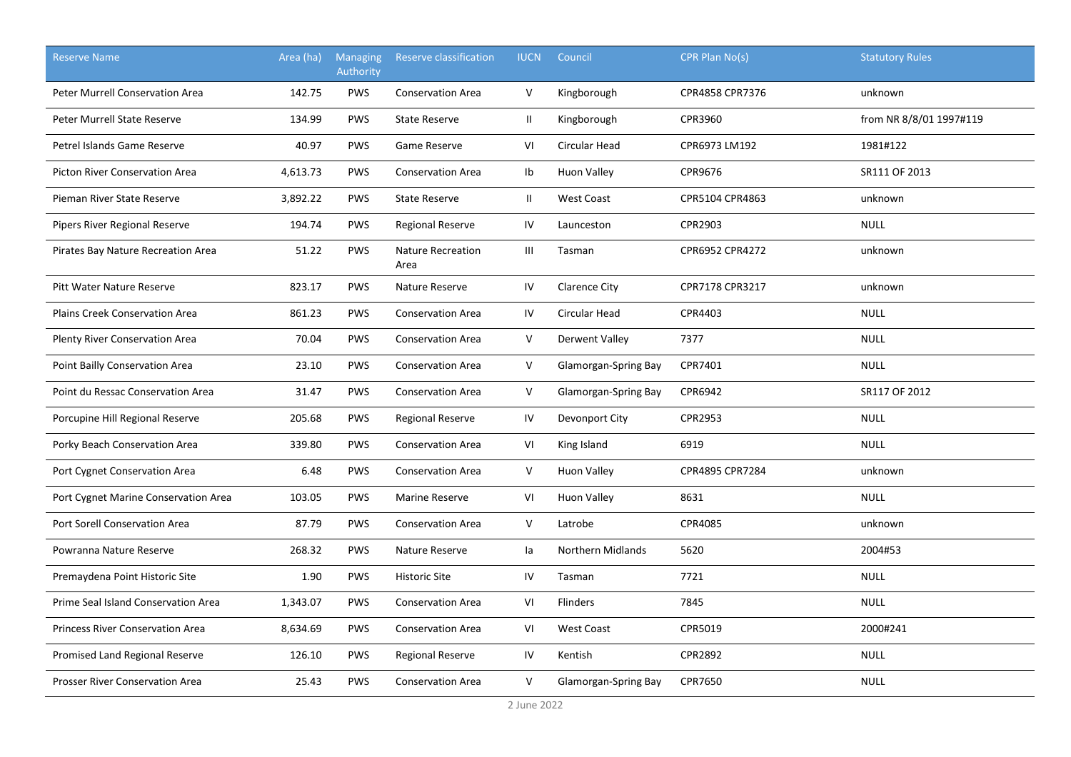| Reserve Name | Area (ha) | Managing Authority | Reserve classification | IUCN | Council | CPR Plan No(s) | Statutory Rules |
|---|---|---|---|---|---|---|---|
| Peter Murrell Conservation Area | 142.75 | PWS | Conservation Area | V | Kingborough | CPR4858 CPR7376 | unknown |
| Peter Murrell State Reserve | 134.99 | PWS | State Reserve | II | Kingborough | CPR3960 | from NR 8/8/01 1997#119 |
| Petrel Islands Game Reserve | 40.97 | PWS | Game Reserve | VI | Circular Head | CPR6973 LM192 | 1981#122 |
| Picton River Conservation Area | 4,613.73 | PWS | Conservation Area | Ib | Huon Valley | CPR9676 | SR111 OF 2013 |
| Pieman River State Reserve | 3,892.22 | PWS | State Reserve | II | West Coast | CPR5104 CPR4863 | unknown |
| Pipers River Regional Reserve | 194.74 | PWS | Regional Reserve | IV | Launceston | CPR2903 | NULL |
| Pirates Bay Nature Recreation Area | 51.22 | PWS | Nature Recreation Area | III | Tasman | CPR6952 CPR4272 | unknown |
| Pitt Water Nature Reserve | 823.17 | PWS | Nature Reserve | IV | Clarence City | CPR7178 CPR3217 | unknown |
| Plains Creek Conservation Area | 861.23 | PWS | Conservation Area | IV | Circular Head | CPR4403 | NULL |
| Plenty River Conservation Area | 70.04 | PWS | Conservation Area | V | Derwent Valley | 7377 | NULL |
| Point Bailly Conservation Area | 23.10 | PWS | Conservation Area | V | Glamorgan-Spring Bay | CPR7401 | NULL |
| Point du Ressac Conservation Area | 31.47 | PWS | Conservation Area | V | Glamorgan-Spring Bay | CPR6942 | SR117 OF 2012 |
| Porcupine Hill Regional Reserve | 205.68 | PWS | Regional Reserve | IV | Devonport City | CPR2953 | NULL |
| Porky Beach Conservation Area | 339.80 | PWS | Conservation Area | VI | King Island | 6919 | NULL |
| Port Cygnet Conservation Area | 6.48 | PWS | Conservation Area | V | Huon Valley | CPR4895 CPR7284 | unknown |
| Port Cygnet Marine Conservation Area | 103.05 | PWS | Marine Reserve | VI | Huon Valley | 8631 | NULL |
| Port Sorell Conservation Area | 87.79 | PWS | Conservation Area | V | Latrobe | CPR4085 | unknown |
| Powranna Nature Reserve | 268.32 | PWS | Nature Reserve | Ia | Northern Midlands | 5620 | 2004#53 |
| Premaydena Point Historic Site | 1.90 | PWS | Historic Site | IV | Tasman | 7721 | NULL |
| Prime Seal Island Conservation Area | 1,343.07 | PWS | Conservation Area | VI | Flinders | 7845 | NULL |
| Princess River Conservation Area | 8,634.69 | PWS | Conservation Area | VI | West Coast | CPR5019 | 2000#241 |
| Promised Land Regional Reserve | 126.10 | PWS | Regional Reserve | IV | Kentish | CPR2892 | NULL |
| Prosser River Conservation Area | 25.43 | PWS | Conservation Area | V | Glamorgan-Spring Bay | CPR7650 | NULL |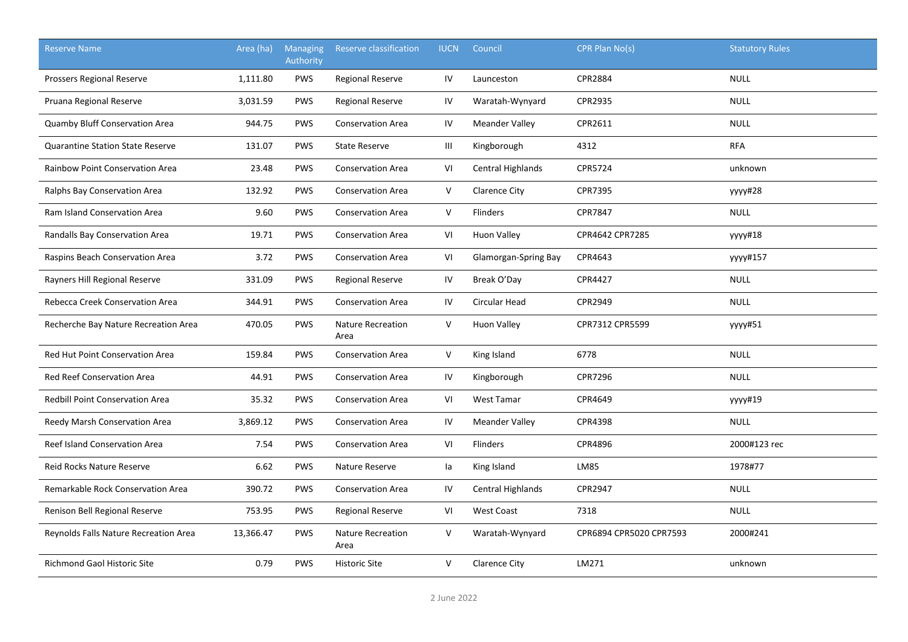| Reserve Name | Area (ha) | Managing Authority | Reserve classification | IUCN | Council | CPR Plan No(s) | Statutory Rules |
|---|---|---|---|---|---|---|---|
| Prossers Regional Reserve | 1,111.80 | PWS | Regional Reserve | IV | Launceston | CPR2884 | NULL |
| Pruana Regional Reserve | 3,031.59 | PWS | Regional Reserve | IV | Waratah-Wynyard | CPR2935 | NULL |
| Quamby Bluff Conservation Area | 944.75 | PWS | Conservation Area | IV | Meander Valley | CPR2611 | NULL |
| Quarantine Station State Reserve | 131.07 | PWS | State Reserve | III | Kingborough | 4312 | RFA |
| Rainbow Point Conservation Area | 23.48 | PWS | Conservation Area | VI | Central Highlands | CPR5724 | unknown |
| Ralphs Bay Conservation Area | 132.92 | PWS | Conservation Area | V | Clarence City | CPR7395 | yyyy#28 |
| Ram Island Conservation Area | 9.60 | PWS | Conservation Area | V | Flinders | CPR7847 | NULL |
| Randalls Bay Conservation Area | 19.71 | PWS | Conservation Area | VI | Huon Valley | CPR4642 CPR7285 | yyyy#18 |
| Raspins Beach Conservation Area | 3.72 | PWS | Conservation Area | VI | Glamorgan-Spring Bay | CPR4643 | yyyy#157 |
| Rayners Hill Regional Reserve | 331.09 | PWS | Regional Reserve | IV | Break O'Day | CPR4427 | NULL |
| Rebecca Creek Conservation Area | 344.91 | PWS | Conservation Area | IV | Circular Head | CPR2949 | NULL |
| Recherche Bay Nature Recreation Area | 470.05 | PWS | Nature Recreation Area | V | Huon Valley | CPR7312 CPR5599 | yyyy#51 |
| Red Hut Point Conservation Area | 159.84 | PWS | Conservation Area | V | King Island | 6778 | NULL |
| Red Reef Conservation Area | 44.91 | PWS | Conservation Area | IV | Kingborough | CPR7296 | NULL |
| Redbill Point Conservation Area | 35.32 | PWS | Conservation Area | VI | West Tamar | CPR4649 | yyyy#19 |
| Reedy Marsh Conservation Area | 3,869.12 | PWS | Conservation Area | IV | Meander Valley | CPR4398 | NULL |
| Reef Island Conservation Area | 7.54 | PWS | Conservation Area | VI | Flinders | CPR4896 | 2000#123 rec |
| Reid Rocks Nature Reserve | 6.62 | PWS | Nature Reserve | Ia | King Island | LM85 | 1978#77 |
| Remarkable Rock Conservation Area | 390.72 | PWS | Conservation Area | IV | Central Highlands | CPR2947 | NULL |
| Renison Bell Regional Reserve | 753.95 | PWS | Regional Reserve | VI | West Coast | 7318 | NULL |
| Reynolds Falls Nature Recreation Area | 13,366.47 | PWS | Nature Recreation Area | V | Waratah-Wynyard | CPR6894 CPR5020 CPR7593 | 2000#241 |
| Richmond Gaol Historic Site | 0.79 | PWS | Historic Site | V | Clarence City | LM271 | unknown |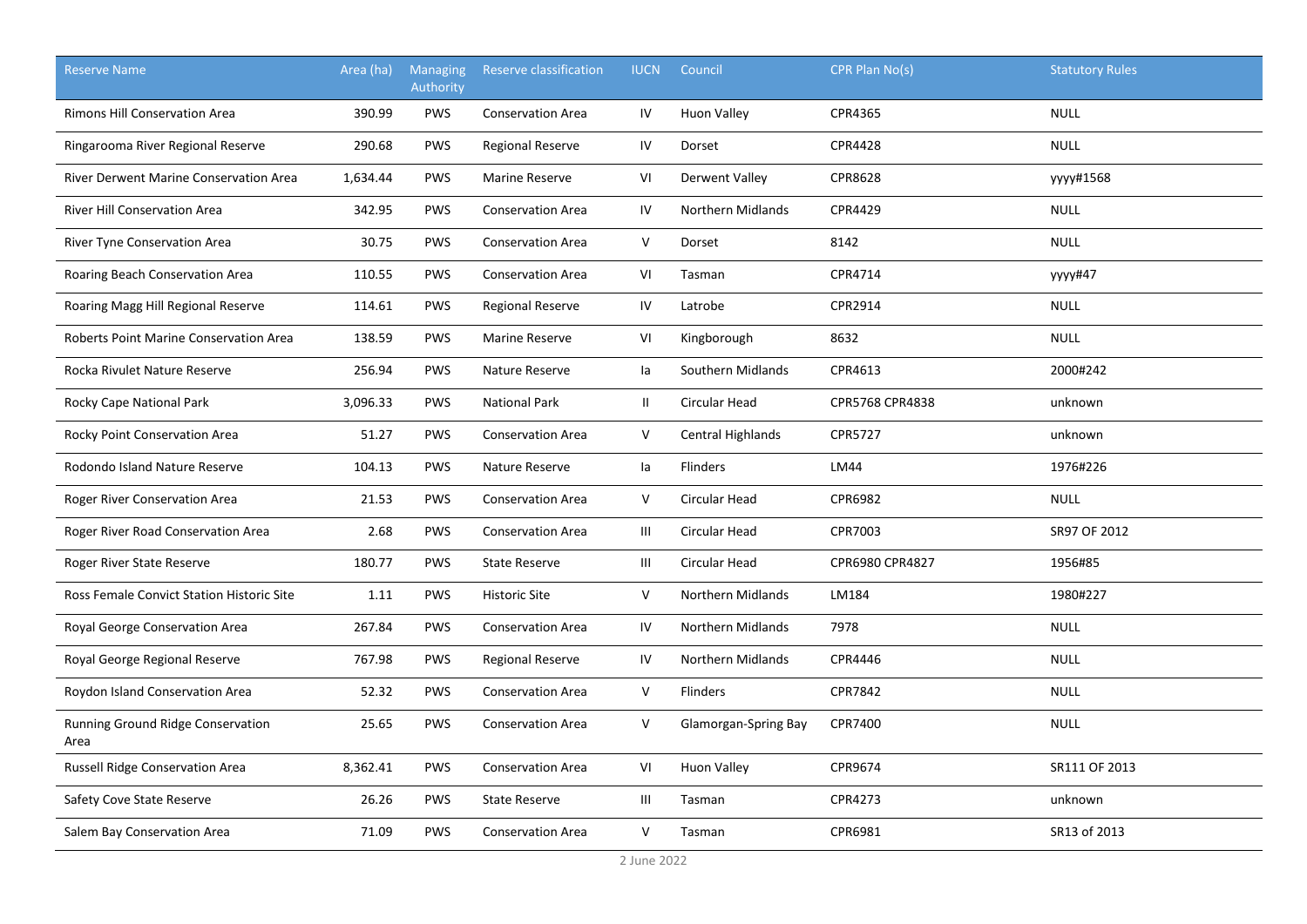| Reserve Name | Area (ha) | Managing Authority | Reserve classification | IUCN | Council | CPR Plan No(s) | Statutory Rules |
|---|---|---|---|---|---|---|---|
| Rimons Hill Conservation Area | 390.99 | PWS | Conservation Area | IV | Huon Valley | CPR4365 | NULL |
| Ringarooma River Regional Reserve | 290.68 | PWS | Regional Reserve | IV | Dorset | CPR4428 | NULL |
| River Derwent Marine Conservation Area | 1,634.44 | PWS | Marine Reserve | VI | Derwent Valley | CPR8628 | yyyy#1568 |
| River Hill Conservation Area | 342.95 | PWS | Conservation Area | IV | Northern Midlands | CPR4429 | NULL |
| River Tyne Conservation Area | 30.75 | PWS | Conservation Area | V | Dorset | 8142 | NULL |
| Roaring Beach Conservation Area | 110.55 | PWS | Conservation Area | VI | Tasman | CPR4714 | yyyy#47 |
| Roaring Magg Hill Regional Reserve | 114.61 | PWS | Regional Reserve | IV | Latrobe | CPR2914 | NULL |
| Roberts Point Marine Conservation Area | 138.59 | PWS | Marine Reserve | VI | Kingborough | 8632 | NULL |
| Rocka Rivulet Nature Reserve | 256.94 | PWS | Nature Reserve | Ia | Southern Midlands | CPR4613 | 2000#242 |
| Rocky Cape National Park | 3,096.33 | PWS | National Park | II | Circular Head | CPR5768 CPR4838 | unknown |
| Rocky Point Conservation Area | 51.27 | PWS | Conservation Area | V | Central Highlands | CPR5727 | unknown |
| Rodondo Island Nature Reserve | 104.13 | PWS | Nature Reserve | Ia | Flinders | LM44 | 1976#226 |
| Roger River Conservation Area | 21.53 | PWS | Conservation Area | V | Circular Head | CPR6982 | NULL |
| Roger River Road Conservation Area | 2.68 | PWS | Conservation Area | III | Circular Head | CPR7003 | SR97 OF 2012 |
| Roger River State Reserve | 180.77 | PWS | State Reserve | III | Circular Head | CPR6980 CPR4827 | 1956#85 |
| Ross Female Convict Station Historic Site | 1.11 | PWS | Historic Site | V | Northern Midlands | LM184 | 1980#227 |
| Royal George Conservation Area | 267.84 | PWS | Conservation Area | IV | Northern Midlands | 7978 | NULL |
| Royal George Regional Reserve | 767.98 | PWS | Regional Reserve | IV | Northern Midlands | CPR4446 | NULL |
| Roydon Island Conservation Area | 52.32 | PWS | Conservation Area | V | Flinders | CPR7842 | NULL |
| Running Ground Ridge Conservation Area | 25.65 | PWS | Conservation Area | V | Glamorgan-Spring Bay | CPR7400 | NULL |
| Russell Ridge Conservation Area | 8,362.41 | PWS | Conservation Area | VI | Huon Valley | CPR9674 | SR111 OF 2013 |
| Safety Cove State Reserve | 26.26 | PWS | State Reserve | III | Tasman | CPR4273 | unknown |
| Salem Bay Conservation Area | 71.09 | PWS | Conservation Area | V | Tasman | CPR6981 | SR13 of 2013 |

2 June 2022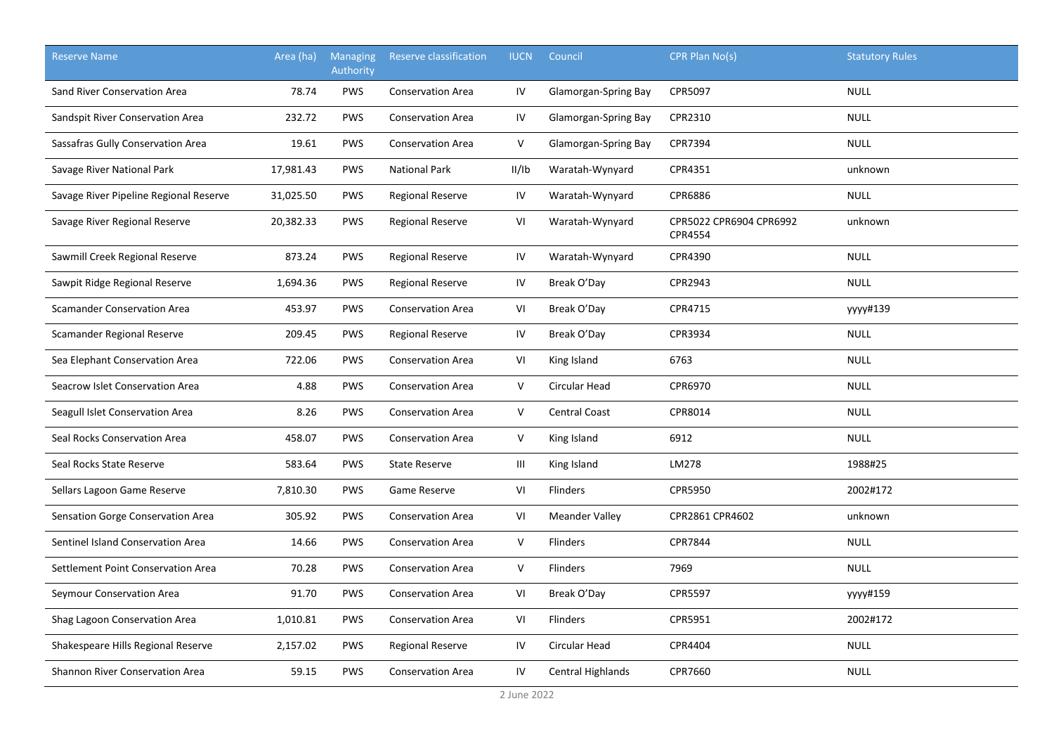| Reserve Name | Area (ha) | Managing Authority | Reserve classification | IUCN | Council | CPR Plan No(s) | Statutory Rules |
|---|---|---|---|---|---|---|---|
| Sand River Conservation Area | 78.74 | PWS | Conservation Area | IV | Glamorgan-Spring Bay | CPR5097 | NULL |
| Sandspit River Conservation Area | 232.72 | PWS | Conservation Area | IV | Glamorgan-Spring Bay | CPR2310 | NULL |
| Sassafras Gully Conservation Area | 19.61 | PWS | Conservation Area | V | Glamorgan-Spring Bay | CPR7394 | NULL |
| Savage River National Park | 17,981.43 | PWS | National Park | II/Ib | Waratah-Wynyard | CPR4351 | unknown |
| Savage River Pipeline Regional Reserve | 31,025.50 | PWS | Regional Reserve | IV | Waratah-Wynyard | CPR6886 | NULL |
| Savage River Regional Reserve | 20,382.33 | PWS | Regional Reserve | VI | Waratah-Wynyard | CPR5022 CPR6904 CPR6992 CPR4554 | unknown |
| Sawmill Creek Regional Reserve | 873.24 | PWS | Regional Reserve | IV | Waratah-Wynyard | CPR4390 | NULL |
| Sawpit Ridge Regional Reserve | 1,694.36 | PWS | Regional Reserve | IV | Break O'Day | CPR2943 | NULL |
| Scamander Conservation Area | 453.97 | PWS | Conservation Area | VI | Break O'Day | CPR4715 | yyyy#139 |
| Scamander Regional Reserve | 209.45 | PWS | Regional Reserve | IV | Break O'Day | CPR3934 | NULL |
| Sea Elephant Conservation Area | 722.06 | PWS | Conservation Area | VI | King Island | 6763 | NULL |
| Seacrow Islet Conservation Area | 4.88 | PWS | Conservation Area | V | Circular Head | CPR6970 | NULL |
| Seagull Islet Conservation Area | 8.26 | PWS | Conservation Area | V | Central Coast | CPR8014 | NULL |
| Seal Rocks Conservation Area | 458.07 | PWS | Conservation Area | V | King Island | 6912 | NULL |
| Seal Rocks State Reserve | 583.64 | PWS | State Reserve | III | King Island | LM278 | 1988#25 |
| Sellars Lagoon Game Reserve | 7,810.30 | PWS | Game Reserve | VI | Flinders | CPR5950 | 2002#172 |
| Sensation Gorge Conservation Area | 305.92 | PWS | Conservation Area | VI | Meander Valley | CPR2861 CPR4602 | unknown |
| Sentinel Island Conservation Area | 14.66 | PWS | Conservation Area | V | Flinders | CPR7844 | NULL |
| Settlement Point Conservation Area | 70.28 | PWS | Conservation Area | V | Flinders | 7969 | NULL |
| Seymour Conservation Area | 91.70 | PWS | Conservation Area | VI | Break O'Day | CPR5597 | yyyy#159 |
| Shag Lagoon Conservation Area | 1,010.81 | PWS | Conservation Area | VI | Flinders | CPR5951 | 2002#172 |
| Shakespeare Hills Regional Reserve | 2,157.02 | PWS | Regional Reserve | IV | Circular Head | CPR4404 | NULL |
| Shannon River Conservation Area | 59.15 | PWS | Conservation Area | IV | Central Highlands | CPR7660 | NULL |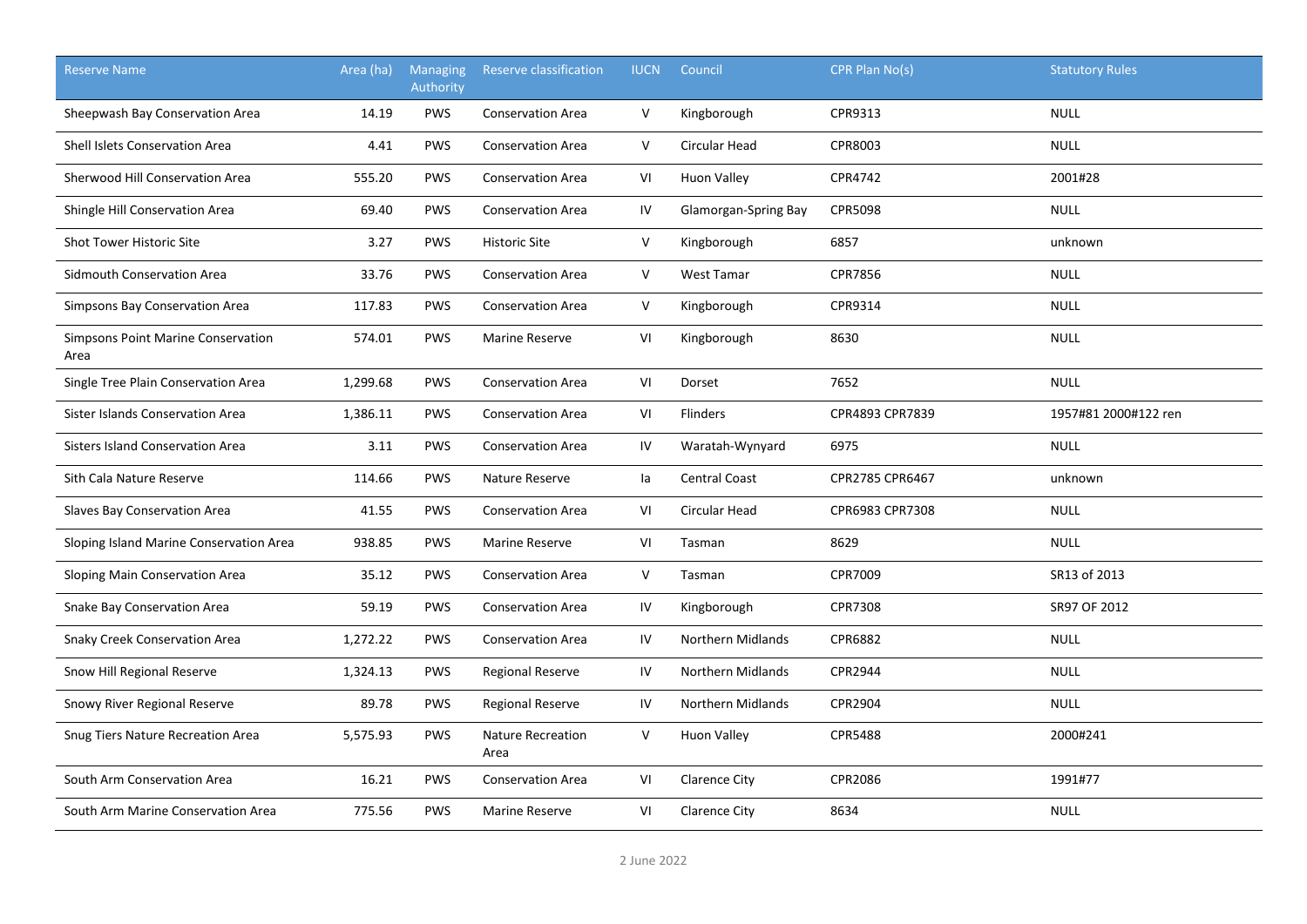| Reserve Name | Area (ha) | Managing Authority | Reserve classification | IUCN | Council | CPR Plan No(s) | Statutory Rules |
|---|---|---|---|---|---|---|---|
| Sheepwash Bay Conservation Area | 14.19 | PWS | Conservation Area | V | Kingborough | CPR9313 | NULL |
| Shell Islets Conservation Area | 4.41 | PWS | Conservation Area | V | Circular Head | CPR8003 | NULL |
| Sherwood Hill Conservation Area | 555.20 | PWS | Conservation Area | VI | Huon Valley | CPR4742 | 2001#28 |
| Shingle Hill Conservation Area | 69.40 | PWS | Conservation Area | IV | Glamorgan-Spring Bay | CPR5098 | NULL |
| Shot Tower Historic Site | 3.27 | PWS | Historic Site | V | Kingborough | 6857 | unknown |
| Sidmouth Conservation Area | 33.76 | PWS | Conservation Area | V | West Tamar | CPR7856 | NULL |
| Simpsons Bay Conservation Area | 117.83 | PWS | Conservation Area | V | Kingborough | CPR9314 | NULL |
| Simpsons Point Marine Conservation Area | 574.01 | PWS | Marine Reserve | VI | Kingborough | 8630 | NULL |
| Single Tree Plain Conservation Area | 1,299.68 | PWS | Conservation Area | VI | Dorset | 7652 | NULL |
| Sister Islands Conservation Area | 1,386.11 | PWS | Conservation Area | VI | Flinders | CPR4893 CPR7839 | 1957#81 2000#122 ren |
| Sisters Island Conservation Area | 3.11 | PWS | Conservation Area | IV | Waratah-Wynyard | 6975 | NULL |
| Sith Cala Nature Reserve | 114.66 | PWS | Nature Reserve | Ia | Central Coast | CPR2785 CPR6467 | unknown |
| Slaves Bay Conservation Area | 41.55 | PWS | Conservation Area | VI | Circular Head | CPR6983 CPR7308 | NULL |
| Sloping Island Marine Conservation Area | 938.85 | PWS | Marine Reserve | VI | Tasman | 8629 | NULL |
| Sloping Main Conservation Area | 35.12 | PWS | Conservation Area | V | Tasman | CPR7009 | SR13 of 2013 |
| Snake Bay Conservation Area | 59.19 | PWS | Conservation Area | IV | Kingborough | CPR7308 | SR97 OF 2012 |
| Snaky Creek Conservation Area | 1,272.22 | PWS | Conservation Area | IV | Northern Midlands | CPR6882 | NULL |
| Snow Hill Regional Reserve | 1,324.13 | PWS | Regional Reserve | IV | Northern Midlands | CPR2944 | NULL |
| Snowy River Regional Reserve | 89.78 | PWS | Regional Reserve | IV | Northern Midlands | CPR2904 | NULL |
| Snug Tiers Nature Recreation Area | 5,575.93 | PWS | Nature Recreation Area | V | Huon Valley | CPR5488 | 2000#241 |
| South Arm Conservation Area | 16.21 | PWS | Conservation Area | VI | Clarence City | CPR2086 | 1991#77 |
| South Arm Marine Conservation Area | 775.56 | PWS | Marine Reserve | VI | Clarence City | 8634 | NULL |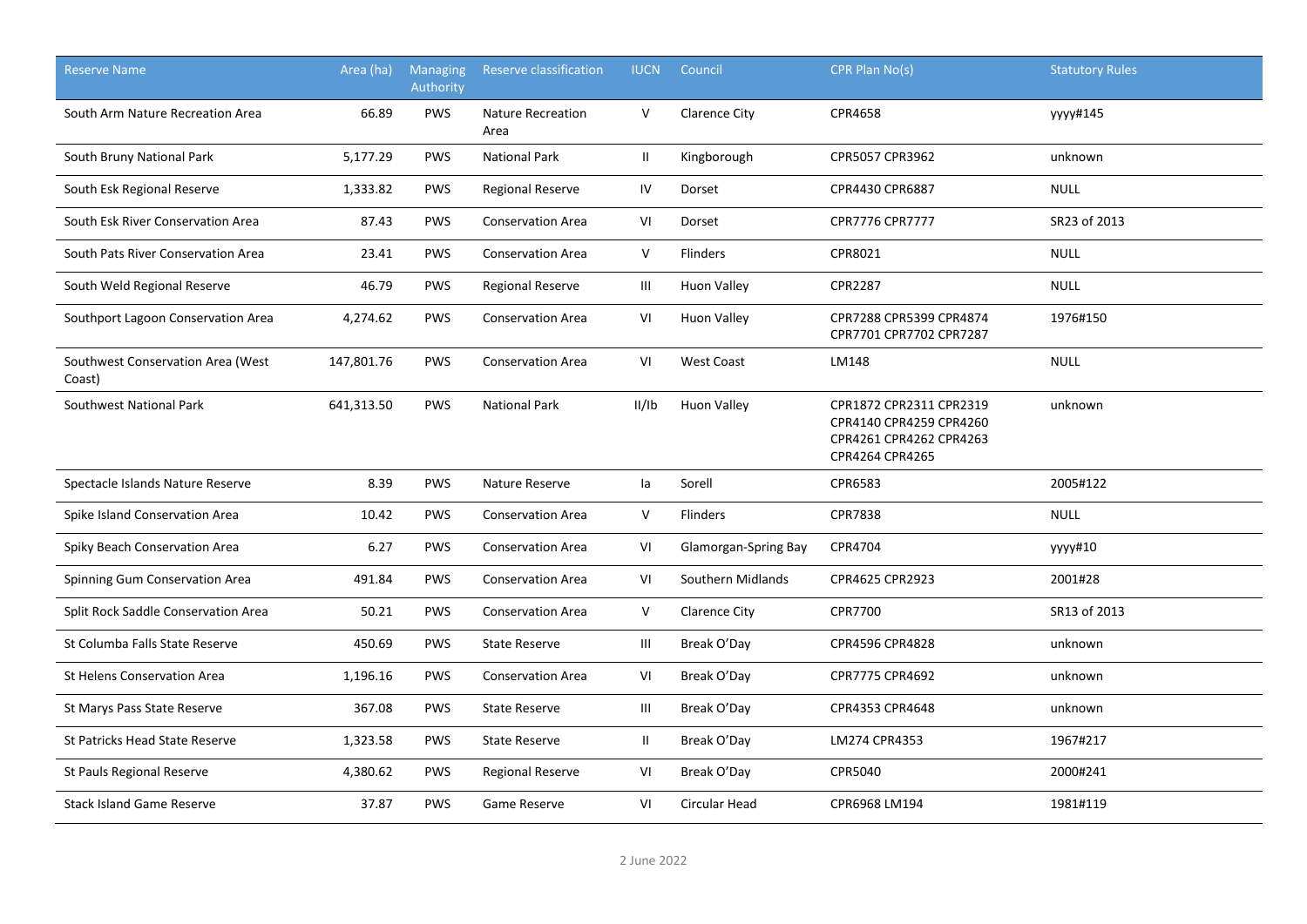| Reserve Name | Area (ha) | Managing Authority | Reserve classification | IUCN | Council | CPR Plan No(s) | Statutory Rules |
|---|---|---|---|---|---|---|---|
| South Arm Nature Recreation Area | 66.89 | PWS | Nature Recreation Area | V | Clarence City | CPR4658 | yyyy#145 |
| South Bruny National Park | 5,177.29 | PWS | National Park | II | Kingborough | CPR5057 CPR3962 | unknown |
| South Esk Regional Reserve | 1,333.82 | PWS | Regional Reserve | IV | Dorset | CPR4430 CPR6887 | NULL |
| South Esk River Conservation Area | 87.43 | PWS | Conservation Area | VI | Dorset | CPR7776 CPR7777 | SR23 of 2013 |
| South Pats River Conservation Area | 23.41 | PWS | Conservation Area | V | Flinders | CPR8021 | NULL |
| South Weld Regional Reserve | 46.79 | PWS | Regional Reserve | III | Huon Valley | CPR2287 | NULL |
| Southport Lagoon Conservation Area | 4,274.62 | PWS | Conservation Area | VI | Huon Valley | CPR7288 CPR5399 CPR4874 CPR7701 CPR7702 CPR7287 | 1976#150 |
| Southwest Conservation Area (West Coast) | 147,801.76 | PWS | Conservation Area | VI | West Coast | LM148 | NULL |
| Southwest National Park | 641,313.50 | PWS | National Park | II/Ib | Huon Valley | CPR1872 CPR2311 CPR2319 CPR4140 CPR4259 CPR4260 CPR4261 CPR4262 CPR4263 CPR4264 CPR4265 | unknown |
| Spectacle Islands Nature Reserve | 8.39 | PWS | Nature Reserve | Ia | Sorell | CPR6583 | 2005#122 |
| Spike Island Conservation Area | 10.42 | PWS | Conservation Area | V | Flinders | CPR7838 | NULL |
| Spiky Beach Conservation Area | 6.27 | PWS | Conservation Area | VI | Glamorgan-Spring Bay | CPR4704 | yyyy#10 |
| Spinning Gum Conservation Area | 491.84 | PWS | Conservation Area | VI | Southern Midlands | CPR4625 CPR2923 | 2001#28 |
| Split Rock Saddle Conservation Area | 50.21 | PWS | Conservation Area | V | Clarence City | CPR7700 | SR13 of 2013 |
| St Columba Falls State Reserve | 450.69 | PWS | State Reserve | III | Break O'Day | CPR4596 CPR4828 | unknown |
| St Helens Conservation Area | 1,196.16 | PWS | Conservation Area | VI | Break O'Day | CPR7775 CPR4692 | unknown |
| St Marys Pass State Reserve | 367.08 | PWS | State Reserve | III | Break O'Day | CPR4353 CPR4648 | unknown |
| St Patricks Head State Reserve | 1,323.58 | PWS | State Reserve | II | Break O'Day | LM274 CPR4353 | 1967#217 |
| St Pauls Regional Reserve | 4,380.62 | PWS | Regional Reserve | VI | Break O'Day | CPR5040 | 2000#241 |
| Stack Island Game Reserve | 37.87 | PWS | Game Reserve | VI | Circular Head | CPR6968 LM194 | 1981#119 |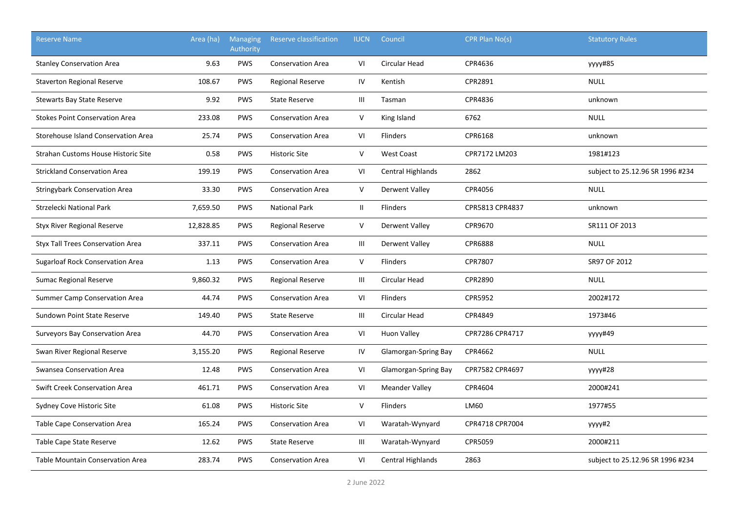| Reserve Name | Area (ha) | Managing Authority | Reserve classification | IUCN | Council | CPR Plan No(s) | Statutory Rules |
|---|---|---|---|---|---|---|---|
| Stanley Conservation Area | 9.63 | PWS | Conservation Area | VI | Circular Head | CPR4636 | yyyy#85 |
| Staverton Regional Reserve | 108.67 | PWS | Regional Reserve | IV | Kentish | CPR2891 | NULL |
| Stewarts Bay State Reserve | 9.92 | PWS | State Reserve | III | Tasman | CPR4836 | unknown |
| Stokes Point Conservation Area | 233.08 | PWS | Conservation Area | V | King Island | 6762 | NULL |
| Storehouse Island Conservation Area | 25.74 | PWS | Conservation Area | VI | Flinders | CPR6168 | unknown |
| Strahan Customs House Historic Site | 0.58 | PWS | Historic Site | V | West Coast | CPR7172 LM203 | 1981#123 |
| Strickland Conservation Area | 199.19 | PWS | Conservation Area | VI | Central Highlands | 2862 | subject to 25.12.96 SR 1996 #234 |
| Stringybark Conservation Area | 33.30 | PWS | Conservation Area | V | Derwent Valley | CPR4056 | NULL |
| Strzelecki National Park | 7,659.50 | PWS | National Park | II | Flinders | CPR5813 CPR4837 | unknown |
| Styx River Regional Reserve | 12,828.85 | PWS | Regional Reserve | V | Derwent Valley | CPR9670 | SR111 OF 2013 |
| Styx Tall Trees Conservation Area | 337.11 | PWS | Conservation Area | III | Derwent Valley | CPR6888 | NULL |
| Sugarloaf Rock Conservation Area | 1.13 | PWS | Conservation Area | V | Flinders | CPR7807 | SR97 OF 2012 |
| Sumac Regional Reserve | 9,860.32 | PWS | Regional Reserve | III | Circular Head | CPR2890 | NULL |
| Summer Camp Conservation Area | 44.74 | PWS | Conservation Area | VI | Flinders | CPR5952 | 2002#172 |
| Sundown Point State Reserve | 149.40 | PWS | State Reserve | III | Circular Head | CPR4849 | 1973#46 |
| Surveyors Bay Conservation Area | 44.70 | PWS | Conservation Area | VI | Huon Valley | CPR7286 CPR4717 | yyyy#49 |
| Swan River Regional Reserve | 3,155.20 | PWS | Regional Reserve | IV | Glamorgan-Spring Bay | CPR4662 | NULL |
| Swansea Conservation Area | 12.48 | PWS | Conservation Area | VI | Glamorgan-Spring Bay | CPR7582 CPR4697 | yyyy#28 |
| Swift Creek Conservation Area | 461.71 | PWS | Conservation Area | VI | Meander Valley | CPR4604 | 2000#241 |
| Sydney Cove Historic Site | 61.08 | PWS | Historic Site | V | Flinders | LM60 | 1977#55 |
| Table Cape Conservation Area | 165.24 | PWS | Conservation Area | VI | Waratah-Wynyard | CPR4718 CPR7004 | yyyy#2 |
| Table Cape State Reserve | 12.62 | PWS | State Reserve | III | Waratah-Wynyard | CPR5059 | 2000#211 |
| Table Mountain Conservation Area | 283.74 | PWS | Conservation Area | VI | Central Highlands | 2863 | subject to 25.12.96 SR 1996 #234 |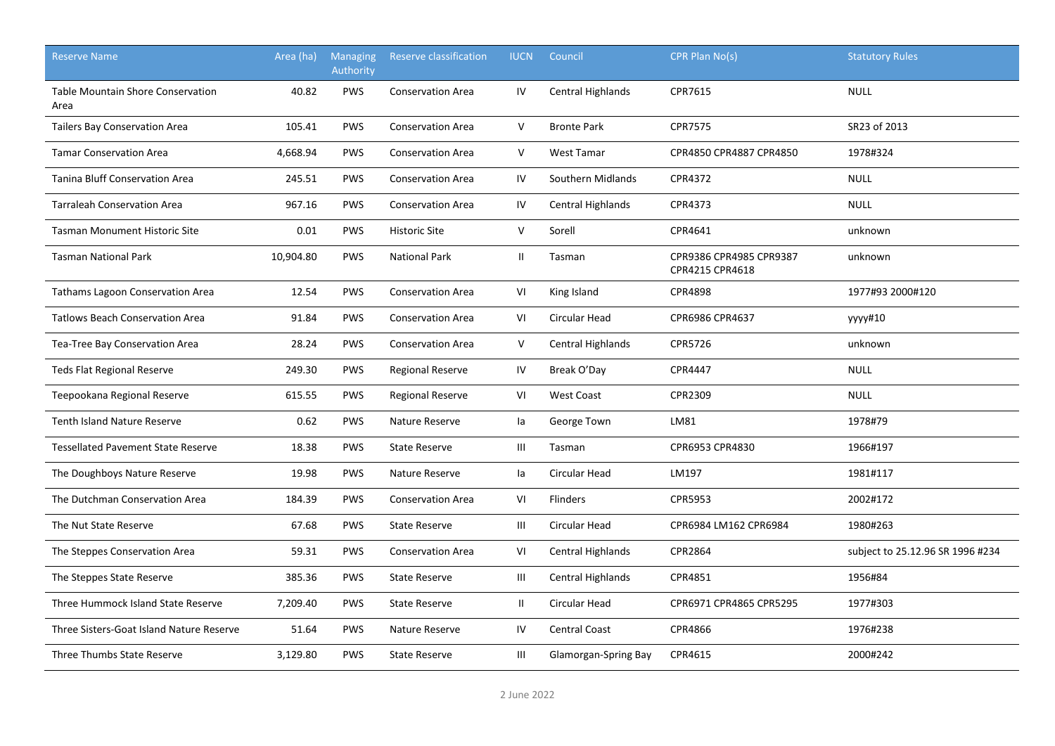| Reserve Name | Area (ha) | Managing Authority | Reserve classification | IUCN | Council | CPR Plan No(s) | Statutory Rules |
|---|---|---|---|---|---|---|---|
| Table Mountain Shore Conservation Area | 40.82 | PWS | Conservation Area | IV | Central Highlands | CPR7615 | NULL |
| Tailers Bay Conservation Area | 105.41 | PWS | Conservation Area | V | Bronte Park | CPR7575 | SR23 of 2013 |
| Tamar Conservation Area | 4,668.94 | PWS | Conservation Area | V | West Tamar | CPR4850 CPR4887 CPR4850 | 1978#324 |
| Tanina Bluff Conservation Area | 245.51 | PWS | Conservation Area | IV | Southern Midlands | CPR4372 | NULL |
| Tarraleah Conservation Area | 967.16 | PWS | Conservation Area | IV | Central Highlands | CPR4373 | NULL |
| Tasman Monument Historic Site | 0.01 | PWS | Historic Site | V | Sorell | CPR4641 | unknown |
| Tasman National Park | 10,904.80 | PWS | National Park | II | Tasman | CPR9386 CPR4985 CPR9387 CPR4215 CPR4618 | unknown |
| Tathams Lagoon Conservation Area | 12.54 | PWS | Conservation Area | VI | King Island | CPR4898 | 1977#93 2000#120 |
| Tatlows Beach Conservation Area | 91.84 | PWS | Conservation Area | VI | Circular Head | CPR6986 CPR4637 | yyyy#10 |
| Tea-Tree Bay Conservation Area | 28.24 | PWS | Conservation Area | V | Central Highlands | CPR5726 | unknown |
| Teds Flat Regional Reserve | 249.30 | PWS | Regional Reserve | IV | Break O'Day | CPR4447 | NULL |
| Teepookana Regional Reserve | 615.55 | PWS | Regional Reserve | VI | West Coast | CPR2309 | NULL |
| Tenth Island Nature Reserve | 0.62 | PWS | Nature Reserve | Ia | George Town | LM81 | 1978#79 |
| Tessellated Pavement State Reserve | 18.38 | PWS | State Reserve | III | Tasman | CPR6953 CPR4830 | 1966#197 |
| The Doughboys Nature Reserve | 19.98 | PWS | Nature Reserve | Ia | Circular Head | LM197 | 1981#117 |
| The Dutchman Conservation Area | 184.39 | PWS | Conservation Area | VI | Flinders | CPR5953 | 2002#172 |
| The Nut State Reserve | 67.68 | PWS | State Reserve | III | Circular Head | CPR6984 LM162 CPR6984 | 1980#263 |
| The Steppes Conservation Area | 59.31 | PWS | Conservation Area | VI | Central Highlands | CPR2864 | subject to 25.12.96 SR 1996 #234 |
| The Steppes State Reserve | 385.36 | PWS | State Reserve | III | Central Highlands | CPR4851 | 1956#84 |
| Three Hummock Island State Reserve | 7,209.40 | PWS | State Reserve | II | Circular Head | CPR6971 CPR4865 CPR5295 | 1977#303 |
| Three Sisters-Goat Island Nature Reserve | 51.64 | PWS | Nature Reserve | IV | Central Coast | CPR4866 | 1976#238 |
| Three Thumbs State Reserve | 3,129.80 | PWS | State Reserve | III | Glamorgan-Spring Bay | CPR4615 | 2000#242 |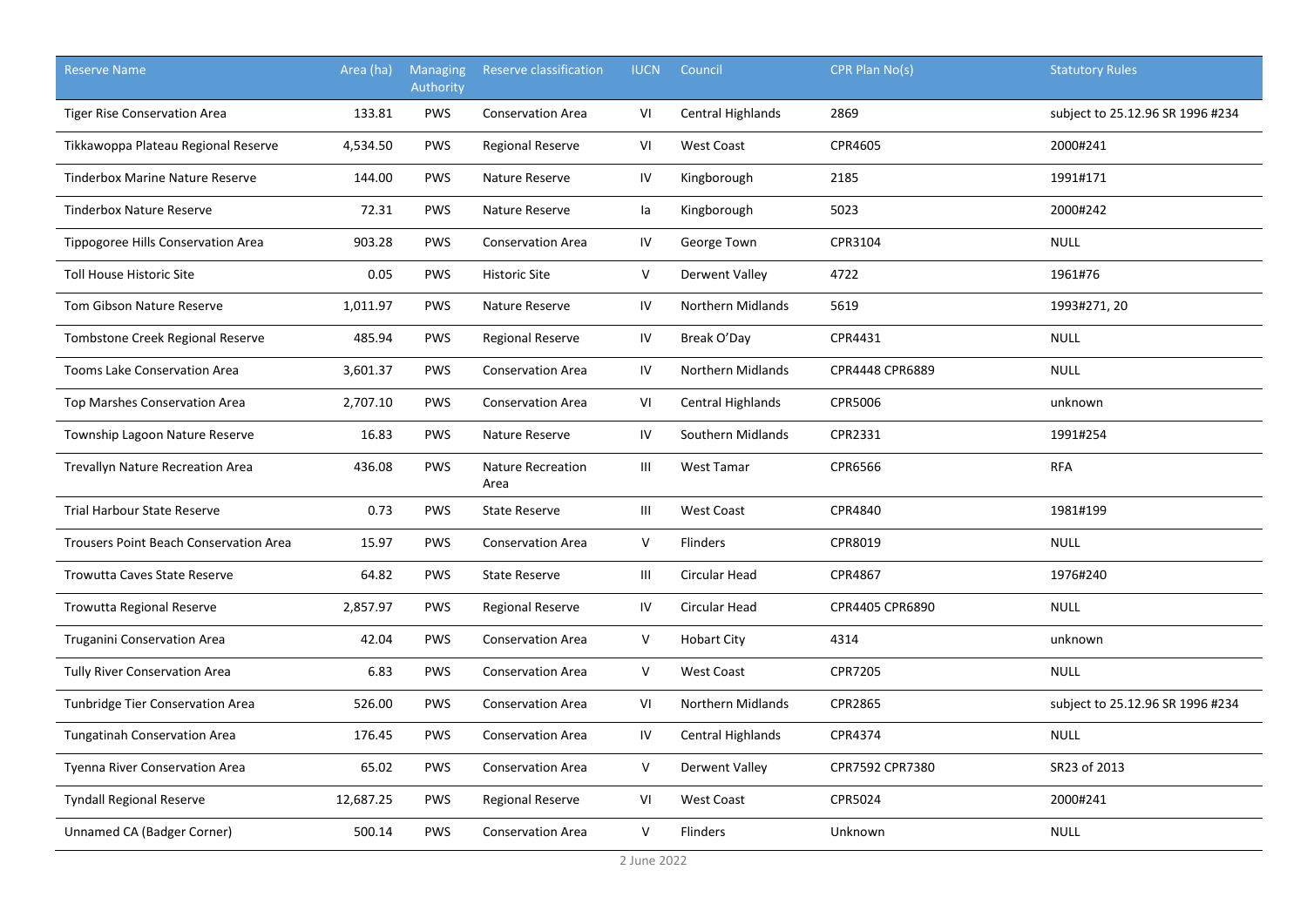| Reserve Name | Area (ha) | Managing Authority | Reserve classification | IUCN | Council | CPR Plan No(s) | Statutory Rules |
|---|---|---|---|---|---|---|---|
| Tiger Rise Conservation Area | 133.81 | PWS | Conservation Area | VI | Central Highlands | 2869 | subject to 25.12.96 SR 1996 #234 |
| Tikkawoppa Plateau Regional Reserve | 4,534.50 | PWS | Regional Reserve | VI | West Coast | CPR4605 | 2000#241 |
| Tinderbox Marine Nature Reserve | 144.00 | PWS | Nature Reserve | IV | Kingborough | 2185 | 1991#171 |
| Tinderbox Nature Reserve | 72.31 | PWS | Nature Reserve | Ia | Kingborough | 5023 | 2000#242 |
| Tippogoree Hills Conservation Area | 903.28 | PWS | Conservation Area | IV | George Town | CPR3104 | NULL |
| Toll House Historic Site | 0.05 | PWS | Historic Site | V | Derwent Valley | 4722 | 1961#76 |
| Tom Gibson Nature Reserve | 1,011.97 | PWS | Nature Reserve | IV | Northern Midlands | 5619 | 1993#271, 20 |
| Tombstone Creek Regional Reserve | 485.94 | PWS | Regional Reserve | IV | Break O'Day | CPR4431 | NULL |
| Tooms Lake Conservation Area | 3,601.37 | PWS | Conservation Area | IV | Northern Midlands | CPR4448 CPR6889 | NULL |
| Top Marshes Conservation Area | 2,707.10 | PWS | Conservation Area | VI | Central Highlands | CPR5006 | unknown |
| Township Lagoon Nature Reserve | 16.83 | PWS | Nature Reserve | IV | Southern Midlands | CPR2331 | 1991#254 |
| Trevallyn Nature Recreation Area | 436.08 | PWS | Nature Recreation Area | III | West Tamar | CPR6566 | RFA |
| Trial Harbour State Reserve | 0.73 | PWS | State Reserve | III | West Coast | CPR4840 | 1981#199 |
| Trousers Point Beach Conservation Area | 15.97 | PWS | Conservation Area | V | Flinders | CPR8019 | NULL |
| Trowutta Caves State Reserve | 64.82 | PWS | State Reserve | III | Circular Head | CPR4867 | 1976#240 |
| Trowutta Regional Reserve | 2,857.97 | PWS | Regional Reserve | IV | Circular Head | CPR4405 CPR6890 | NULL |
| Truganini Conservation Area | 42.04 | PWS | Conservation Area | V | Hobart City | 4314 | unknown |
| Tully River Conservation Area | 6.83 | PWS | Conservation Area | V | West Coast | CPR7205 | NULL |
| Tunbridge Tier Conservation Area | 526.00 | PWS | Conservation Area | VI | Northern Midlands | CPR2865 | subject to 25.12.96 SR 1996 #234 |
| Tungatinah Conservation Area | 176.45 | PWS | Conservation Area | IV | Central Highlands | CPR4374 | NULL |
| Tyenna River Conservation Area | 65.02 | PWS | Conservation Area | V | Derwent Valley | CPR7592 CPR7380 | SR23 of 2013 |
| Tyndall Regional Reserve | 12,687.25 | PWS | Regional Reserve | VI | West Coast | CPR5024 | 2000#241 |
| Unnamed CA (Badger Corner) | 500.14 | PWS | Conservation Area | V | Flinders | Unknown | NULL |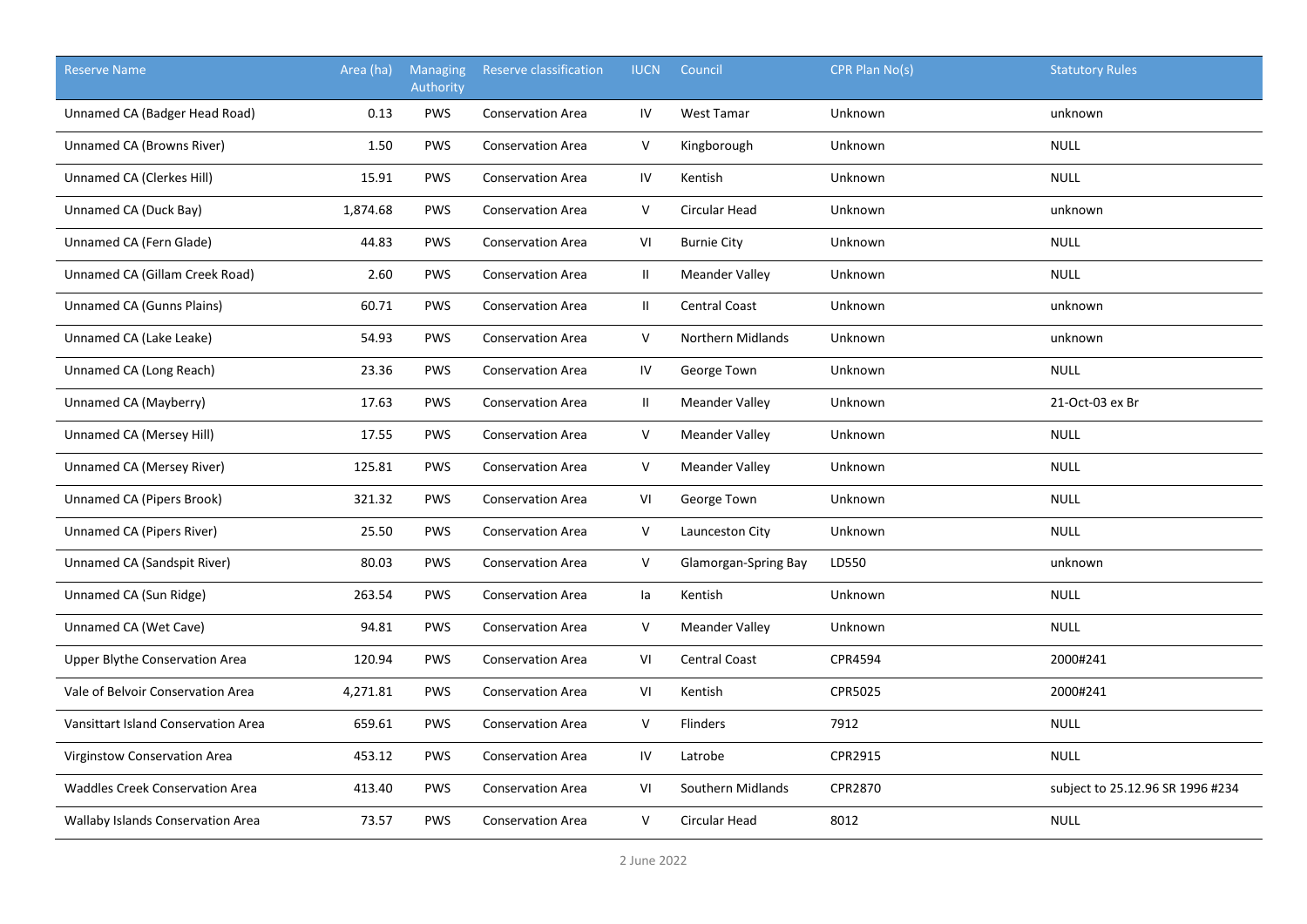| Reserve Name | Area (ha) | Managing Authority | Reserve classification | IUCN | Council | CPR Plan No(s) | Statutory Rules |
|---|---|---|---|---|---|---|---|
| Unnamed CA (Badger Head Road) | 0.13 | PWS | Conservation Area | IV | West Tamar | Unknown | unknown |
| Unnamed CA (Browns River) | 1.50 | PWS | Conservation Area | V | Kingborough | Unknown | NULL |
| Unnamed CA (Clerkes Hill) | 15.91 | PWS | Conservation Area | IV | Kentish | Unknown | NULL |
| Unnamed CA (Duck Bay) | 1,874.68 | PWS | Conservation Area | V | Circular Head | Unknown | unknown |
| Unnamed CA (Fern Glade) | 44.83 | PWS | Conservation Area | VI | Burnie City | Unknown | NULL |
| Unnamed CA (Gillam Creek Road) | 2.60 | PWS | Conservation Area | II | Meander Valley | Unknown | NULL |
| Unnamed CA (Gunns Plains) | 60.71 | PWS | Conservation Area | II | Central Coast | Unknown | unknown |
| Unnamed CA (Lake Leake) | 54.93 | PWS | Conservation Area | V | Northern Midlands | Unknown | unknown |
| Unnamed CA (Long Reach) | 23.36 | PWS | Conservation Area | IV | George Town | Unknown | NULL |
| Unnamed CA (Mayberry) | 17.63 | PWS | Conservation Area | II | Meander Valley | Unknown | 21-Oct-03 ex Br |
| Unnamed CA (Mersey Hill) | 17.55 | PWS | Conservation Area | V | Meander Valley | Unknown | NULL |
| Unnamed CA (Mersey River) | 125.81 | PWS | Conservation Area | V | Meander Valley | Unknown | NULL |
| Unnamed CA (Pipers Brook) | 321.32 | PWS | Conservation Area | VI | George Town | Unknown | NULL |
| Unnamed CA (Pipers River) | 25.50 | PWS | Conservation Area | V | Launceston City | Unknown | NULL |
| Unnamed CA (Sandspit River) | 80.03 | PWS | Conservation Area | V | Glamorgan-Spring Bay | LD550 | unknown |
| Unnamed CA (Sun Ridge) | 263.54 | PWS | Conservation Area | Ia | Kentish | Unknown | NULL |
| Unnamed CA (Wet Cave) | 94.81 | PWS | Conservation Area | V | Meander Valley | Unknown | NULL |
| Upper Blythe Conservation Area | 120.94 | PWS | Conservation Area | VI | Central Coast | CPR4594 | 2000#241 |
| Vale of Belvoir Conservation Area | 4,271.81 | PWS | Conservation Area | VI | Kentish | CPR5025 | 2000#241 |
| Vansittart Island Conservation Area | 659.61 | PWS | Conservation Area | V | Flinders | 7912 | NULL |
| Virginstow Conservation Area | 453.12 | PWS | Conservation Area | IV | Latrobe | CPR2915 | NULL |
| Waddles Creek Conservation Area | 413.40 | PWS | Conservation Area | VI | Southern Midlands | CPR2870 | subject to 25.12.96 SR 1996 #234 |
| Wallaby Islands Conservation Area | 73.57 | PWS | Conservation Area | V | Circular Head | 8012 | NULL |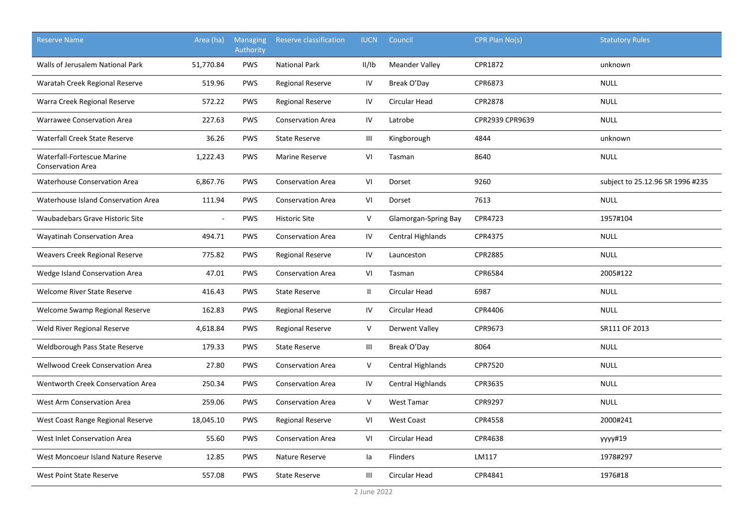| Reserve Name | Area (ha) | Managing Authority | Reserve classification | IUCN | Council | CPR Plan No(s) | Statutory Rules |
|---|---|---|---|---|---|---|---|
| Walls of Jerusalem National Park | 51,770.84 | PWS | National Park | II/Ib | Meander Valley | CPR1872 | unknown |
| Waratah Creek Regional Reserve | 519.96 | PWS | Regional Reserve | IV | Break O'Day | CPR6873 | NULL |
| Warra Creek Regional Reserve | 572.22 | PWS | Regional Reserve | IV | Circular Head | CPR2878 | NULL |
| Warrawee Conservation Area | 227.63 | PWS | Conservation Area | IV | Latrobe | CPR2939 CPR9639 | NULL |
| Waterfall Creek State Reserve | 36.26 | PWS | State Reserve | III | Kingborough | 4844 | unknown |
| Waterfall-Fortescue Marine Conservation Area | 1,222.43 | PWS | Marine Reserve | VI | Tasman | 8640 | NULL |
| Waterhouse Conservation Area | 6,867.76 | PWS | Conservation Area | VI | Dorset | 9260 | subject to 25.12.96 SR 1996 #235 |
| Waterhouse Island Conservation Area | 111.94 | PWS | Conservation Area | VI | Dorset | 7613 | NULL |
| Waubadebars Grave Historic Site | - | PWS | Historic Site | V | Glamorgan-Spring Bay | CPR4723 | 1957#104 |
| Wayatinah Conservation Area | 494.71 | PWS | Conservation Area | IV | Central Highlands | CPR4375 | NULL |
| Weavers Creek Regional Reserve | 775.82 | PWS | Regional Reserve | IV | Launceston | CPR2885 | NULL |
| Wedge Island Conservation Area | 47.01 | PWS | Conservation Area | VI | Tasman | CPR6584 | 2005#122 |
| Welcome River State Reserve | 416.43 | PWS | State Reserve | II | Circular Head | 6987 | NULL |
| Welcome Swamp Regional Reserve | 162.83 | PWS | Regional Reserve | IV | Circular Head | CPR4406 | NULL |
| Weld River Regional Reserve | 4,618.84 | PWS | Regional Reserve | V | Derwent Valley | CPR9673 | SR111 OF 2013 |
| Weldborough Pass State Reserve | 179.33 | PWS | State Reserve | III | Break O'Day | 8064 | NULL |
| Wellwood Creek Conservation Area | 27.80 | PWS | Conservation Area | V | Central Highlands | CPR7520 | NULL |
| Wentworth Creek Conservation Area | 250.34 | PWS | Conservation Area | IV | Central Highlands | CPR3635 | NULL |
| West Arm Conservation Area | 259.06 | PWS | Conservation Area | V | West Tamar | CPR9297 | NULL |
| West Coast Range Regional Reserve | 18,045.10 | PWS | Regional Reserve | VI | West Coast | CPR4558 | 2000#241 |
| West Inlet Conservation Area | 55.60 | PWS | Conservation Area | VI | Circular Head | CPR4638 | yyyy#19 |
| West Moncoeur Island Nature Reserve | 12.85 | PWS | Nature Reserve | Ia | Flinders | LM117 | 1978#297 |
| West Point State Reserve | 557.08 | PWS | State Reserve | III | Circular Head | CPR4841 | 1976#18 |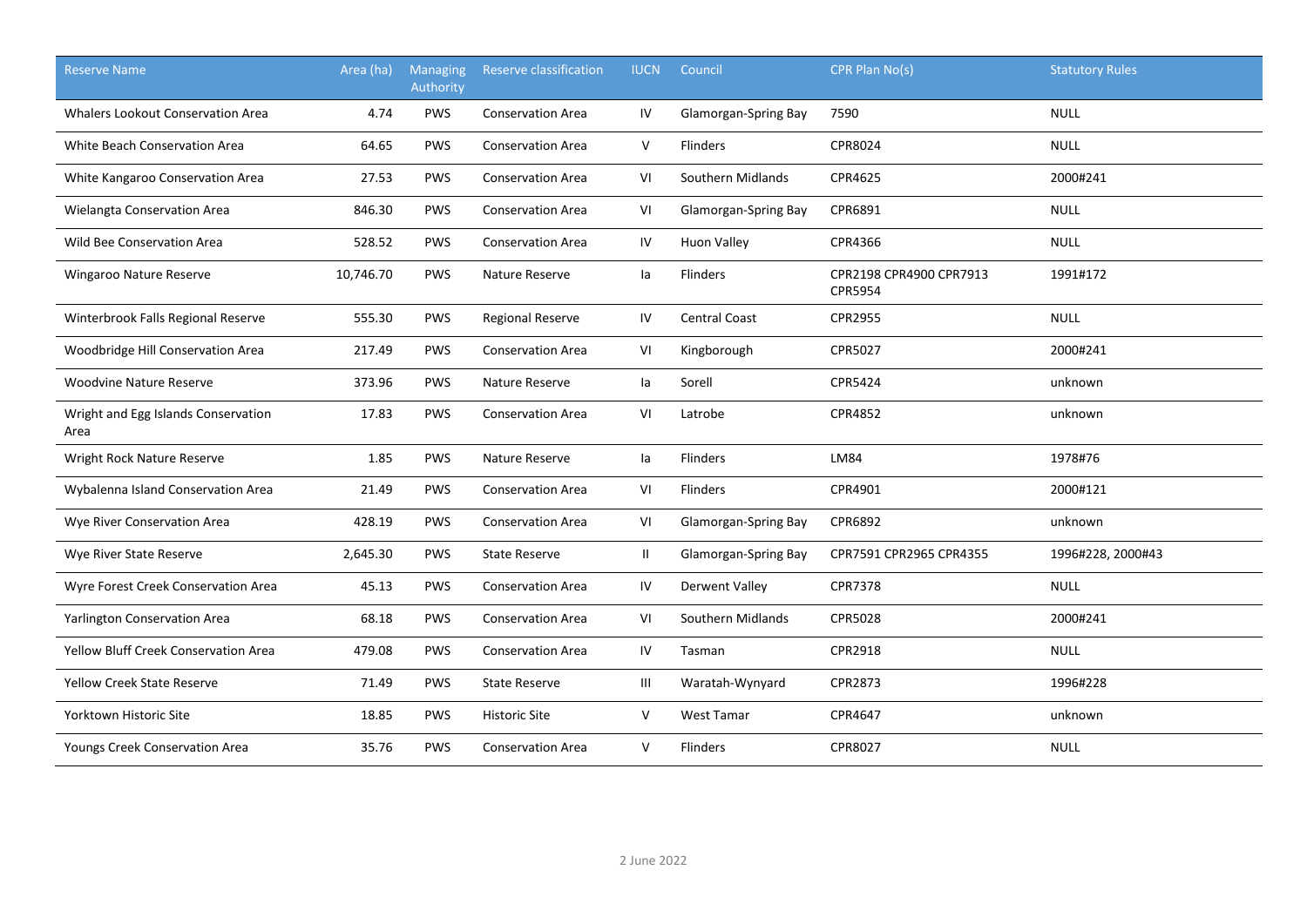| Reserve Name | Area (ha) | Managing Authority | Reserve classification | IUCN | Council | CPR Plan No(s) | Statutory Rules |
|---|---|---|---|---|---|---|---|
| Whalers Lookout Conservation Area | 4.74 | PWS | Conservation Area | IV | Glamorgan-Spring Bay | 7590 | NULL |
| White Beach Conservation Area | 64.65 | PWS | Conservation Area | V | Flinders | CPR8024 | NULL |
| White Kangaroo Conservation Area | 27.53 | PWS | Conservation Area | VI | Southern Midlands | CPR4625 | 2000#241 |
| Wielangta Conservation Area | 846.30 | PWS | Conservation Area | VI | Glamorgan-Spring Bay | CPR6891 | NULL |
| Wild Bee Conservation Area | 528.52 | PWS | Conservation Area | IV | Huon Valley | CPR4366 | NULL |
| Wingaroo Nature Reserve | 10,746.70 | PWS | Nature Reserve | Ia | Flinders | CPR2198 CPR4900 CPR7913 CPR5954 | 1991#172 |
| Winterbrook Falls Regional Reserve | 555.30 | PWS | Regional Reserve | IV | Central Coast | CPR2955 | NULL |
| Woodbridge Hill Conservation Area | 217.49 | PWS | Conservation Area | VI | Kingborough | CPR5027 | 2000#241 |
| Woodvine Nature Reserve | 373.96 | PWS | Nature Reserve | Ia | Sorell | CPR5424 | unknown |
| Wright and Egg Islands Conservation Area | 17.83 | PWS | Conservation Area | VI | Latrobe | CPR4852 | unknown |
| Wright Rock Nature Reserve | 1.85 | PWS | Nature Reserve | Ia | Flinders | LM84 | 1978#76 |
| Wybalenna Island Conservation Area | 21.49 | PWS | Conservation Area | VI | Flinders | CPR4901 | 2000#121 |
| Wye River Conservation Area | 428.19 | PWS | Conservation Area | VI | Glamorgan-Spring Bay | CPR6892 | unknown |
| Wye River State Reserve | 2,645.30 | PWS | State Reserve | II | Glamorgan-Spring Bay | CPR7591 CPR2965 CPR4355 | 1996#228, 2000#43 |
| Wyre Forest Creek Conservation Area | 45.13 | PWS | Conservation Area | IV | Derwent Valley | CPR7378 | NULL |
| Yarlington Conservation Area | 68.18 | PWS | Conservation Area | VI | Southern Midlands | CPR5028 | 2000#241 |
| Yellow Bluff Creek Conservation Area | 479.08 | PWS | Conservation Area | IV | Tasman | CPR2918 | NULL |
| Yellow Creek State Reserve | 71.49 | PWS | State Reserve | III | Waratah-Wynyard | CPR2873 | 1996#228 |
| Yorktown Historic Site | 18.85 | PWS | Historic Site | V | West Tamar | CPR4647 | unknown |
| Youngs Creek Conservation Area | 35.76 | PWS | Conservation Area | V | Flinders | CPR8027 | NULL |

2 June 2022